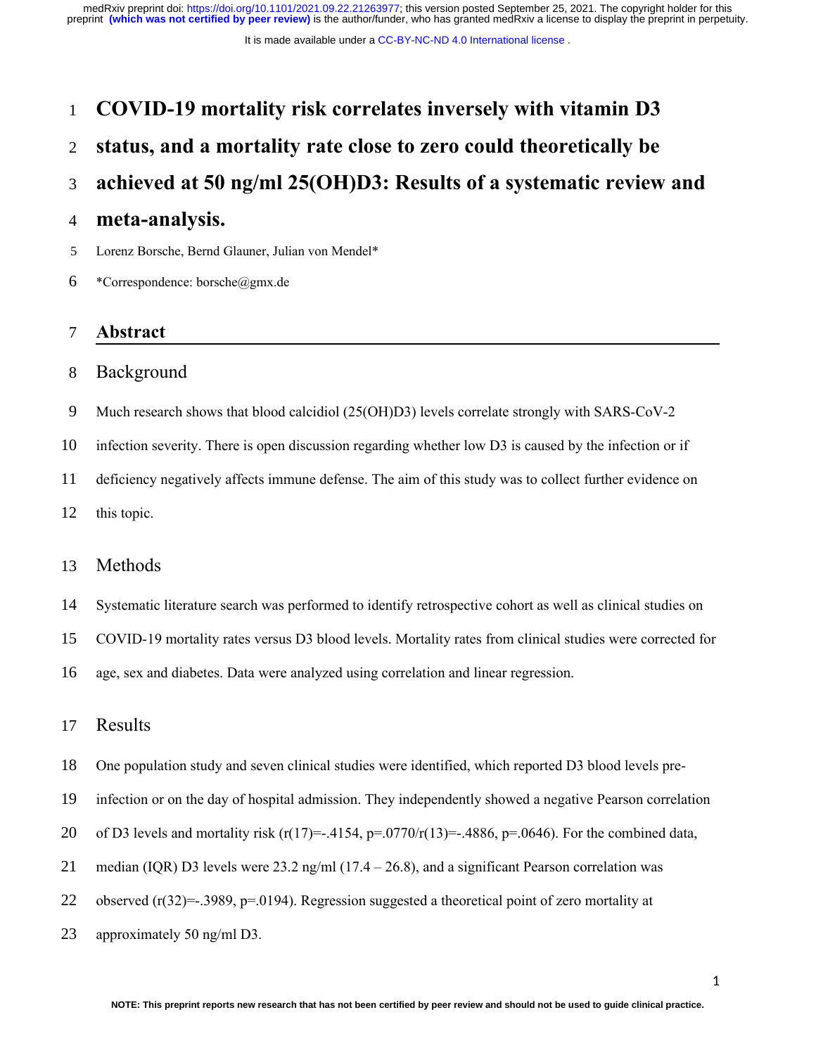# COVID-19 mortality risk correlates inversely with vitamin D3 status, and a mortality rate close to zero could theoretically be achieved at 50 ng/ml 25(OH)D3: Results of a systematic review and meta-analysis.

Lorenz Borsche, Bernd Glauner, Julian von Mendel*

*Correspondence: borsche@gmx.de

## Abstract

### Background

Much research shows that blood calcidiol (25(OH)D3) levels correlate strongly with SARS-CoV-2 infection severity. There is open discussion regarding whether low D3 is caused by the infection or if deficiency negatively affects immune defense. The aim of this study was to collect further evidence on this topic.

### Methods

Systematic literature search was performed to identify retrospective cohort as well as clinical studies on COVID-19 mortality rates versus D3 blood levels. Mortality rates from clinical studies were corrected for age, sex and diabetes. Data were analyzed using correlation and linear regression.

### Results

One population study and seven clinical studies were identified, which reported D3 blood levels pre-infection or on the day of hospital admission. They independently showed a negative Pearson correlation of D3 levels and mortality risk ($r(17)=-.4154$, $p=.0770$/$r(13)=-.4886$, $p=.0646$). For the combined data, median (IQR) D3 levels were 23.2 ng/ml (17.4 – 26.8), and a significant Pearson correlation was observed ($r(32)=-.3989$, $p=.0194$). Regression suggested a theoretical point of zero mortality at approximately 50 ng/ml D3.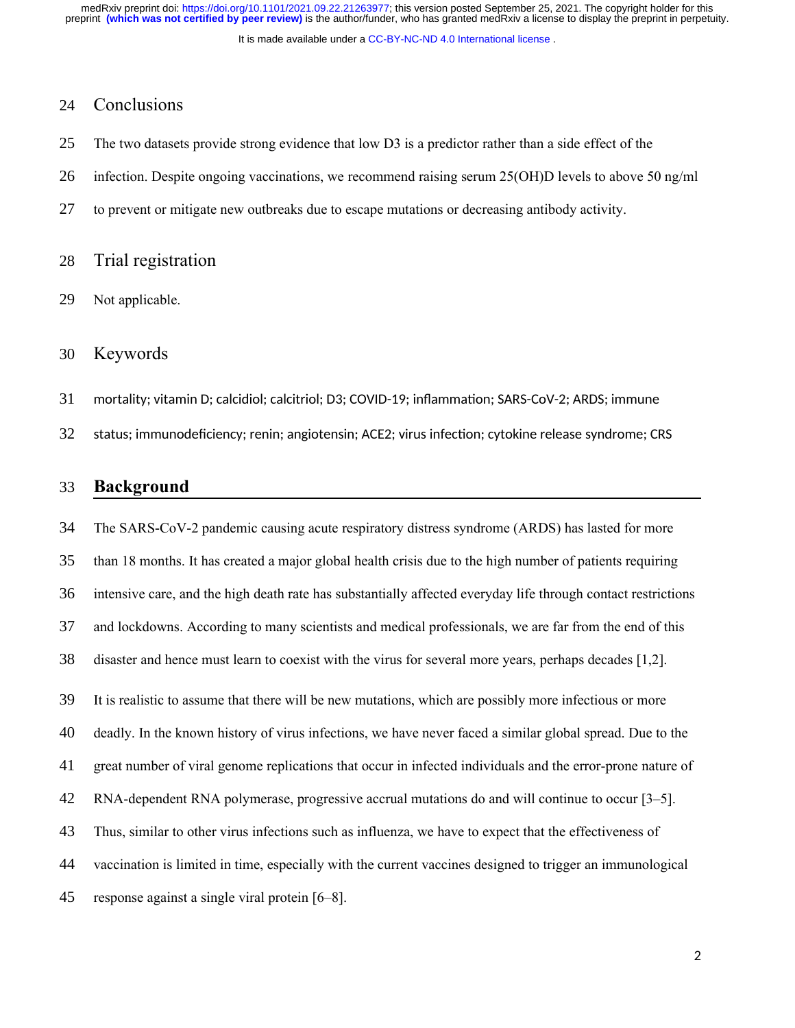## Conclusions

The two datasets provide strong evidence that low D3 is a predictor rather than a side effect of the infection. Despite ongoing vaccinations, we recommend raising serum 25(OH)D levels to above 50 ng/ml to prevent or mitigate new outbreaks due to escape mutations or decreasing antibody activity.

## Trial registration

Not applicable.

## Keywords

mortality; vitamin D; calcidiol; calcitriol; D3; COVID-19; inflammation; SARS-CoV-2; ARDS; immune status; immunodeficiency; renin; angiotensin; ACE2; virus infection; cytokine release syndrome; CRS

# Background

The SARS-CoV-2 pandemic causing acute respiratory distress syndrome (ARDS) has lasted for more than 18 months. It has created a major global health crisis due to the high number of patients requiring intensive care, and the high death rate has substantially affected everyday life through contact restrictions and lockdowns. According to many scientists and medical professionals, we are far from the end of this disaster and hence must learn to coexist with the virus for several more years, perhaps decades [1,2].

It is realistic to assume that there will be new mutations, which are possibly more infectious or more deadly. In the known history of virus infections, we have never faced a similar global spread. Due to the great number of viral genome replications that occur in infected individuals and the error-prone nature of RNA-dependent RNA polymerase, progressive accrual mutations do and will continue to occur [3–5]. Thus, similar to other virus infections such as influenza, we have to expect that the effectiveness of vaccination is limited in time, especially with the current vaccines designed to trigger an immunological response against a single viral protein [6–8].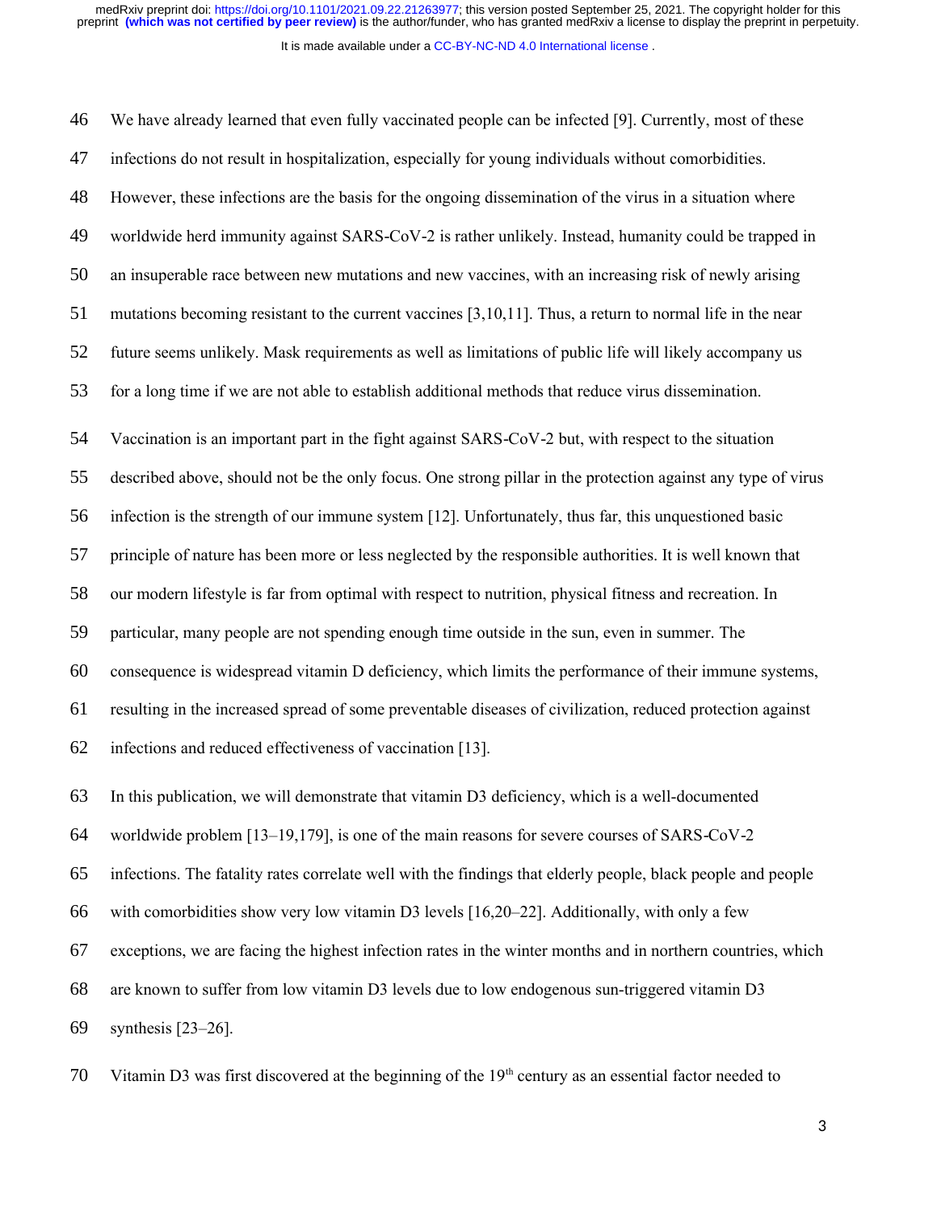We have already learned that even fully vaccinated people can be infected [9]. Currently, most of these infections do not result in hospitalization, especially for young individuals without comorbidities. However, these infections are the basis for the ongoing dissemination of the virus in a situation where worldwide herd immunity against SARS-CoV-2 is rather unlikely. Instead, humanity could be trapped in an insuperable race between new mutations and new vaccines, with an increasing risk of newly arising mutations becoming resistant to the current vaccines [3,10,11]. Thus, a return to normal life in the near future seems unlikely. Mask requirements as well as limitations of public life will likely accompany us for a long time if we are not able to establish additional methods that reduce virus dissemination.

Vaccination is an important part in the fight against SARS-CoV-2 but, with respect to the situation described above, should not be the only focus. One strong pillar in the protection against any type of virus infection is the strength of our immune system [12]. Unfortunately, thus far, this unquestioned basic principle of nature has been more or less neglected by the responsible authorities. It is well known that our modern lifestyle is far from optimal with respect to nutrition, physical fitness and recreation. In particular, many people are not spending enough time outside in the sun, even in summer. The consequence is widespread vitamin D deficiency, which limits the performance of their immune systems, resulting in the increased spread of some preventable diseases of civilization, reduced protection against infections and reduced effectiveness of vaccination [13].

In this publication, we will demonstrate that vitamin D3 deficiency, which is a well-documented worldwide problem [13–19,179], is one of the main reasons for severe courses of SARS-CoV-2 infections. The fatality rates correlate well with the findings that elderly people, black people and people with comorbidities show very low vitamin D3 levels [16,20–22]. Additionally, with only a few exceptions, we are facing the highest infection rates in the winter months and in northern countries, which are known to suffer from low vitamin D3 levels due to low endogenous sun-triggered vitamin D3 synthesis [23–26].

Vitamin D3 was first discovered at the beginning of the 19th century as an essential factor needed to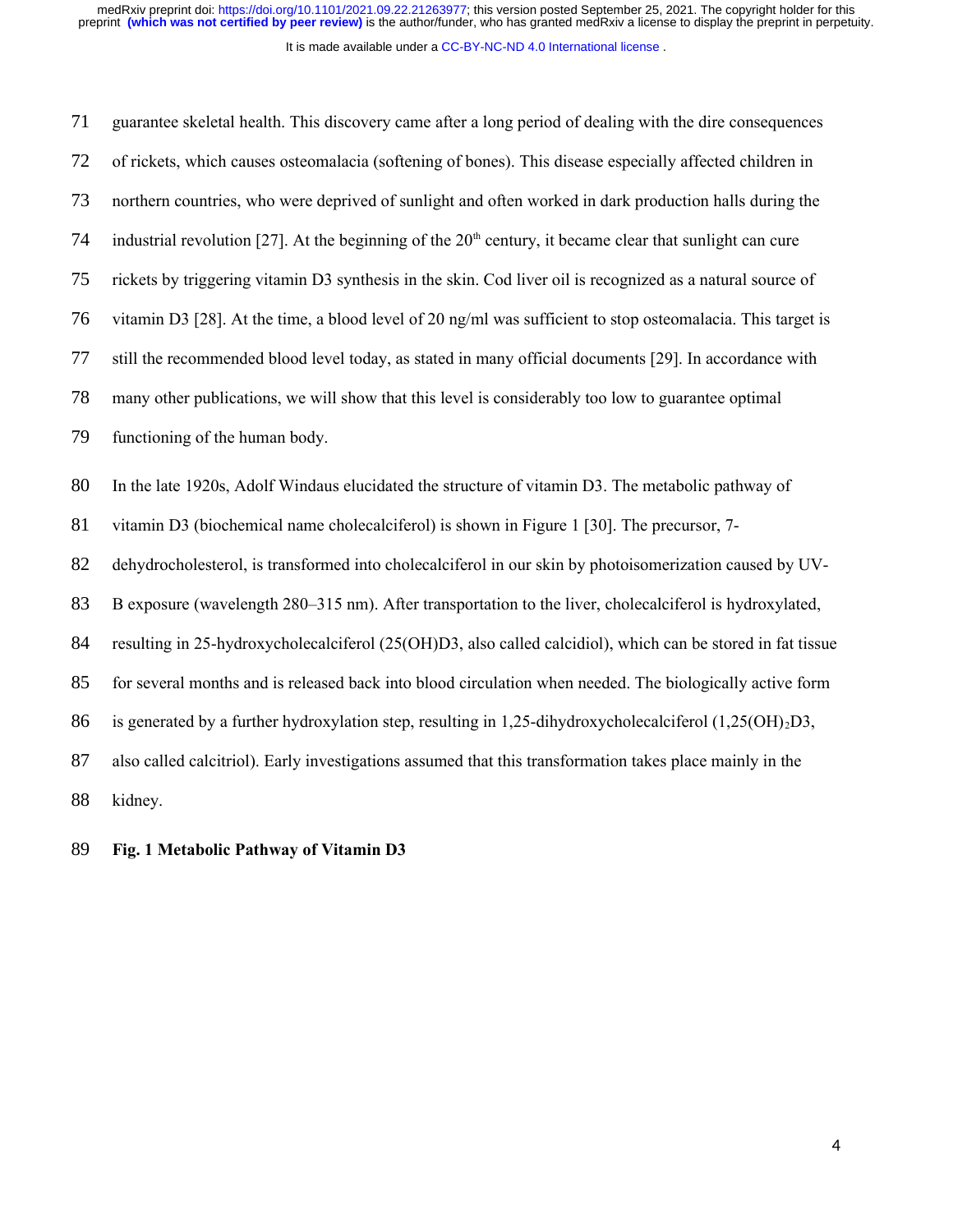guarantee skeletal health. This discovery came after a long period of dealing with the dire consequences of rickets, which causes osteomalacia (softening of bones). This disease especially affected children in northern countries, who were deprived of sunlight and often worked in dark production halls during the industrial revolution [27]. At the beginning of the 20th century, it became clear that sunlight can cure rickets by triggering vitamin D3 synthesis in the skin. Cod liver oil is recognized as a natural source of vitamin D3 [28]. At the time, a blood level of 20 ng/ml was sufficient to stop osteomalacia. This target is still the recommended blood level today, as stated in many official documents [29]. In accordance with many other publications, we will show that this level is considerably too low to guarantee optimal functioning of the human body.

In the late 1920s, Adolf Windaus elucidated the structure of vitamin D3. The metabolic pathway of vitamin D3 (biochemical name cholecalciferol) is shown in Figure 1 [30]. The precursor, 7-dehydrocholesterol, is transformed into cholecalciferol in our skin by photoisomerization caused by UV-B exposure (wavelength 280–315 nm). After transportation to the liver, cholecalciferol is hydroxylated, resulting in 25-hydroxycholecalciferol (25(OH)D3, also called calcidiol), which can be stored in fat tissue for several months and is released back into blood circulation when needed. The biologically active form is generated by a further hydroxylation step, resulting in 1,25-dihydroxycholecalciferol ($1,25(OH)_2D3$, also called calcitriol). Early investigations assumed that this transformation takes place mainly in the kidney.

**Fig. 1 Metabolic Pathway of Vitamin D3**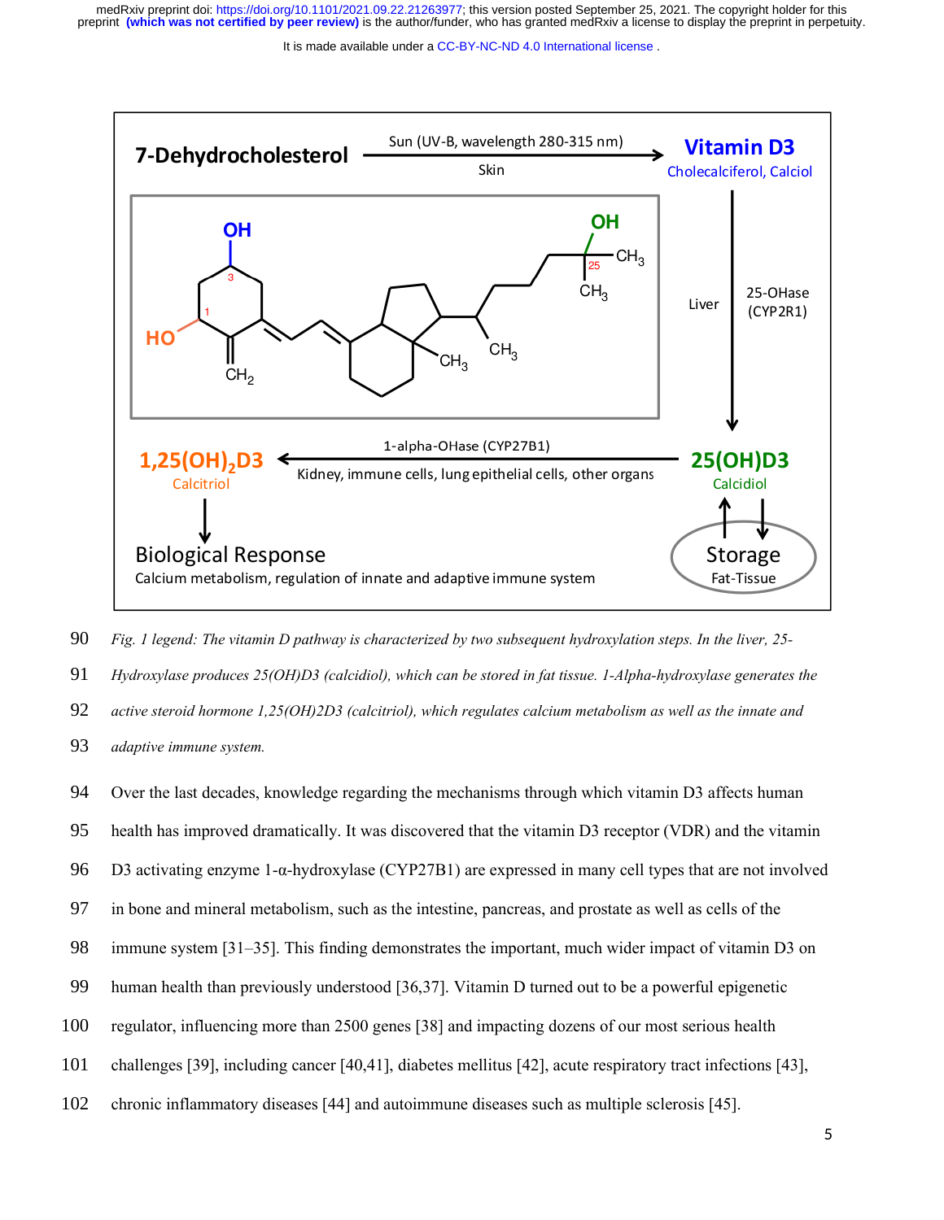*Fig. 1 legend: The vitamin D pathway is characterized by two subsequent hydroxylation steps. In the liver, 25-Hydroxylase produces 25(OH)D3 (calcidiol), which can be stored in fat tissue. 1-Alpha-hydroxylase generates the active steroid hormone 1,25(OH)2D3 (calcitriol), which regulates calcium metabolism as well as the innate and adaptive immune system.*

Over the last decades, knowledge regarding the mechanisms through which vitamin D3 affects human health has improved dramatically. It was discovered that the vitamin D3 receptor (VDR) and the vitamin D3 activating enzyme 1-α-hydroxylase (CYP27B1) are expressed in many cell types that are not involved in bone and mineral metabolism, such as the intestine, pancreas, and prostate as well as cells of the immune system [31–35]. This finding demonstrates the important, much wider impact of vitamin D3 on human health than previously understood [36,37]. Vitamin D turned out to be a powerful epigenetic regulator, influencing more than 2500 genes [38] and impacting dozens of our most serious health challenges [39], including cancer [40,41], diabetes mellitus [42], acute respiratory tract infections [43], chronic inflammatory diseases [44] and autoimmune diseases such as multiple sclerosis [45].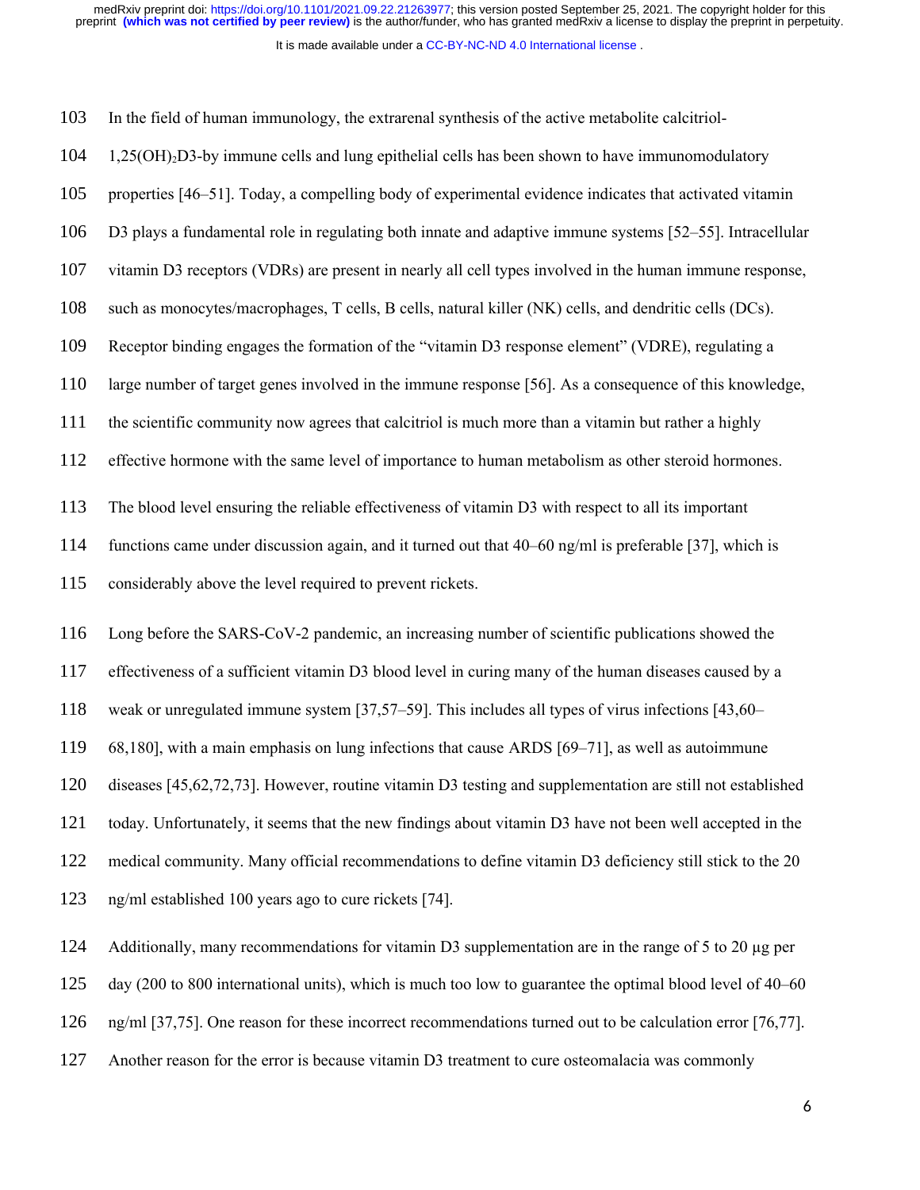In the field of human immunology, the extrarenal synthesis of the active metabolite calcitriol-1,25$(OH)_2$D3-by immune cells and lung epithelial cells has been shown to have immunomodulatory properties [46–51]. Today, a compelling body of experimental evidence indicates that activated vitamin D3 plays a fundamental role in regulating both innate and adaptive immune systems [52–55]. Intracellular vitamin D3 receptors (VDRs) are present in nearly all cell types involved in the human immune response, such as monocytes/macrophages, T cells, B cells, natural killer (NK) cells, and dendritic cells (DCs). Receptor binding engages the formation of the "vitamin D3 response element" (VDRE), regulating a large number of target genes involved in the immune response [56]. As a consequence of this knowledge, the scientific community now agrees that calcitriol is much more than a vitamin but rather a highly effective hormone with the same level of importance to human metabolism as other steroid hormones.

The blood level ensuring the reliable effectiveness of vitamin D3 with respect to all its important functions came under discussion again, and it turned out that 40–60 ng/ml is preferable [37], which is considerably above the level required to prevent rickets.

Long before the SARS-CoV-2 pandemic, an increasing number of scientific publications showed the effectiveness of a sufficient vitamin D3 blood level in curing many of the human diseases caused by a weak or unregulated immune system [37,57–59]. This includes all types of virus infections [43,60–68,180], with a main emphasis on lung infections that cause ARDS [69–71], as well as autoimmune diseases [45,62,72,73]. However, routine vitamin D3 testing and supplementation are still not established today. Unfortunately, it seems that the new findings about vitamin D3 have not been well accepted in the medical community. Many official recommendations to define vitamin D3 deficiency still stick to the 20 ng/ml established 100 years ago to cure rickets [74].

Additionally, many recommendations for vitamin D3 supplementation are in the range of 5 to 20 µg per day (200 to 800 international units), which is much too low to guarantee the optimal blood level of 40–60 ng/ml [37,75]. One reason for these incorrect recommendations turned out to be calculation error [76,77]. Another reason for the error is because vitamin D3 treatment to cure osteomalacia was commonly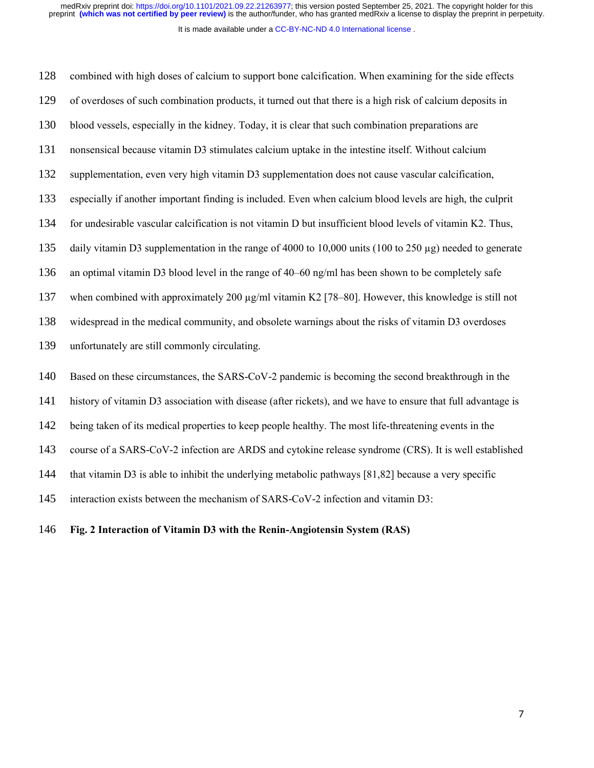combined with high doses of calcium to support bone calcification. When examining for the side effects of overdoses of such combination products, it turned out that there is a high risk of calcium deposits in blood vessels, especially in the kidney. Today, it is clear that such combination preparations are nonsensical because vitamin D3 stimulates calcium uptake in the intestine itself. Without calcium supplementation, even very high vitamin D3 supplementation does not cause vascular calcification, especially if another important finding is included. Even when calcium blood levels are high, the culprit for undesirable vascular calcification is not vitamin D but insufficient blood levels of vitamin K2. Thus, daily vitamin D3 supplementation in the range of 4000 to 10,000 units (100 to 250 µg) needed to generate an optimal vitamin D3 blood level in the range of 40–60 ng/ml has been shown to be completely safe when combined with approximately 200 µg/ml vitamin K2 [78–80]. However, this knowledge is still not widespread in the medical community, and obsolete warnings about the risks of vitamin D3 overdoses unfortunately are still commonly circulating.

Based on these circumstances, the SARS-CoV-2 pandemic is becoming the second breakthrough in the history of vitamin D3 association with disease (after rickets), and we have to ensure that full advantage is being taken of its medical properties to keep people healthy. The most life-threatening events in the course of a SARS-CoV-2 infection are ARDS and cytokine release syndrome (CRS). It is well established that vitamin D3 is able to inhibit the underlying metabolic pathways [81,82] because a very specific interaction exists between the mechanism of SARS-CoV-2 infection and vitamin D3:

**Fig. 2 Interaction of Vitamin D3 with the Renin-Angiotensin System (RAS)**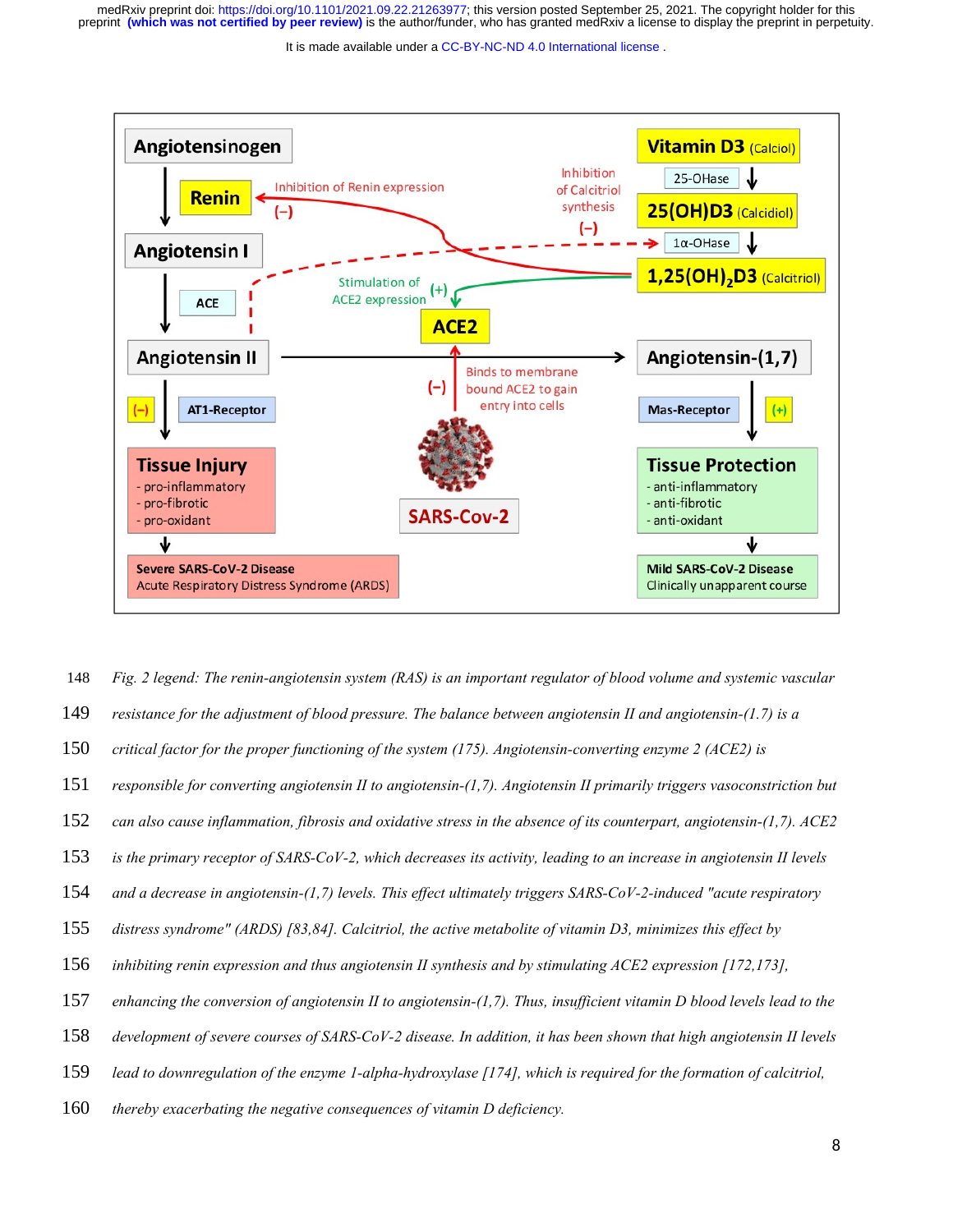Fig. 2 legend: The renin-angiotensin system (RAS) is an important regulator of blood volume and systemic vascular resistance for the adjustment of blood pressure. The balance between angiotensin II and angiotensin-(1.7) is a critical factor for the proper functioning of the system (175). Angiotensin-converting enzyme 2 (ACE2) is responsible for converting angiotensin II to angiotensin-(1,7). Angiotensin II primarily triggers vasoconstriction but can also cause inflammation, fibrosis and oxidative stress in the absence of its counterpart, angiotensin-(1,7). ACE2 is the primary receptor of SARS-CoV-2, which decreases its activity, leading to an increase in angiotensin II levels and a decrease in angiotensin-(1,7) levels. This effect ultimately triggers SARS-CoV-2-induced "acute respiratory distress syndrome" (ARDS) [83,84]. Calcitriol, the active metabolite of vitamin D3, minimizes this effect by inhibiting renin expression and thus angiotensin II synthesis and by stimulating ACE2 expression [172,173], enhancing the conversion of angiotensin II to angiotensin-(1,7). Thus, insufficient vitamin D blood levels lead to the development of severe courses of SARS-CoV-2 disease. In addition, it has been shown that high angiotensin II levels lead to downregulation of the enzyme 1-alpha-hydroxylase [174], which is required for the formation of calcitriol, thereby exacerbating the negative consequences of vitamin D deficiency.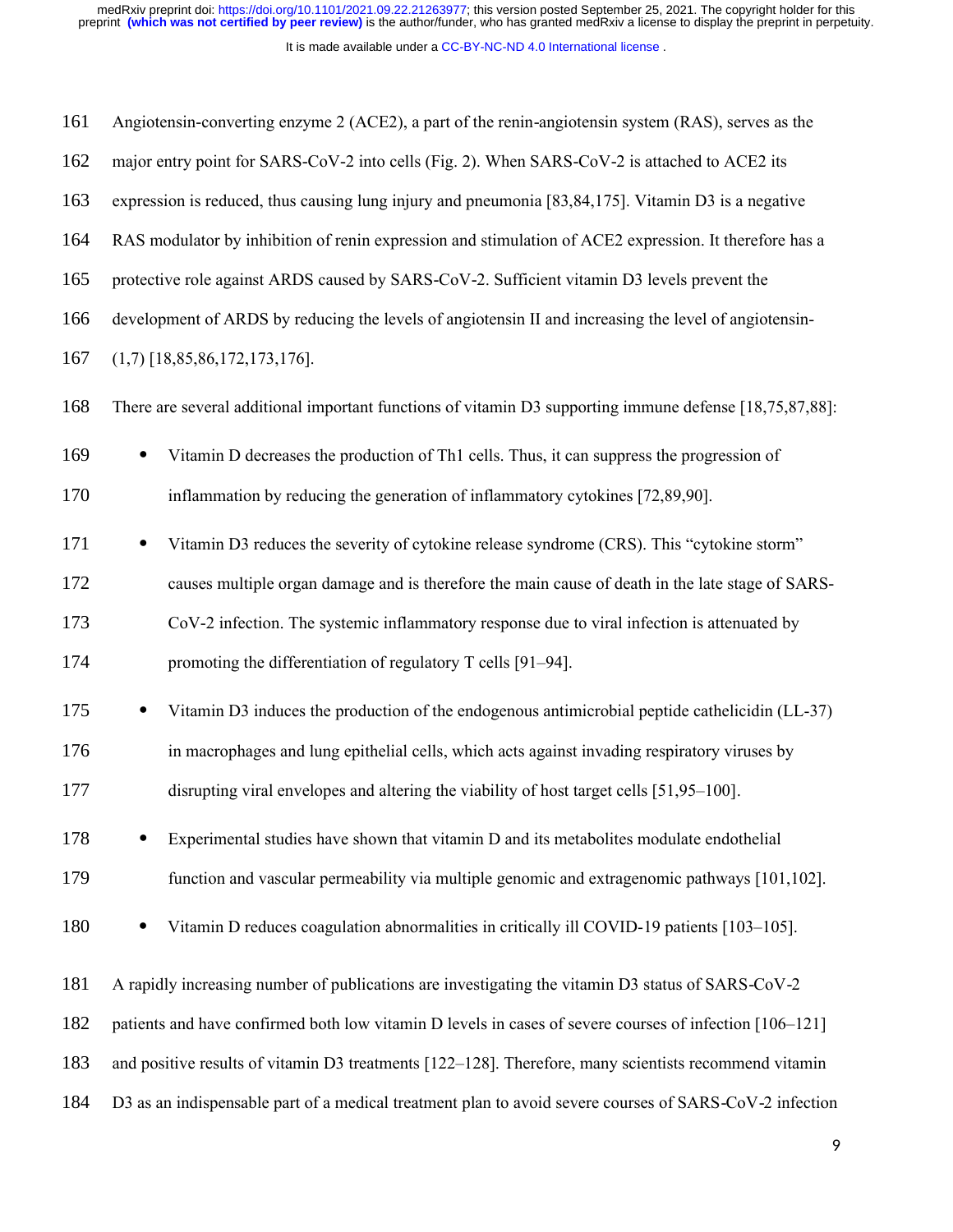Angiotensin-converting enzyme 2 (ACE2), a part of the renin-angiotensin system (RAS), serves as the major entry point for SARS-CoV-2 into cells (Fig. 2). When SARS-CoV-2 is attached to ACE2 its expression is reduced, thus causing lung injury and pneumonia [83,84,175]. Vitamin D3 is a negative RAS modulator by inhibition of renin expression and stimulation of ACE2 expression. It therefore has a protective role against ARDS caused by SARS-CoV-2. Sufficient vitamin D3 levels prevent the development of ARDS by reducing the levels of angiotensin II and increasing the level of angiotensin-(1,7) [18,85,86,172,173,176].

There are several additional important functions of vitamin D3 supporting immune defense [18,75,87,88]:

- Vitamin D decreases the production of Th1 cells. Thus, it can suppress the progression of inflammation by reducing the generation of inflammatory cytokines [72,89,90].
- Vitamin D3 reduces the severity of cytokine release syndrome (CRS). This "cytokine storm" causes multiple organ damage and is therefore the main cause of death in the late stage of SARS-CoV-2 infection. The systemic inflammatory response due to viral infection is attenuated by promoting the differentiation of regulatory T cells [91–94].
- Vitamin D3 induces the production of the endogenous antimicrobial peptide cathelicidin (LL-37) in macrophages and lung epithelial cells, which acts against invading respiratory viruses by disrupting viral envelopes and altering the viability of host target cells [51,95–100].
- Experimental studies have shown that vitamin D and its metabolites modulate endothelial function and vascular permeability via multiple genomic and extragenomic pathways [101,102].
- Vitamin D reduces coagulation abnormalities in critically ill COVID-19 patients [103–105].

A rapidly increasing number of publications are investigating the vitamin D3 status of SARS-CoV-2 patients and have confirmed both low vitamin D levels in cases of severe courses of infection [106–121] and positive results of vitamin D3 treatments [122–128]. Therefore, many scientists recommend vitamin D3 as an indispensable part of a medical treatment plan to avoid severe courses of SARS-CoV-2 infection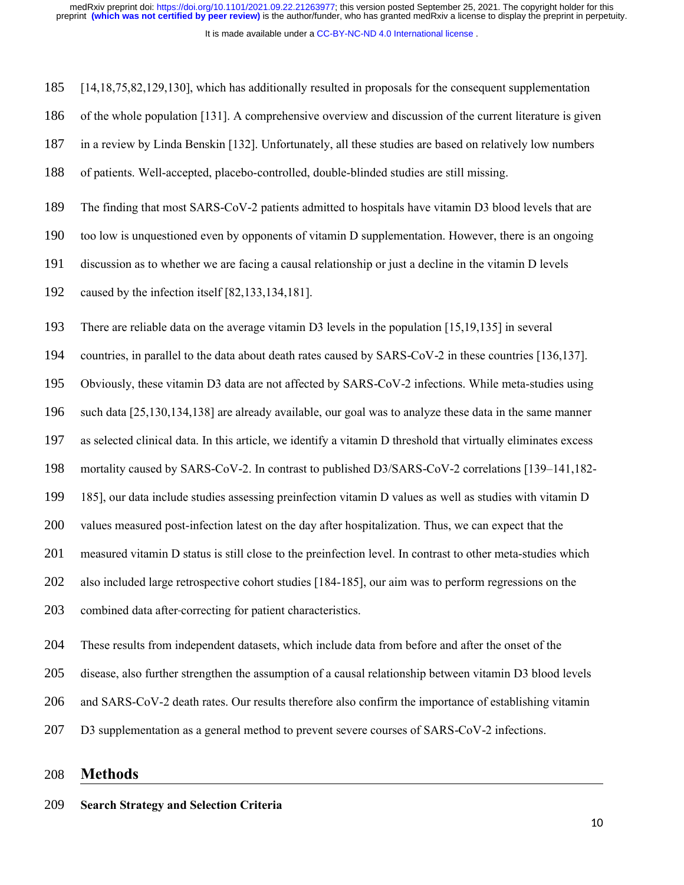[14,18,75,82,129,130], which has additionally resulted in proposals for the consequent supplementation of the whole population [131]. A comprehensive overview and discussion of the current literature is given in a review by Linda Benskin [132]. Unfortunately, all these studies are based on relatively low numbers of patients. Well-accepted, placebo-controlled, double-blinded studies are still missing.

The finding that most SARS-CoV-2 patients admitted to hospitals have vitamin D3 blood levels that are too low is unquestioned even by opponents of vitamin D supplementation. However, there is an ongoing discussion as to whether we are facing a causal relationship or just a decline in the vitamin D levels caused by the infection itself [82,133,134,181].

There are reliable data on the average vitamin D3 levels in the population [15,19,135] in several countries, in parallel to the data about death rates caused by SARS-CoV-2 in these countries [136,137]. Obviously, these vitamin D3 data are not affected by SARS-CoV-2 infections. While meta-studies using such data [25,130,134,138] are already available, our goal was to analyze these data in the same manner as selected clinical data. In this article, we identify a vitamin D threshold that virtually eliminates excess mortality caused by SARS-CoV-2. In contrast to published D3/SARS-CoV-2 correlations [139–141,182-185], our data include studies assessing preinfection vitamin D values as well as studies with vitamin D values measured post-infection latest on the day after hospitalization. Thus, we can expect that the measured vitamin D status is still close to the preinfection level. In contrast to other meta-studies which also included large retrospective cohort studies [184-185], our aim was to perform regressions on the combined data after-correcting for patient characteristics.

These results from independent datasets, which include data from before and after the onset of the disease, also further strengthen the assumption of a causal relationship between vitamin D3 blood levels and SARS-CoV-2 death rates. Our results therefore also confirm the importance of establishing vitamin D3 supplementation as a general method to prevent severe courses of SARS-CoV-2 infections.

## Methods

### Search Strategy and Selection Criteria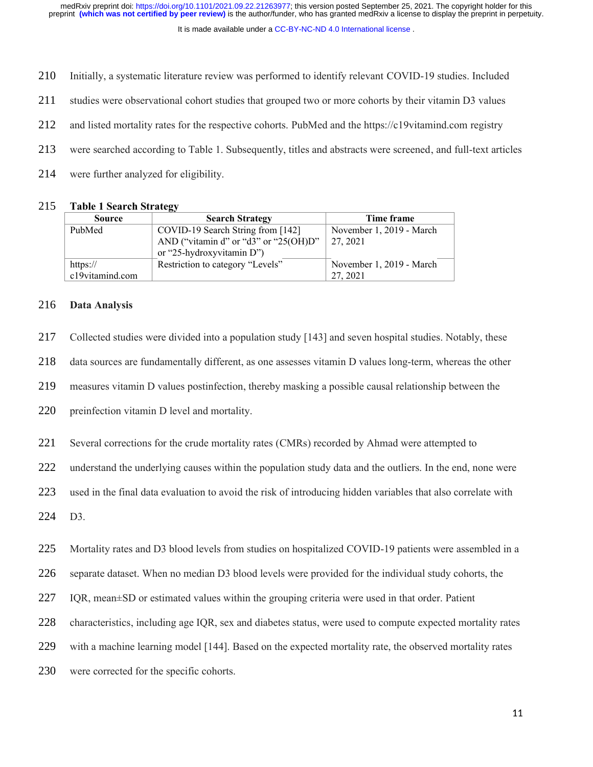Initially, a systematic literature review was performed to identify relevant COVID-19 studies. Included studies were observational cohort studies that grouped two or more cohorts by their vitamin D3 values and listed mortality rates for the respective cohorts. PubMed and the https://c19vitamind.com registry were searched according to Table 1. Subsequently, titles and abstracts were screened, and full-text articles were further analyzed for eligibility.

**Table 1 Search Strategy**

| Source | Search Strategy | Time frame |
|---|---|---|
| PubMed | COVID-19 Search String from [142] AND ("vitamin d" or "d3" or "25(OH)D" or "25-hydroxyvitamin D") | November 1, 2019 - March 27, 2021 |
| https://c19vitamind.com | Restriction to category "Levels" | November 1, 2019 - March 27, 2021 |

### Data Analysis

Collected studies were divided into a population study [143] and seven hospital studies. Notably, these data sources are fundamentally different, as one assesses vitamin D values long-term, whereas the other measures vitamin D values postinfection, thereby masking a possible causal relationship between the preinfection vitamin D level and mortality.

Several corrections for the crude mortality rates (CMRs) recorded by Ahmad were attempted to understand the underlying causes within the population study data and the outliers. In the end, none were used in the final data evaluation to avoid the risk of introducing hidden variables that also correlate with D3.

Mortality rates and D3 blood levels from studies on hospitalized COVID-19 patients were assembled in a separate dataset. When no median D3 blood levels were provided for the individual study cohorts, the IQR, mean±SD or estimated values within the grouping criteria were used in that order. Patient characteristics, including age IQR, sex and diabetes status, were used to compute expected mortality rates with a machine learning model [144]. Based on the expected mortality rate, the observed mortality rates were corrected for the specific cohorts.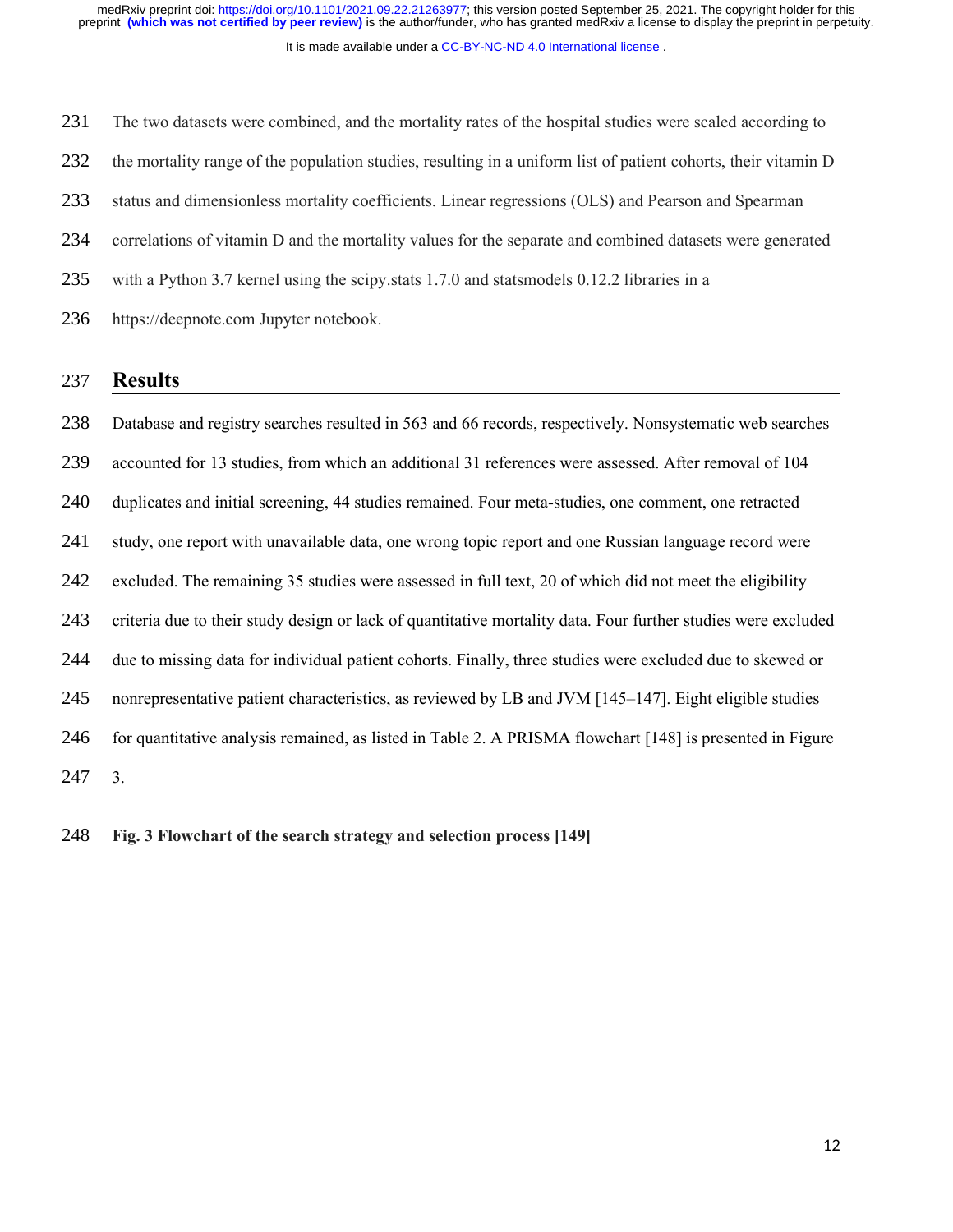The two datasets were combined, and the mortality rates of the hospital studies were scaled according to the mortality range of the population studies, resulting in a uniform list of patient cohorts, their vitamin D status and dimensionless mortality coefficients. Linear regressions (OLS) and Pearson and Spearman correlations of vitamin D and the mortality values for the separate and combined datasets were generated with a Python 3.7 kernel using the scipy.stats 1.7.0 and statsmodels 0.12.2 libraries in a https://deepnote.com Jupyter notebook.

## Results

Database and registry searches resulted in 563 and 66 records, respectively. Nonsystematic web searches accounted for 13 studies, from which an additional 31 references were assessed. After removal of 104 duplicates and initial screening, 44 studies remained. Four meta-studies, one comment, one retracted study, one report with unavailable data, one wrong topic report and one Russian language record were excluded. The remaining 35 studies were assessed in full text, 20 of which did not meet the eligibility criteria due to their study design or lack of quantitative mortality data. Four further studies were excluded due to missing data for individual patient cohorts. Finally, three studies were excluded due to skewed or nonrepresentative patient characteristics, as reviewed by LB and JVM [145–147]. Eight eligible studies for quantitative analysis remained, as listed in Table 2. A PRISMA flowchart [148] is presented in Figure 3.

**Fig. 3 Flowchart of the search strategy and selection process [149]**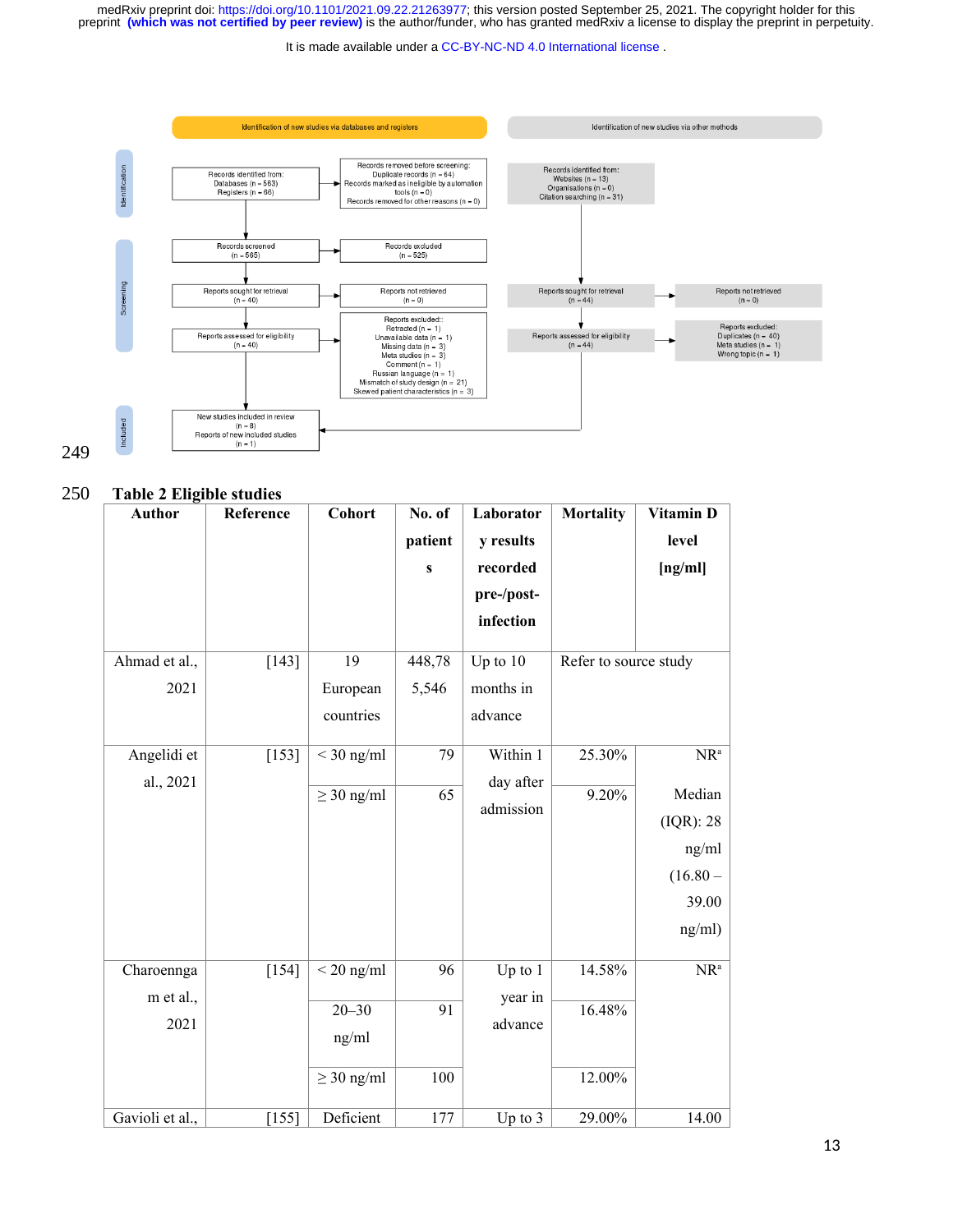Identification of new studies via databases and registers

Identification of new studies via other methods

**Identification**

Records identified from:
Databases (n = 563)
Registers (n = 66)

Records removed before screening:
Duplicate records (n = 64)
Records marked as ineligible by automation tools (n = 0)
Records removed for other reasons (n = 0)

Records identified from:
Websites (n = 13)
Organisations (n = 0)
Citation searching (n = 31)

**Screening**

Records screened
(n = 565)

Records excluded
(n = 525)

Reports sought for retrieval
(n = 40)

Reports not retrieved
(n = 0)

Reports sought for retrieval
(n = 44)

Reports not retrieved
(n = 0)

Reports assessed for eligibility
(n = 40)

Reports excluded:
Retracted (n = 1)
Unavailable data (n = 1)
Missing data (n = 3)
Meta studies (n = 3)
Comment (n = 1)
Russian language (n = 1)
Mismatch of study design (n = 21)
Skewed patient characteristics (n = 3)

Reports assessed for eligibility
(n = 44)

Reports excluded:
Duplicates (n = 40)
Meta studies (n = 1)
Wrong topic (n = 1)

**Included**

New studies included in review
(n = 8)
Reports of new included studies
(n = 1)

249

250 **Table 2 Eligible studies**

| Author | Reference | Cohort | No. of patients | Laboratory results recorded pre-/post-infection | Mortality | Vitamin D level [ng/ml] |
|---|---|---|---|---|---|---|
| Ahmad et al., 2021 | [143] | 19 European countries | 448,785,546 | Up to 10 months in advance | Refer to source study | |
| Angelidi et al., 2021 | [153] | < 30 ng/ml | 79 | Within 1 day after admission | 25.30% | NR[a] |
| | | ≥ 30 ng/ml | 65 | | 9.20% | Median (IQR): 28 ng/ml (16.80 – 39.00 ng/ml) |
| Charoenngam et al., 2021 | [154] | < 20 ng/ml | 96 | Up to 1 year in advance | 14.58% | NR[a] |
| | | 20–30 ng/ml | 91 | | 16.48% | |
| | | ≥ 30 ng/ml | 100 | | 12.00% | |
| Gavioli et al., | [155] | Deficient | 177 | Up to 3 | 29.00% | 14.00 |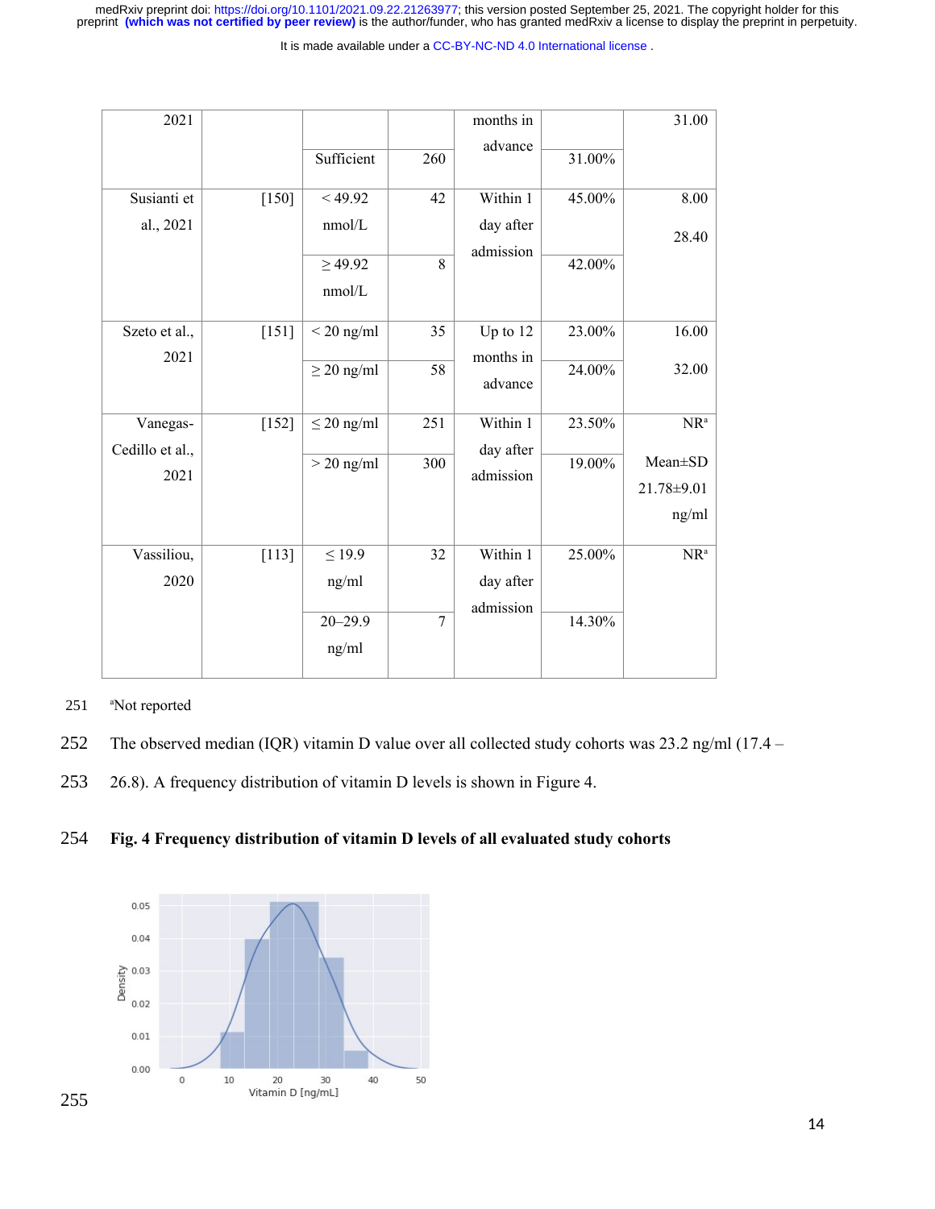| | | | | | | |
|---|---|---|---|---|---|---|
| 2021 | | Sufficient | 260 | months in advance | 31.00% | 31.00 |
| Susianti et al., 2021 | [150] | < 49.92 nmol/L | 42 | Within 1 day after admission | 45.00% | 8.00 |
| | | ≥ 49.92 nmol/L | 8 | | 42.00% | 28.40 |
| Szeto et al., 2021 | [151] | < 20 ng/ml | 35 | Up to 12 months in advance | 23.00% | 16.00 |
| | | ≥ 20 ng/ml | 58 | | 24.00% | 32.00 |
| Vanegas-Cedillo et al., 2021 | [152] | ≤ 20 ng/ml | 251 | Within 1 day after admission | 23.50% | NR[a] |
| | | > 20 ng/ml | 300 | | 19.00% | Mean±SD 21.78±9.01 ng/ml |
| Vassiliou, 2020 | [113] | ≤ 19.9 ng/ml | 32 | Within 1 day after admission | 25.00% | NR[a] |
| | | 20–29.9 ng/ml | 7 | | 14.30% | |

[a]Not reported

The observed median (IQR) vitamin D value over all collected study cohorts was 23.2 ng/ml (17.4 – 26.8). A frequency distribution of vitamin D levels is shown in Figure 4.

**Fig. 4 Frequency distribution of vitamin D levels of all evaluated study cohorts**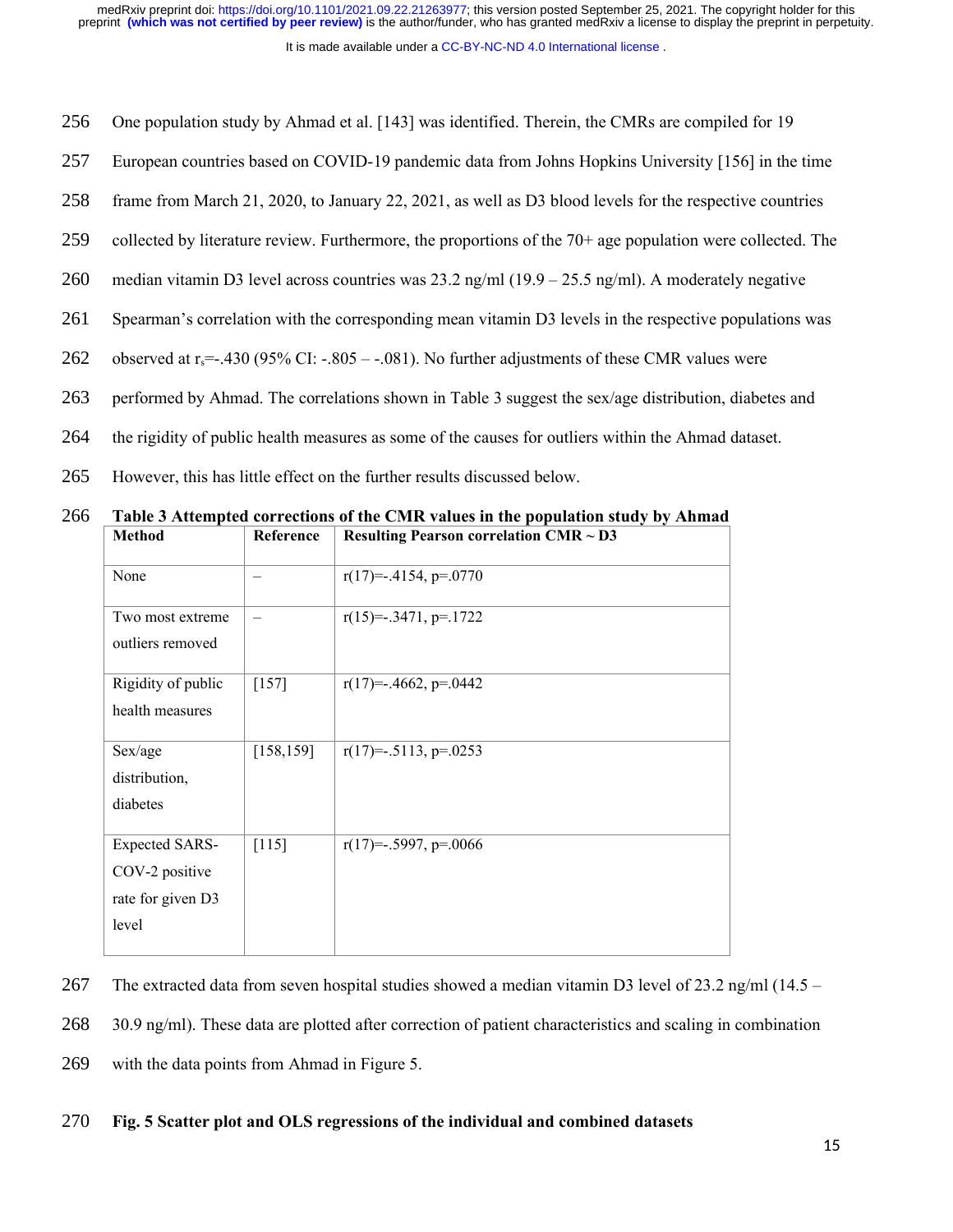One population study by Ahmad et al. [143] was identified. Therein, the CMRs are compiled for 19 European countries based on COVID-19 pandemic data from Johns Hopkins University [156] in the time frame from March 21, 2020, to January 22, 2021, as well as D3 blood levels for the respective countries collected by literature review. Furthermore, the proportions of the 70+ age population were collected. The median vitamin D3 level across countries was 23.2 ng/ml (19.9 – 25.5 ng/ml). A moderately negative Spearman's correlation with the corresponding mean vitamin D3 levels in the respective populations was observed at $r_s$=-.430 (95% CI: -.805 – -.081). No further adjustments of these CMR values were performed by Ahmad. The correlations shown in Table 3 suggest the sex/age distribution, diabetes and the rigidity of public health measures as some of the causes for outliers within the Ahmad dataset. However, this has little effect on the further results discussed below.

**Table 3 Attempted corrections of the CMR values in the population study by Ahmad**

| Method | Reference | Resulting Pearson correlation CMR ~ D3 |
|---|---|---|
| None | – | r(17)=-.4154, p=.0770 |
| Two most extreme outliers removed | – | r(15)=-.3471, p=.1722 |
| Rigidity of public health measures | [157] | r(17)=-.4662, p=.0442 |
| Sex/age distribution, diabetes | [158,159] | r(17)=-.5113, p=.0253 |
| Expected SARS-COV-2 positive rate for given D3 level | [115] | r(17)=-.5997, p=.0066 |

The extracted data from seven hospital studies showed a median vitamin D3 level of 23.2 ng/ml (14.5 – 30.9 ng/ml). These data are plotted after correction of patient characteristics and scaling in combination with the data points from Ahmad in Figure 5.

**Fig. 5 Scatter plot and OLS regressions of the individual and combined datasets**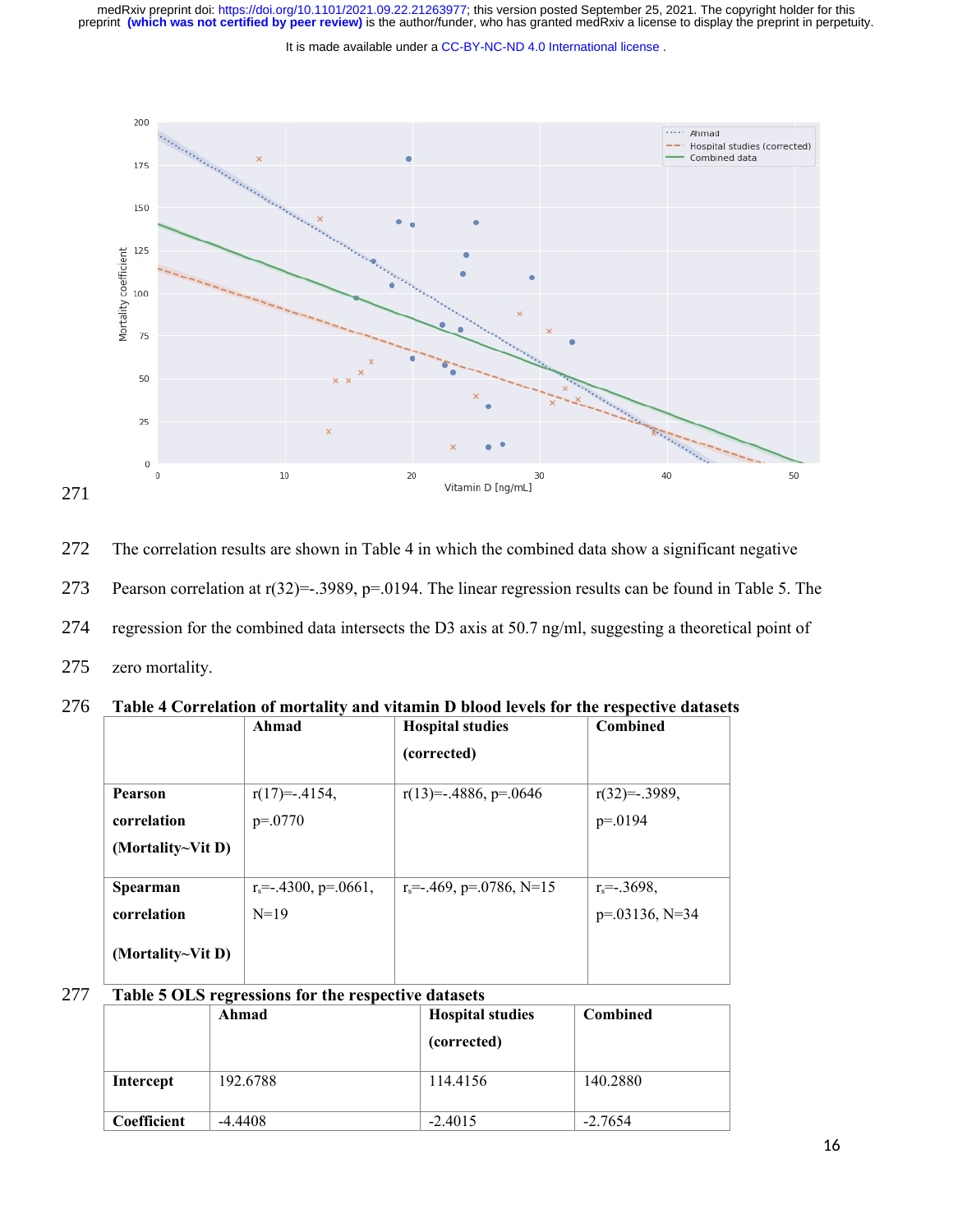The correlation results are shown in Table 4 in which the combined data show a significant negative Pearson correlation at r(32)=-.3989, p=.0194. The linear regression results can be found in Table 5. The regression for the combined data intersects the D3 axis at 50.7 ng/ml, suggesting a theoretical point of zero mortality.

**Table 4 Correlation of mortality and vitamin D blood levels for the respective datasets**

| | Ahmad | Hospital studies (corrected) | Combined |
|---|---|---|---|
| **Pearson correlation (Mortality~Vit D)** | r(17)=-.4154, p=.0770 | r(13)=-.4886, p=.0646 | r(32)=-.3989, p=.0194 |
| **Spearman correlation (Mortality~Vit D)** | $r_s$=-.4300, p=.0661, N=19 | $r_s$=-.469, p=.0786, N=15 | $r_s$=-.3698, p=.03136, N=34 |

**Table 5 OLS regressions for the respective datasets**

| | Ahmad | Hospital studies (corrected) | Combined |
|---|---|---|---|
| **Intercept** | 192.6788 | 114.4156 | 140.2880 |
| **Coefficient** | -4.4408 | -2.4015 | -2.7654 |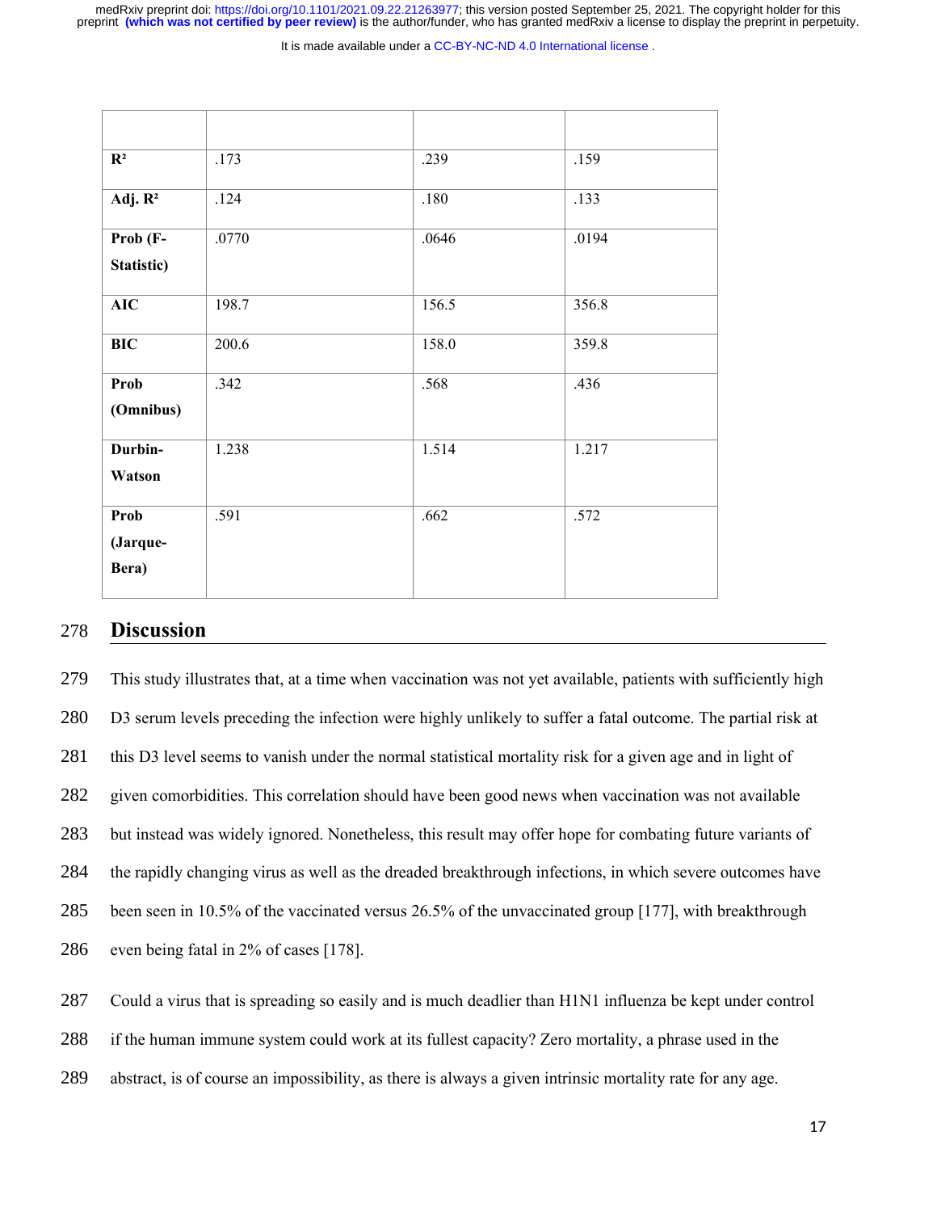| | | | |
|---|---|---|---|
| $R^2$ | .173 | .239 | .159 |
| Adj. $R^2$ | .124 | .180 | .133 |
| Prob (F-Statistic) | .0770 | .0646 | .0194 |
| AIC | 198.7 | 156.5 | 356.8 |
| BIC | 200.6 | 158.0 | 359.8 |
| Prob (Omnibus) | .342 | .568 | .436 |
| Durbin-Watson | 1.238 | 1.514 | 1.217 |
| Prob (Jarque-Bera) | .591 | .662 | .572 |

## Discussion

This study illustrates that, at a time when vaccination was not yet available, patients with sufficiently high D3 serum levels preceding the infection were highly unlikely to suffer a fatal outcome. The partial risk at this D3 level seems to vanish under the normal statistical mortality risk for a given age and in light of given comorbidities. This correlation should have been good news when vaccination was not available but instead was widely ignored. Nonetheless, this result may offer hope for combating future variants of the rapidly changing virus as well as the dreaded breakthrough infections, in which severe outcomes have been seen in 10.5% of the vaccinated versus 26.5% of the unvaccinated group [177], with breakthrough even being fatal in 2% of cases [178].

Could a virus that is spreading so easily and is much deadlier than H1N1 influenza be kept under control if the human immune system could work at its fullest capacity? Zero mortality, a phrase used in the abstract, is of course an impossibility, as there is always a given intrinsic mortality rate for any age.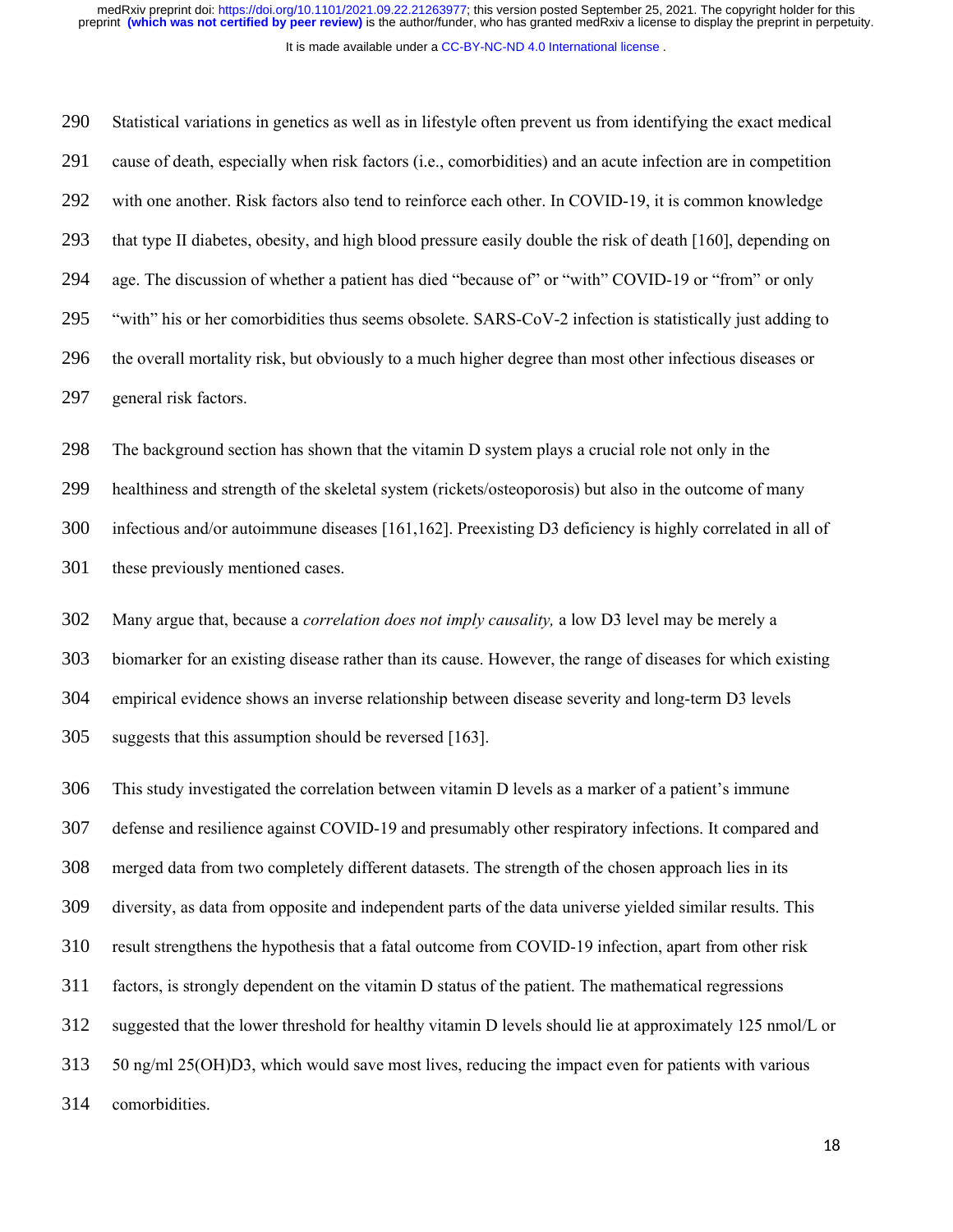Statistical variations in genetics as well as in lifestyle often prevent us from identifying the exact medical cause of death, especially when risk factors (i.e., comorbidities) and an acute infection are in competition with one another. Risk factors also tend to reinforce each other. In COVID-19, it is common knowledge that type II diabetes, obesity, and high blood pressure easily double the risk of death [160], depending on age. The discussion of whether a patient has died "because of" or "with" COVID-19 or "from" or only "with" his or her comorbidities thus seems obsolete. SARS-CoV-2 infection is statistically just adding to the overall mortality risk, but obviously to a much higher degree than most other infectious diseases or general risk factors.

The background section has shown that the vitamin D system plays a crucial role not only in the healthiness and strength of the skeletal system (rickets/osteoporosis) but also in the outcome of many infectious and/or autoimmune diseases [161,162]. Preexisting D3 deficiency is highly correlated in all of these previously mentioned cases.

Many argue that, because a *correlation does not imply causality,* a low D3 level may be merely a biomarker for an existing disease rather than its cause. However, the range of diseases for which existing empirical evidence shows an inverse relationship between disease severity and long-term D3 levels suggests that this assumption should be reversed [163].

This study investigated the correlation between vitamin D levels as a marker of a patient's immune defense and resilience against COVID-19 and presumably other respiratory infections. It compared and merged data from two completely different datasets. The strength of the chosen approach lies in its diversity, as data from opposite and independent parts of the data universe yielded similar results. This result strengthens the hypothesis that a fatal outcome from COVID-19 infection, apart from other risk factors, is strongly dependent on the vitamin D status of the patient. The mathematical regressions suggested that the lower threshold for healthy vitamin D levels should lie at approximately 125 nmol/L or 50 ng/ml 25(OH)D3, which would save most lives, reducing the impact even for patients with various comorbidities.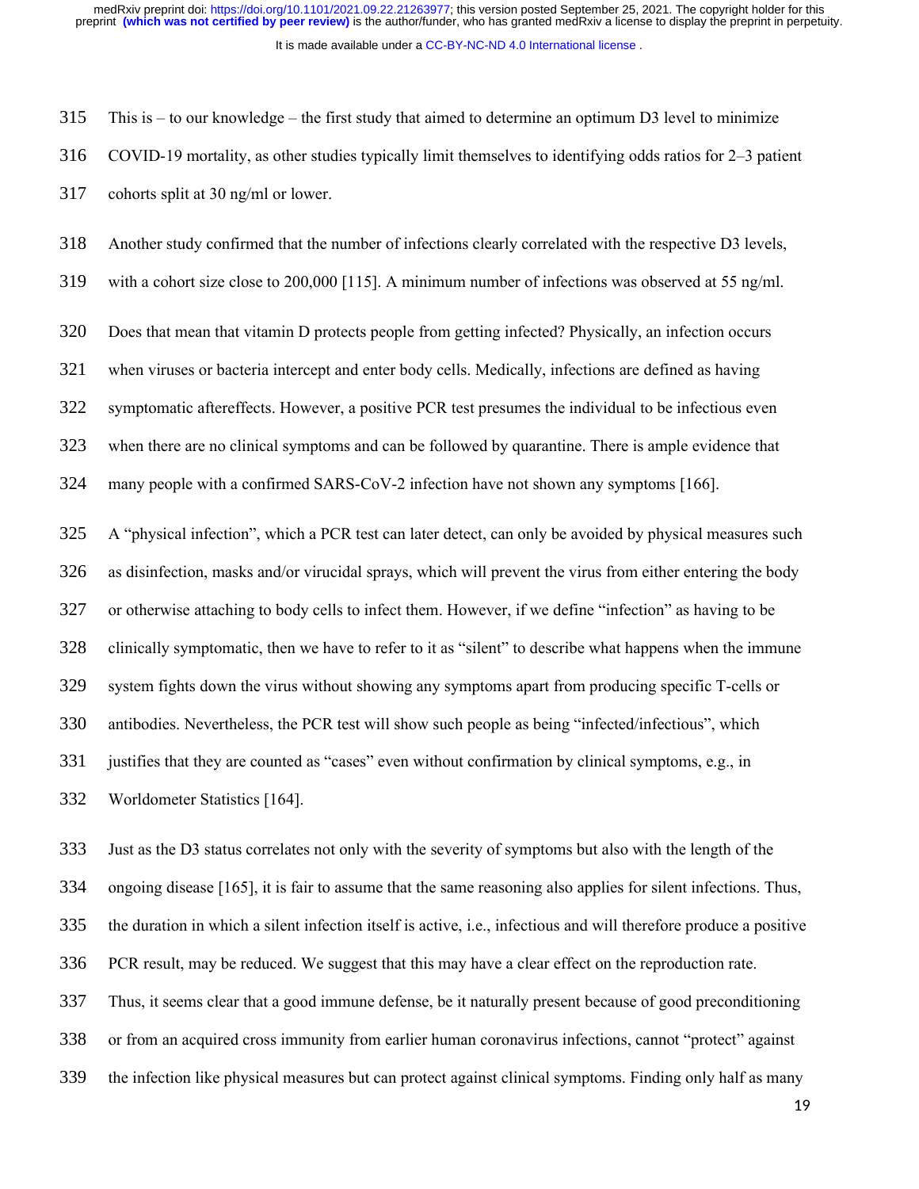This is – to our knowledge – the first study that aimed to determine an optimum D3 level to minimize COVID-19 mortality, as other studies typically limit themselves to identifying odds ratios for 2–3 patient cohorts split at 30 ng/ml or lower.

Another study confirmed that the number of infections clearly correlated with the respective D3 levels, with a cohort size close to 200,000 [115]. A minimum number of infections was observed at 55 ng/ml.

Does that mean that vitamin D protects people from getting infected? Physically, an infection occurs when viruses or bacteria intercept and enter body cells. Medically, infections are defined as having symptomatic aftereffects. However, a positive PCR test presumes the individual to be infectious even when there are no clinical symptoms and can be followed by quarantine. There is ample evidence that many people with a confirmed SARS-CoV-2 infection have not shown any symptoms [166].

A "physical infection", which a PCR test can later detect, can only be avoided by physical measures such as disinfection, masks and/or virucidal sprays, which will prevent the virus from either entering the body or otherwise attaching to body cells to infect them. However, if we define "infection" as having to be clinically symptomatic, then we have to refer to it as "silent" to describe what happens when the immune system fights down the virus without showing any symptoms apart from producing specific T-cells or antibodies. Nevertheless, the PCR test will show such people as being "infected/infectious", which justifies that they are counted as "cases" even without confirmation by clinical symptoms, e.g., in Worldometer Statistics [164].

Just as the D3 status correlates not only with the severity of symptoms but also with the length of the ongoing disease [165], it is fair to assume that the same reasoning also applies for silent infections. Thus, the duration in which a silent infection itself is active, i.e., infectious and will therefore produce a positive PCR result, may be reduced. We suggest that this may have a clear effect on the reproduction rate. Thus, it seems clear that a good immune defense, be it naturally present because of good preconditioning or from an acquired cross immunity from earlier human coronavirus infections, cannot "protect" against the infection like physical measures but can protect against clinical symptoms. Finding only half as many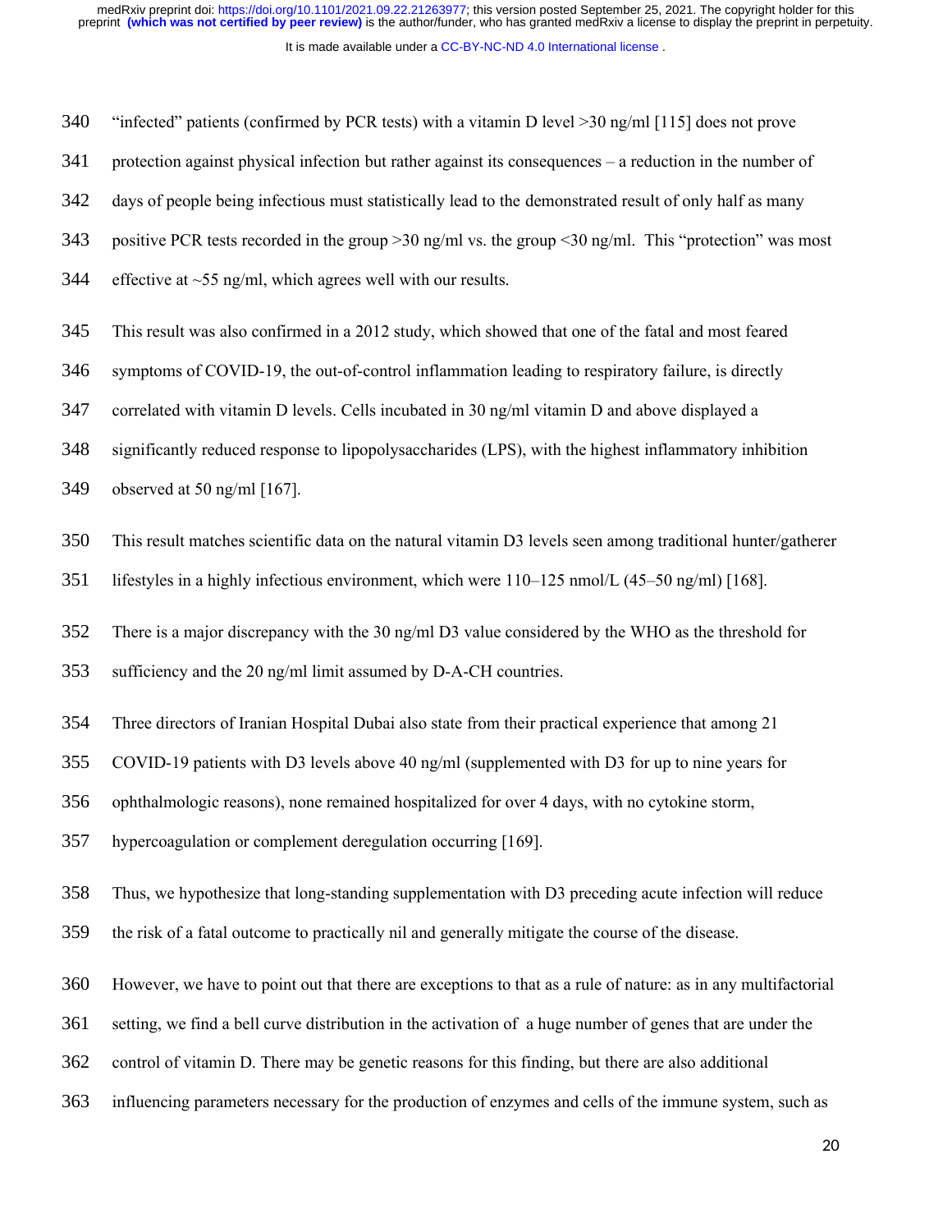"infected" patients (confirmed by PCR tests) with a vitamin D level >30 ng/ml [115] does not prove protection against physical infection but rather against its consequences – a reduction in the number of days of people being infectious must statistically lead to the demonstrated result of only half as many positive PCR tests recorded in the group >30 ng/ml vs. the group <30 ng/ml. This "protection" was most effective at ~55 ng/ml, which agrees well with our results.

This result was also confirmed in a 2012 study, which showed that one of the fatal and most feared symptoms of COVID-19, the out-of-control inflammation leading to respiratory failure, is directly correlated with vitamin D levels. Cells incubated in 30 ng/ml vitamin D and above displayed a significantly reduced response to lipopolysaccharides (LPS), with the highest inflammatory inhibition observed at 50 ng/ml [167].

This result matches scientific data on the natural vitamin D3 levels seen among traditional hunter/gatherer lifestyles in a highly infectious environment, which were 110–125 nmol/L (45–50 ng/ml) [168].

There is a major discrepancy with the 30 ng/ml D3 value considered by the WHO as the threshold for sufficiency and the 20 ng/ml limit assumed by D-A-CH countries.

Three directors of Iranian Hospital Dubai also state from their practical experience that among 21 COVID-19 patients with D3 levels above 40 ng/ml (supplemented with D3 for up to nine years for ophthalmologic reasons), none remained hospitalized for over 4 days, with no cytokine storm, hypercoagulation or complement deregulation occurring [169].

Thus, we hypothesize that long-standing supplementation with D3 preceding acute infection will reduce the risk of a fatal outcome to practically nil and generally mitigate the course of the disease.

However, we have to point out that there are exceptions to that as a rule of nature: as in any multifactorial setting, we find a bell curve distribution in the activation of a huge number of genes that are under the control of vitamin D. There may be genetic reasons for this finding, but there are also additional influencing parameters necessary for the production of enzymes and cells of the immune system, such as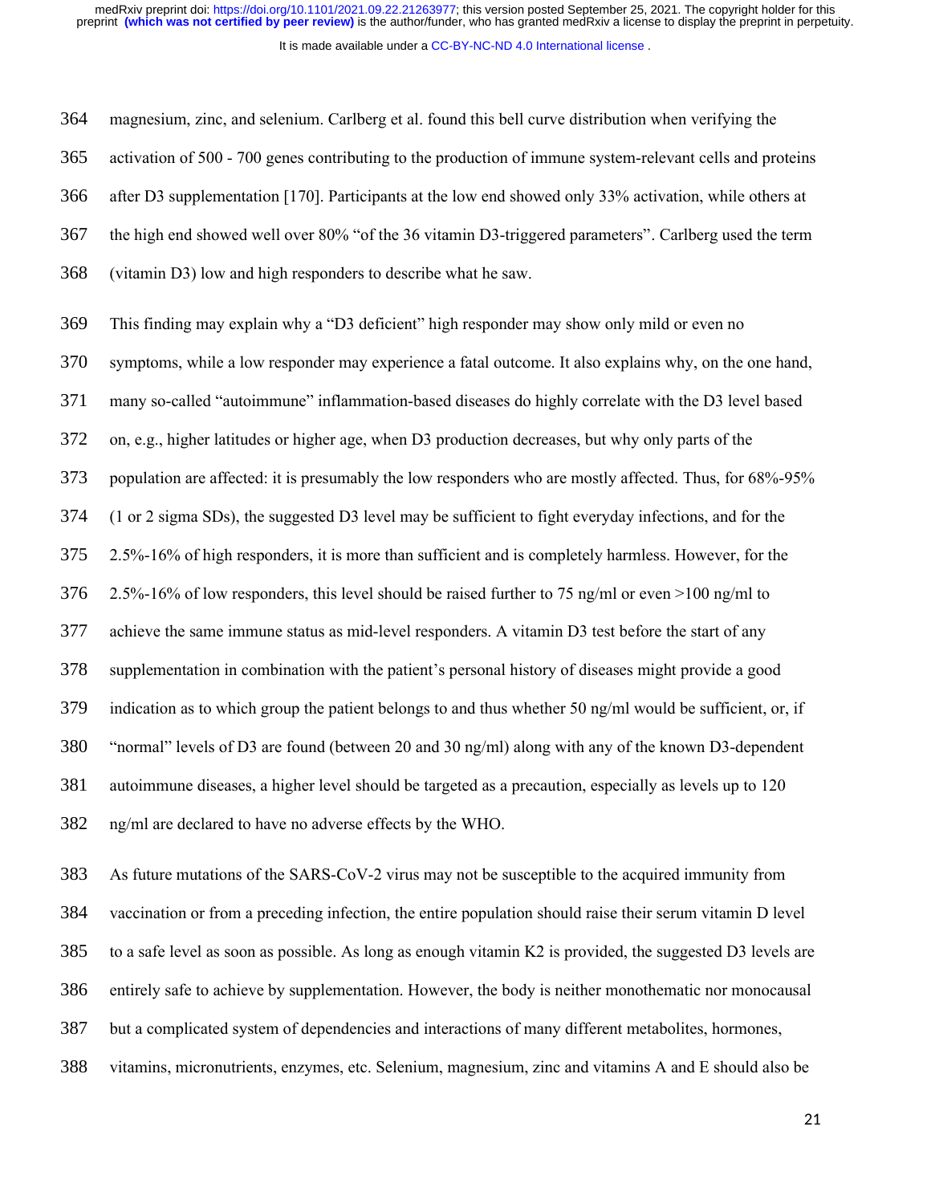magnesium, zinc, and selenium. Carlberg et al. found this bell curve distribution when verifying the activation of 500 - 700 genes contributing to the production of immune system-relevant cells and proteins after D3 supplementation [170]. Participants at the low end showed only 33% activation, while others at the high end showed well over 80% "of the 36 vitamin D3-triggered parameters". Carlberg used the term (vitamin D3) low and high responders to describe what he saw.

This finding may explain why a "D3 deficient" high responder may show only mild or even no symptoms, while a low responder may experience a fatal outcome. It also explains why, on the one hand, many so-called "autoimmune" inflammation-based diseases do highly correlate with the D3 level based on, e.g., higher latitudes or higher age, when D3 production decreases, but why only parts of the population are affected: it is presumably the low responders who are mostly affected. Thus, for 68%-95% (1 or 2 sigma SDs), the suggested D3 level may be sufficient to fight everyday infections, and for the 2.5%-16% of high responders, it is more than sufficient and is completely harmless. However, for the 2.5%-16% of low responders, this level should be raised further to 75 ng/ml or even >100 ng/ml to achieve the same immune status as mid-level responders. A vitamin D3 test before the start of any supplementation in combination with the patient's personal history of diseases might provide a good indication as to which group the patient belongs to and thus whether 50 ng/ml would be sufficient, or, if "normal" levels of D3 are found (between 20 and 30 ng/ml) along with any of the known D3-dependent autoimmune diseases, a higher level should be targeted as a precaution, especially as levels up to 120 ng/ml are declared to have no adverse effects by the WHO.

As future mutations of the SARS-CoV-2 virus may not be susceptible to the acquired immunity from vaccination or from a preceding infection, the entire population should raise their serum vitamin D level to a safe level as soon as possible. As long as enough vitamin K2 is provided, the suggested D3 levels are entirely safe to achieve by supplementation. However, the body is neither monothematic nor monocausal but a complicated system of dependencies and interactions of many different metabolites, hormones, vitamins, micronutrients, enzymes, etc. Selenium, magnesium, zinc and vitamins A and E should also be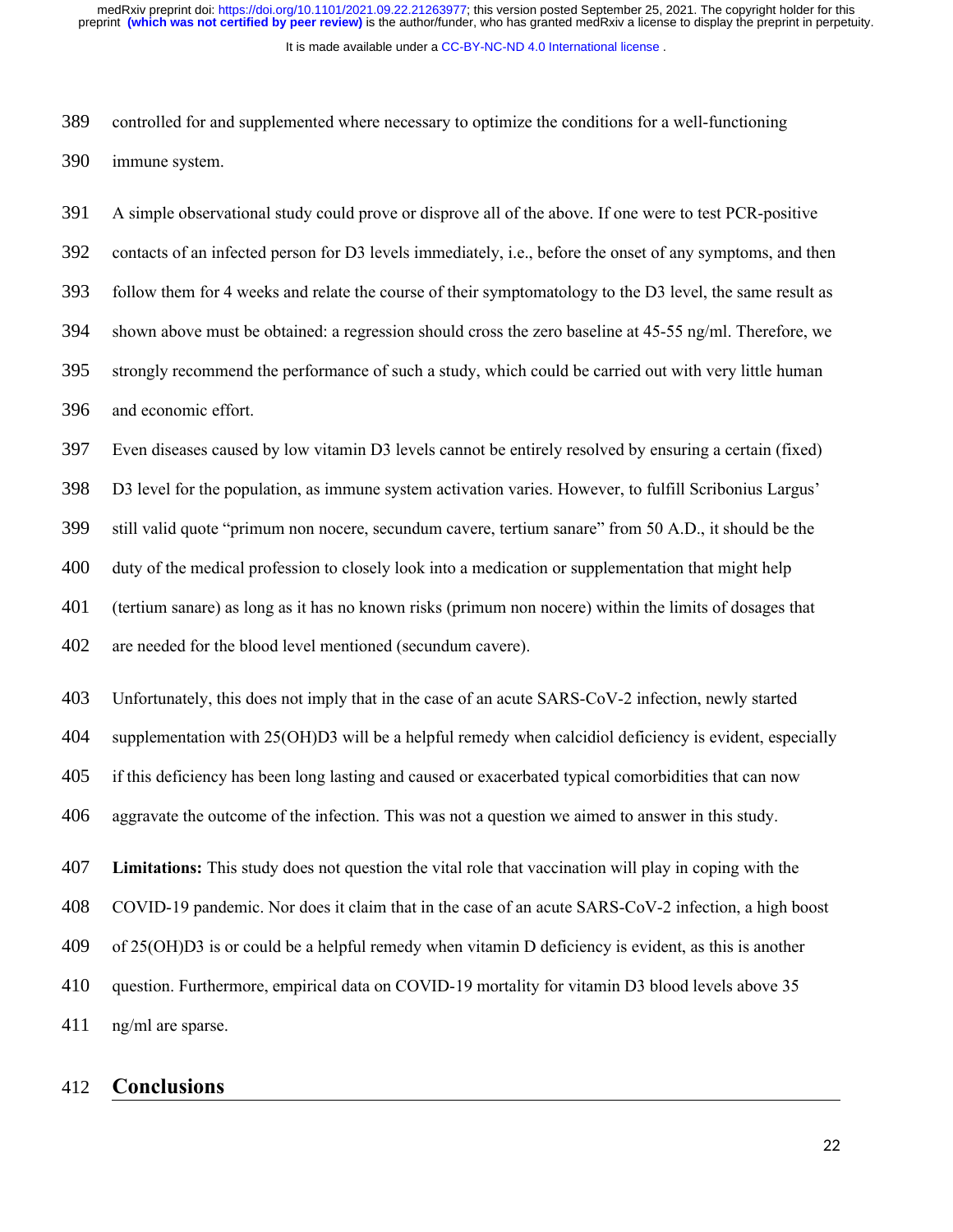controlled for and supplemented where necessary to optimize the conditions for a well-functioning immune system.

A simple observational study could prove or disprove all of the above. If one were to test PCR-positive contacts of an infected person for D3 levels immediately, i.e., before the onset of any symptoms, and then follow them for 4 weeks and relate the course of their symptomatology to the D3 level, the same result as shown above must be obtained: a regression should cross the zero baseline at 45-55 ng/ml. Therefore, we strongly recommend the performance of such a study, which could be carried out with very little human and economic effort.

Even diseases caused by low vitamin D3 levels cannot be entirely resolved by ensuring a certain (fixed) D3 level for the population, as immune system activation varies. However, to fulfill Scribonius Largus' still valid quote "primum non nocere, secundum cavere, tertium sanare" from 50 A.D., it should be the duty of the medical profession to closely look into a medication or supplementation that might help (tertium sanare) as long as it has no known risks (primum non nocere) within the limits of dosages that are needed for the blood level mentioned (secundum cavere).

Unfortunately, this does not imply that in the case of an acute SARS-CoV-2 infection, newly started supplementation with 25(OH)D3 will be a helpful remedy when calcidiol deficiency is evident, especially if this deficiency has been long lasting and caused or exacerbated typical comorbidities that can now aggravate the outcome of the infection. This was not a question we aimed to answer in this study.

**Limitations:** This study does not question the vital role that vaccination will play in coping with the COVID-19 pandemic. Nor does it claim that in the case of an acute SARS-CoV-2 infection, a high boost of 25(OH)D3 is or could be a helpful remedy when vitamin D deficiency is evident, as this is another question. Furthermore, empirical data on COVID-19 mortality for vitamin D3 blood levels above 35 ng/ml are sparse.

## Conclusions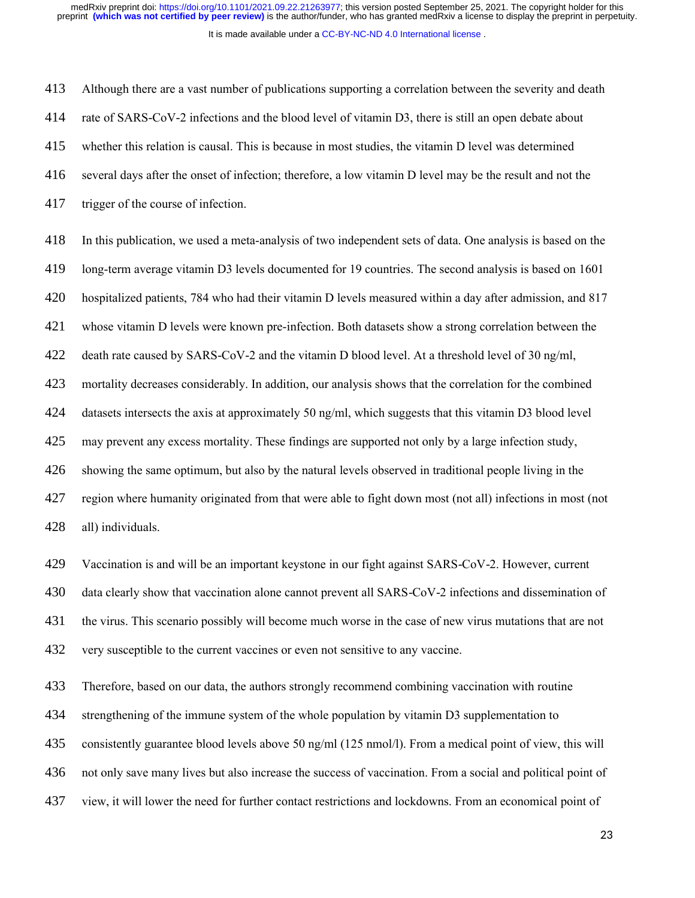Although there are a vast number of publications supporting a correlation between the severity and death rate of SARS-CoV-2 infections and the blood level of vitamin D3, there is still an open debate about whether this relation is causal. This is because in most studies, the vitamin D level was determined several days after the onset of infection; therefore, a low vitamin D level may be the result and not the trigger of the course of infection.

In this publication, we used a meta-analysis of two independent sets of data. One analysis is based on the long-term average vitamin D3 levels documented for 19 countries. The second analysis is based on 1601 hospitalized patients, 784 who had their vitamin D levels measured within a day after admission, and 817 whose vitamin D levels were known pre-infection. Both datasets show a strong correlation between the death rate caused by SARS-CoV-2 and the vitamin D blood level. At a threshold level of 30 ng/ml, mortality decreases considerably. In addition, our analysis shows that the correlation for the combined datasets intersects the axis at approximately 50 ng/ml, which suggests that this vitamin D3 blood level may prevent any excess mortality. These findings are supported not only by a large infection study, showing the same optimum, but also by the natural levels observed in traditional people living in the region where humanity originated from that were able to fight down most (not all) infections in most (not all) individuals.

Vaccination is and will be an important keystone in our fight against SARS-CoV-2. However, current data clearly show that vaccination alone cannot prevent all SARS-CoV-2 infections and dissemination of the virus. This scenario possibly will become much worse in the case of new virus mutations that are not very susceptible to the current vaccines or even not sensitive to any vaccine.

Therefore, based on our data, the authors strongly recommend combining vaccination with routine strengthening of the immune system of the whole population by vitamin D3 supplementation to consistently guarantee blood levels above 50 ng/ml (125 nmol/l). From a medical point of view, this will not only save many lives but also increase the success of vaccination. From a social and political point of view, it will lower the need for further contact restrictions and lockdowns. From an economical point of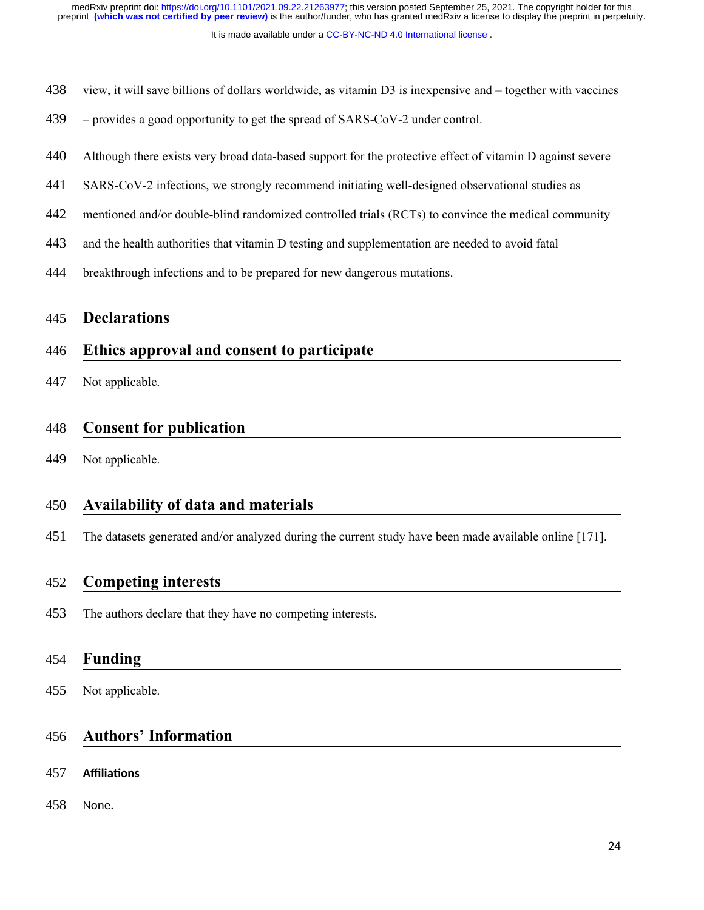view, it will save billions of dollars worldwide, as vitamin D3 is inexpensive and – together with vaccines – provides a good opportunity to get the spread of SARS-CoV-2 under control.

Although there exists very broad data-based support for the protective effect of vitamin D against severe SARS-CoV-2 infections, we strongly recommend initiating well-designed observational studies as mentioned and/or double-blind randomized controlled trials (RCTs) to convince the medical community and the health authorities that vitamin D testing and supplementation are needed to avoid fatal breakthrough infections and to be prepared for new dangerous mutations.

# Declarations

## Ethics approval and consent to participate

Not applicable.

## Consent for publication

Not applicable.

## Availability of data and materials

The datasets generated and/or analyzed during the current study have been made available online [171].

## Competing interests

The authors declare that they have no competing interests.

## Funding

Not applicable.

## Authors' Information

### Affiliations

None.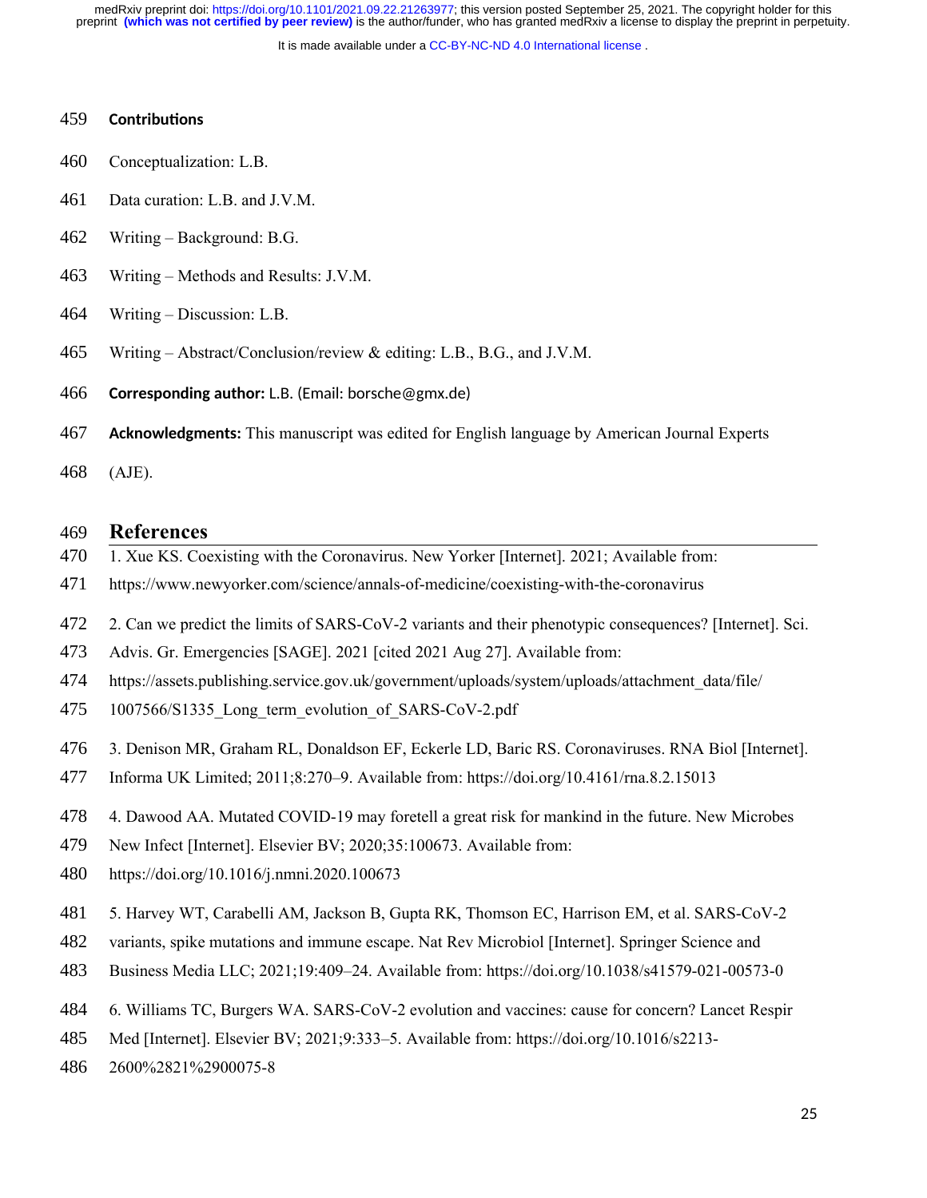### Contributions

Conceptualization: L.B.

Data curation: L.B. and J.V.M.

Writing – Background: B.G.

Writing – Methods and Results: J.V.M.

Writing – Discussion: L.B.

Writing – Abstract/Conclusion/review & editing: L.B., B.G., and J.V.M.

**Corresponding author:** L.B. (Email: borsche@gmx.de)

**Acknowledgments:** This manuscript was edited for English language by American Journal Experts (AJE).

## References

1. Xue KS. Coexisting with the Coronavirus. New Yorker [Internet]. 2021; Available from: https://www.newyorker.com/science/annals-of-medicine/coexisting-with-the-coronavirus

2. Can we predict the limits of SARS-CoV-2 variants and their phenotypic consequences? [Internet]. Sci. Advis. Gr. Emergencies [SAGE]. 2021 [cited 2021 Aug 27]. Available from: https://assets.publishing.service.gov.uk/government/uploads/system/uploads/attachment_data/file/1007566/S1335_Long_term_evolution_of_SARS-CoV-2.pdf

3. Denison MR, Graham RL, Donaldson EF, Eckerle LD, Baric RS. Coronaviruses. RNA Biol [Internet]. Informa UK Limited; 2011;8:270–9. Available from: https://doi.org/10.4161/rna.8.2.15013

4. Dawood AA. Mutated COVID-19 may foretell a great risk for mankind in the future. New Microbes New Infect [Internet]. Elsevier BV; 2020;35:100673. Available from: https://doi.org/10.1016/j.nmni.2020.100673

5. Harvey WT, Carabelli AM, Jackson B, Gupta RK, Thomson EC, Harrison EM, et al. SARS-CoV-2 variants, spike mutations and immune escape. Nat Rev Microbiol [Internet]. Springer Science and Business Media LLC; 2021;19:409–24. Available from: https://doi.org/10.1038/s41579-021-00573-0

6. Williams TC, Burgers WA. SARS-CoV-2 evolution and vaccines: cause for concern? Lancet Respir Med [Internet]. Elsevier BV; 2021;9:333–5. Available from: https://doi.org/10.1016/s2213-2600%2821%2900075-8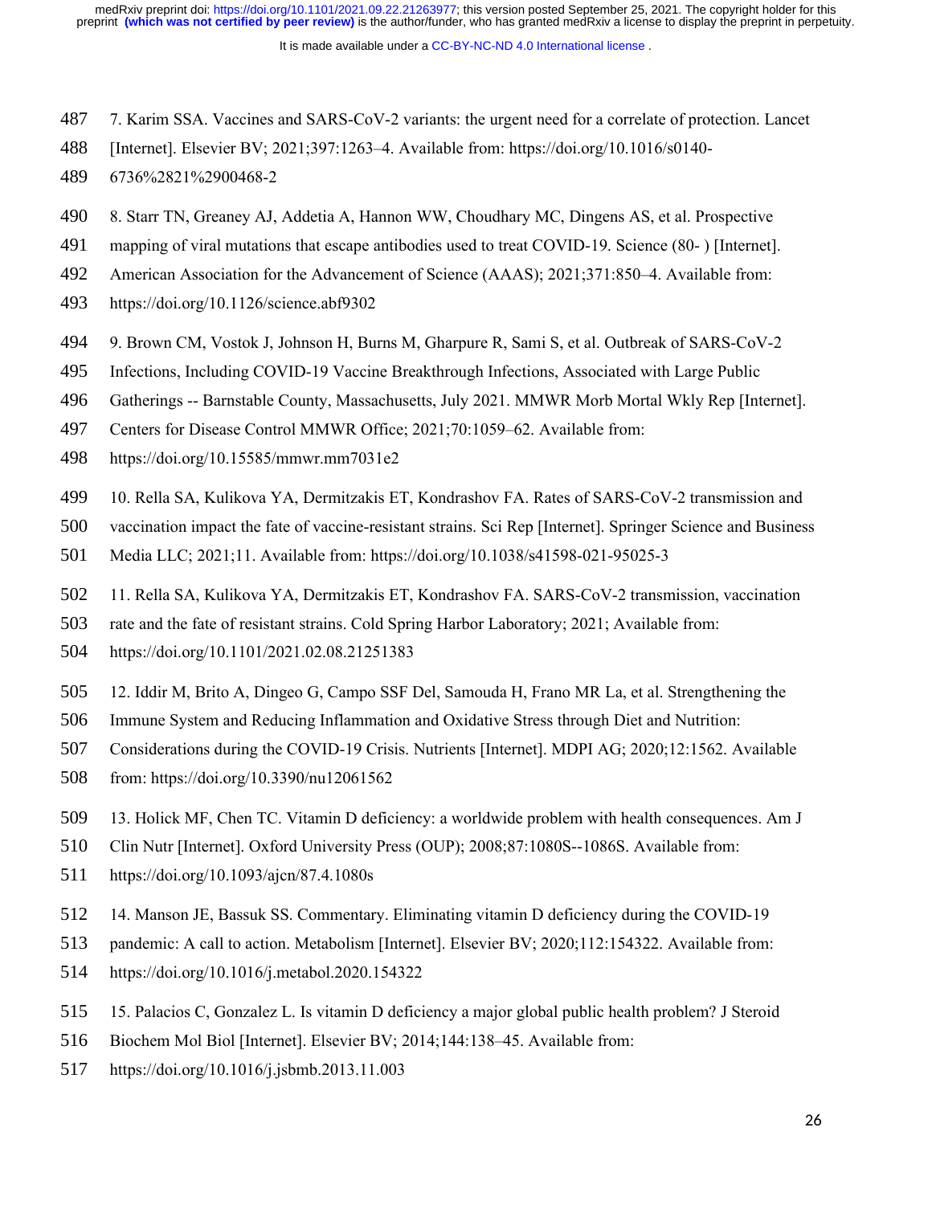7. Karim SSA. Vaccines and SARS-CoV-2 variants: the urgent need for a correlate of protection. Lancet [Internet]. Elsevier BV; 2021;397:1263–4. Available from: https://doi.org/10.1016/s0140-6736%2821%2900468-2

8. Starr TN, Greaney AJ, Addetia A, Hannon WW, Choudhary MC, Dingens AS, et al. Prospective mapping of viral mutations that escape antibodies used to treat COVID-19. Science (80- ) [Internet]. American Association for the Advancement of Science (AAAS); 2021;371:850–4. Available from: https://doi.org/10.1126/science.abf9302

9. Brown CM, Vostok J, Johnson H, Burns M, Gharpure R, Sami S, et al. Outbreak of SARS-CoV-2 Infections, Including COVID-19 Vaccine Breakthrough Infections, Associated with Large Public Gatherings -- Barnstable County, Massachusetts, July 2021. MMWR Morb Mortal Wkly Rep [Internet]. Centers for Disease Control MMWR Office; 2021;70:1059–62. Available from: https://doi.org/10.15585/mmwr.mm7031e2

10. Rella SA, Kulikova YA, Dermitzakis ET, Kondrashov FA. Rates of SARS-CoV-2 transmission and vaccination impact the fate of vaccine-resistant strains. Sci Rep [Internet]. Springer Science and Business Media LLC; 2021;11. Available from: https://doi.org/10.1038/s41598-021-95025-3

11. Rella SA, Kulikova YA, Dermitzakis ET, Kondrashov FA. SARS-CoV-2 transmission, vaccination rate and the fate of resistant strains. Cold Spring Harbor Laboratory; 2021; Available from: https://doi.org/10.1101/2021.02.08.21251383

12. Iddir M, Brito A, Dingeo G, Campo SSF Del, Samouda H, Frano MR La, et al. Strengthening the Immune System and Reducing Inflammation and Oxidative Stress through Diet and Nutrition: Considerations during the COVID-19 Crisis. Nutrients [Internet]. MDPI AG; 2020;12:1562. Available from: https://doi.org/10.3390/nu12061562

13. Holick MF, Chen TC. Vitamin D deficiency: a worldwide problem with health consequences. Am J Clin Nutr [Internet]. Oxford University Press (OUP); 2008;87:1080S--1086S. Available from: https://doi.org/10.1093/ajcn/87.4.1080s

14. Manson JE, Bassuk SS. Commentary. Eliminating vitamin D deficiency during the COVID-19 pandemic: A call to action. Metabolism [Internet]. Elsevier BV; 2020;112:154322. Available from: https://doi.org/10.1016/j.metabol.2020.154322

15. Palacios C, Gonzalez L. Is vitamin D deficiency a major global public health problem? J Steroid Biochem Mol Biol [Internet]. Elsevier BV; 2014;144:138–45. Available from: https://doi.org/10.1016/j.jsbmb.2013.11.003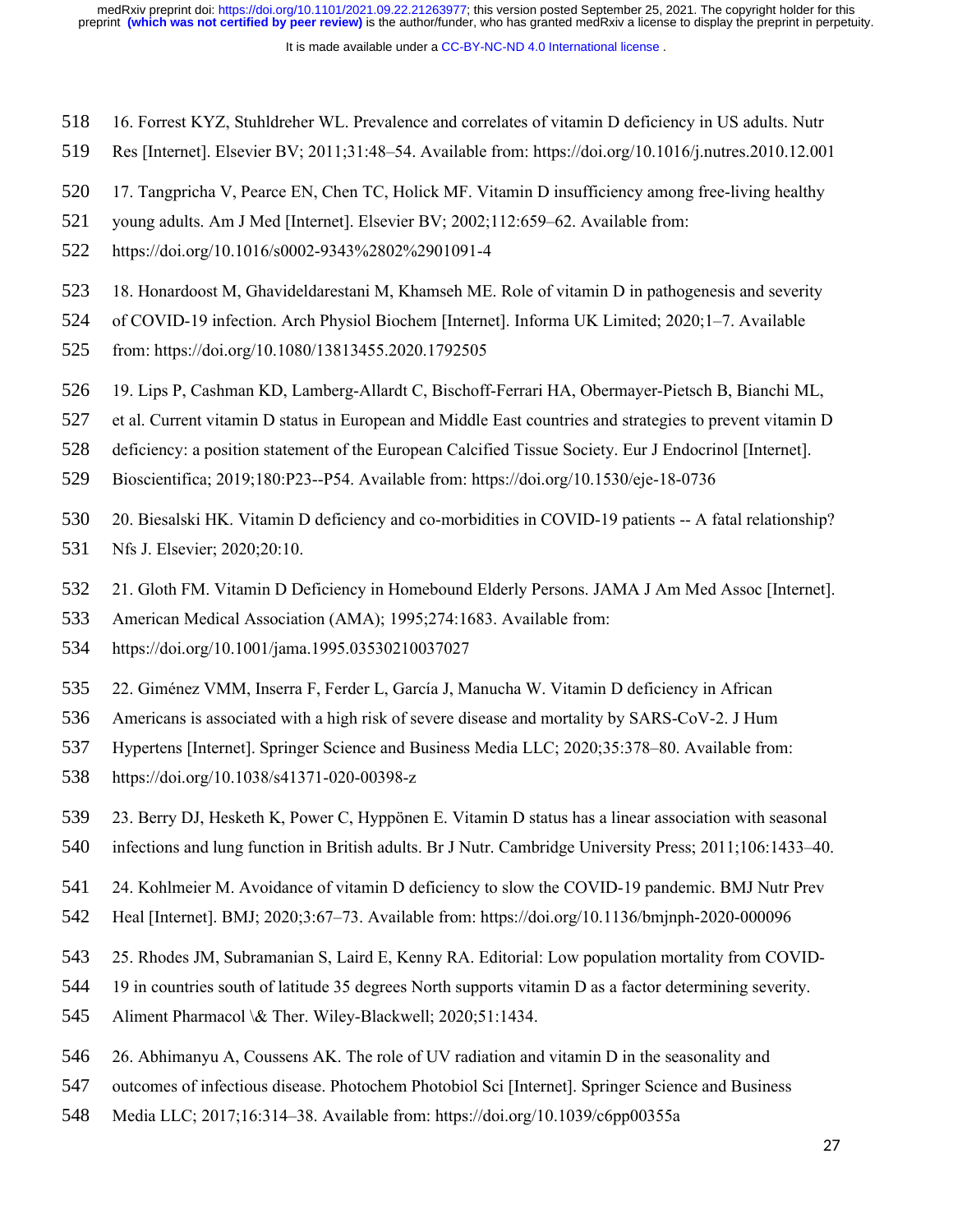16. Forrest KYZ, Stuhldreher WL. Prevalence and correlates of vitamin D deficiency in US adults. Nutr Res [Internet]. Elsevier BV; 2011;31:48–54. Available from: https://doi.org/10.1016/j.nutres.2010.12.001

17. Tangpricha V, Pearce EN, Chen TC, Holick MF. Vitamin D insufficiency among free-living healthy young adults. Am J Med [Internet]. Elsevier BV; 2002;112:659–62. Available from: https://doi.org/10.1016/s0002-9343%2802%2901091-4

18. Honardoost M, Ghavideldarestani M, Khamseh ME. Role of vitamin D in pathogenesis and severity of COVID-19 infection. Arch Physiol Biochem [Internet]. Informa UK Limited; 2020;1–7. Available from: https://doi.org/10.1080/13813455.2020.1792505

19. Lips P, Cashman KD, Lamberg-Allardt C, Bischoff-Ferrari HA, Obermayer-Pietsch B, Bianchi ML, et al. Current vitamin D status in European and Middle East countries and strategies to prevent vitamin D deficiency: a position statement of the European Calcified Tissue Society. Eur J Endocrinol [Internet]. Bioscientifica; 2019;180:P23--P54. Available from: https://doi.org/10.1530/eje-18-0736

20. Biesalski HK. Vitamin D deficiency and co-morbidities in COVID-19 patients -- A fatal relationship? Nfs J. Elsevier; 2020;20:10.

21. Gloth FM. Vitamin D Deficiency in Homebound Elderly Persons. JAMA J Am Med Assoc [Internet]. American Medical Association (AMA); 1995;274:1683. Available from: https://doi.org/10.1001/jama.1995.03530210037027

22. Giménez VMM, Inserra F, Ferder L, García J, Manucha W. Vitamin D deficiency in African Americans is associated with a high risk of severe disease and mortality by SARS-CoV-2. J Hum Hypertens [Internet]. Springer Science and Business Media LLC; 2020;35:378–80. Available from: https://doi.org/10.1038/s41371-020-00398-z

23. Berry DJ, Hesketh K, Power C, Hyppönen E. Vitamin D status has a linear association with seasonal infections and lung function in British adults. Br J Nutr. Cambridge University Press; 2011;106:1433–40.

24. Kohlmeier M. Avoidance of vitamin D deficiency to slow the COVID-19 pandemic. BMJ Nutr Prev Heal [Internet]. BMJ; 2020;3:67–73. Available from: https://doi.org/10.1136/bmjnph-2020-000096

25. Rhodes JM, Subramanian S, Laird E, Kenny RA. Editorial: Low population mortality from COVID-19 in countries south of latitude 35 degrees North supports vitamin D as a factor determining severity. Aliment Pharmacol \& Ther. Wiley-Blackwell; 2020;51:1434.

26. Abhimanyu A, Coussens AK. The role of UV radiation and vitamin D in the seasonality and outcomes of infectious disease. Photochem Photobiol Sci [Internet]. Springer Science and Business Media LLC; 2017;16:314–38. Available from: https://doi.org/10.1039/c6pp00355a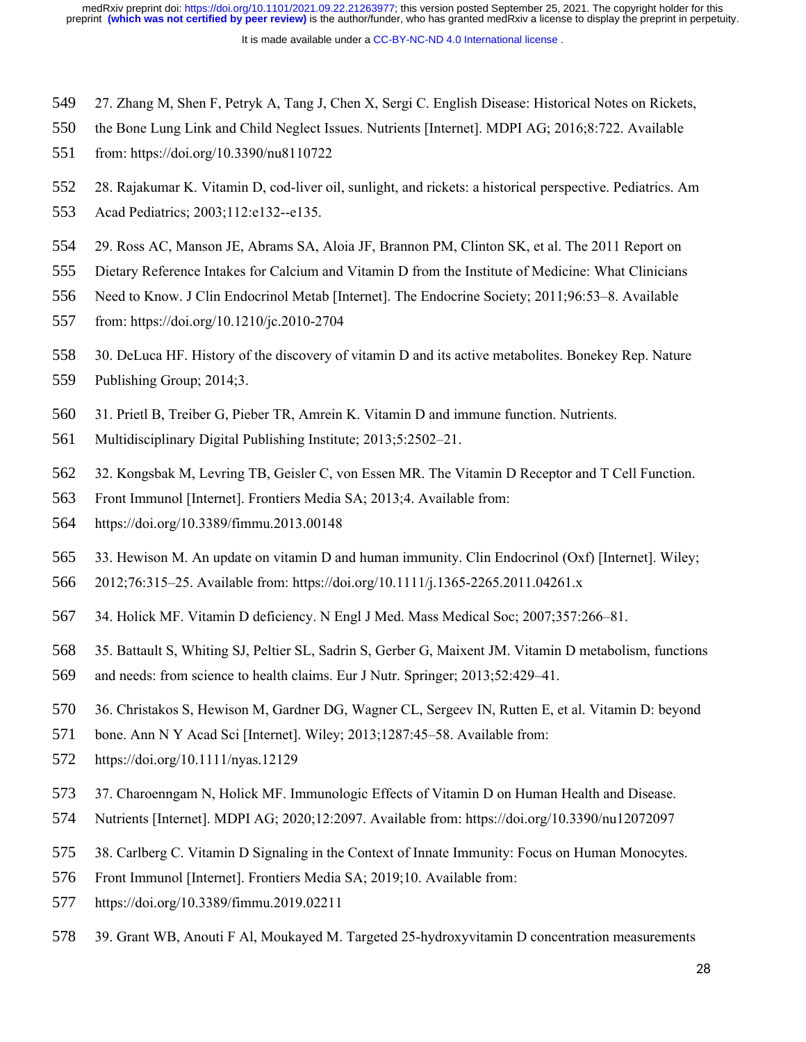27. Zhang M, Shen F, Petryk A, Tang J, Chen X, Sergi C. English Disease: Historical Notes on Rickets, the Bone Lung Link and Child Neglect Issues. Nutrients [Internet]. MDPI AG; 2016;8:722. Available from: https://doi.org/10.3390/nu8110722

28. Rajakumar K. Vitamin D, cod-liver oil, sunlight, and rickets: a historical perspective. Pediatrics. Am Acad Pediatrics; 2003;112:e132--e135.

29. Ross AC, Manson JE, Abrams SA, Aloia JF, Brannon PM, Clinton SK, et al. The 2011 Report on Dietary Reference Intakes for Calcium and Vitamin D from the Institute of Medicine: What Clinicians Need to Know. J Clin Endocrinol Metab [Internet]. The Endocrine Society; 2011;96:53–8. Available from: https://doi.org/10.1210/jc.2010-2704

30. DeLuca HF. History of the discovery of vitamin D and its active metabolites. Bonekey Rep. Nature Publishing Group; 2014;3.

31. Prietl B, Treiber G, Pieber TR, Amrein K. Vitamin D and immune function. Nutrients. Multidisciplinary Digital Publishing Institute; 2013;5:2502–21.

32. Kongsbak M, Levring TB, Geisler C, von Essen MR. The Vitamin D Receptor and T Cell Function. Front Immunol [Internet]. Frontiers Media SA; 2013;4. Available from: https://doi.org/10.3389/fimmu.2013.00148

33. Hewison M. An update on vitamin D and human immunity. Clin Endocrinol (Oxf) [Internet]. Wiley; 2012;76:315–25. Available from: https://doi.org/10.1111/j.1365-2265.2011.04261.x

34. Holick MF. Vitamin D deficiency. N Engl J Med. Mass Medical Soc; 2007;357:266–81.

35. Battault S, Whiting SJ, Peltier SL, Sadrin S, Gerber G, Maixent JM. Vitamin D metabolism, functions and needs: from science to health claims. Eur J Nutr. Springer; 2013;52:429–41.

36. Christakos S, Hewison M, Gardner DG, Wagner CL, Sergeev IN, Rutten E, et al. Vitamin D: beyond bone. Ann N Y Acad Sci [Internet]. Wiley; 2013;1287:45–58. Available from: https://doi.org/10.1111/nyas.12129

37. Charoenngam N, Holick MF. Immunologic Effects of Vitamin D on Human Health and Disease. Nutrients [Internet]. MDPI AG; 2020;12:2097. Available from: https://doi.org/10.3390/nu12072097

38. Carlberg C. Vitamin D Signaling in the Context of Innate Immunity: Focus on Human Monocytes. Front Immunol [Internet]. Frontiers Media SA; 2019;10. Available from: https://doi.org/10.3389/fimmu.2019.02211

39. Grant WB, Anouti F Al, Moukayed M. Targeted 25-hydroxyvitamin D concentration measurements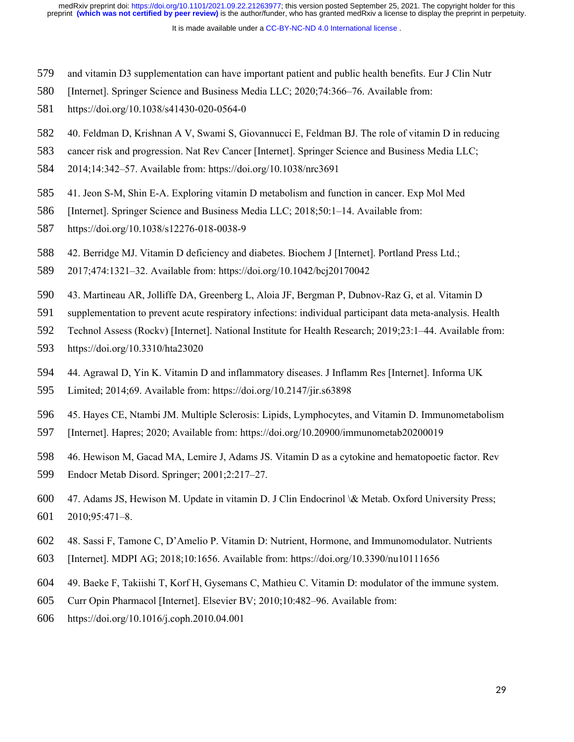and vitamin D3 supplementation can have important patient and public health benefits. Eur J Clin Nutr [Internet]. Springer Science and Business Media LLC; 2020;74:366–76. Available from: https://doi.org/10.1038/s41430-020-0564-0

40. Feldman D, Krishnan A V, Swami S, Giovannucci E, Feldman BJ. The role of vitamin D in reducing cancer risk and progression. Nat Rev Cancer [Internet]. Springer Science and Business Media LLC; 2014;14:342–57. Available from: https://doi.org/10.1038/nrc3691

41. Jeon S-M, Shin E-A. Exploring vitamin D metabolism and function in cancer. Exp Mol Med [Internet]. Springer Science and Business Media LLC; 2018;50:1–14. Available from: https://doi.org/10.1038/s12276-018-0038-9

42. Berridge MJ. Vitamin D deficiency and diabetes. Biochem J [Internet]. Portland Press Ltd.; 2017;474:1321–32. Available from: https://doi.org/10.1042/bcj20170042

43. Martineau AR, Jolliffe DA, Greenberg L, Aloia JF, Bergman P, Dubnov-Raz G, et al. Vitamin D supplementation to prevent acute respiratory infections: individual participant data meta-analysis. Health Technol Assess (Rockv) [Internet]. National Institute for Health Research; 2019;23:1–44. Available from: https://doi.org/10.3310/hta23020

44. Agrawal D, Yin K. Vitamin D and inflammatory diseases. J Inflamm Res [Internet]. Informa UK Limited; 2014;69. Available from: https://doi.org/10.2147/jir.s63898

45. Hayes CE, Ntambi JM. Multiple Sclerosis: Lipids, Lymphocytes, and Vitamin D. Immunometabolism [Internet]. Hapres; 2020; Available from: https://doi.org/10.20900/immunometab20200019

46. Hewison M, Gacad MA, Lemire J, Adams JS. Vitamin D as a cytokine and hematopoetic factor. Rev Endocr Metab Disord. Springer; 2001;2:217–27.

47. Adams JS, Hewison M. Update in vitamin D. J Clin Endocrinol \& Metab. Oxford University Press; 2010;95:471–8.

48. Sassi F, Tamone C, D'Amelio P. Vitamin D: Nutrient, Hormone, and Immunomodulator. Nutrients [Internet]. MDPI AG; 2018;10:1656. Available from: https://doi.org/10.3390/nu10111656

49. Baeke F, Takiishi T, Korf H, Gysemans C, Mathieu C. Vitamin D: modulator of the immune system. Curr Opin Pharmacol [Internet]. Elsevier BV; 2010;10:482–96. Available from: https://doi.org/10.1016/j.coph.2010.04.001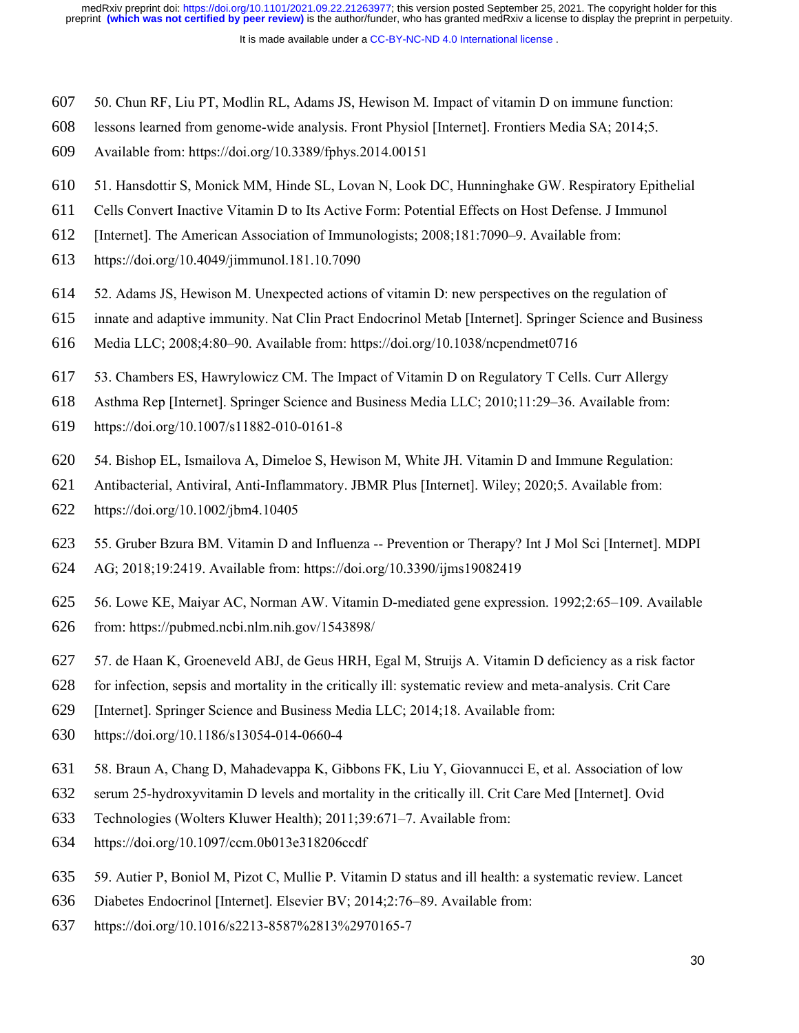50. Chun RF, Liu PT, Modlin RL, Adams JS, Hewison M. Impact of vitamin D on immune function: lessons learned from genome-wide analysis. Front Physiol [Internet]. Frontiers Media SA; 2014;5. Available from: https://doi.org/10.3389/fphys.2014.00151

51. Hansdottir S, Monick MM, Hinde SL, Lovan N, Look DC, Hunninghake GW. Respiratory Epithelial Cells Convert Inactive Vitamin D to Its Active Form: Potential Effects on Host Defense. J Immunol [Internet]. The American Association of Immunologists; 2008;181:7090–9. Available from: https://doi.org/10.4049/jimmunol.181.10.7090

52. Adams JS, Hewison M. Unexpected actions of vitamin D: new perspectives on the regulation of innate and adaptive immunity. Nat Clin Pract Endocrinol Metab [Internet]. Springer Science and Business Media LLC; 2008;4:80–90. Available from: https://doi.org/10.1038/ncpendmet0716

53. Chambers ES, Hawrylowicz CM. The Impact of Vitamin D on Regulatory T Cells. Curr Allergy Asthma Rep [Internet]. Springer Science and Business Media LLC; 2010;11:29–36. Available from: https://doi.org/10.1007/s11882-010-0161-8

54. Bishop EL, Ismailova A, Dimeloe S, Hewison M, White JH. Vitamin D and Immune Regulation: Antibacterial, Antiviral, Anti-Inflammatory. JBMR Plus [Internet]. Wiley; 2020;5. Available from: https://doi.org/10.1002/jbm4.10405

55. Gruber Bzura BM. Vitamin D and Influenza -- Prevention or Therapy? Int J Mol Sci [Internet]. MDPI AG; 2018;19:2419. Available from: https://doi.org/10.3390/ijms19082419

56. Lowe KE, Maiyar AC, Norman AW. Vitamin D-mediated gene expression. 1992;2:65–109. Available from: https://pubmed.ncbi.nlm.nih.gov/1543898/

57. de Haan K, Groeneveld ABJ, de Geus HRH, Egal M, Struijs A. Vitamin D deficiency as a risk factor for infection, sepsis and mortality in the critically ill: systematic review and meta-analysis. Crit Care [Internet]. Springer Science and Business Media LLC; 2014;18. Available from: https://doi.org/10.1186/s13054-014-0660-4

58. Braun A, Chang D, Mahadevappa K, Gibbons FK, Liu Y, Giovannucci E, et al. Association of low serum 25-hydroxyvitamin D levels and mortality in the critically ill. Crit Care Med [Internet]. Ovid Technologies (Wolters Kluwer Health); 2011;39:671–7. Available from: https://doi.org/10.1097/ccm.0b013e318206ccdf

59. Autier P, Boniol M, Pizot C, Mullie P. Vitamin D status and ill health: a systematic review. Lancet Diabetes Endocrinol [Internet]. Elsevier BV; 2014;2:76–89. Available from: https://doi.org/10.1016/s2213-8587%2813%2970165-7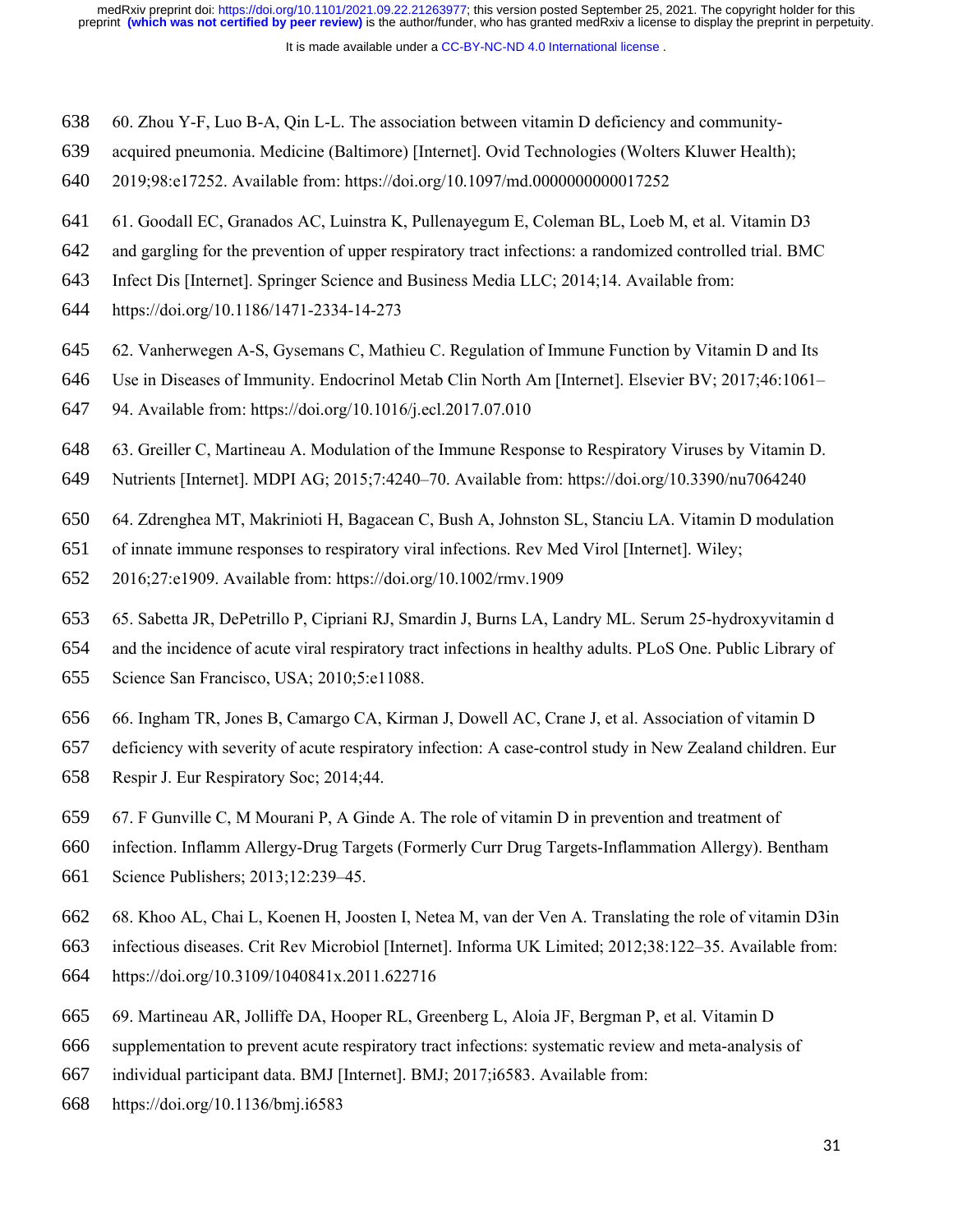60. Zhou Y-F, Luo B-A, Qin L-L. The association between vitamin D deficiency and community-acquired pneumonia. Medicine (Baltimore) [Internet]. Ovid Technologies (Wolters Kluwer Health); 2019;98:e17252. Available from: https://doi.org/10.1097/md.0000000000017252

61. Goodall EC, Granados AC, Luinstra K, Pullenayegum E, Coleman BL, Loeb M, et al. Vitamin D3 and gargling for the prevention of upper respiratory tract infections: a randomized controlled trial. BMC Infect Dis [Internet]. Springer Science and Business Media LLC; 2014;14. Available from: https://doi.org/10.1186/1471-2334-14-273

62. Vanherwegen A-S, Gysemans C, Mathieu C. Regulation of Immune Function by Vitamin D and Its Use in Diseases of Immunity. Endocrinol Metab Clin North Am [Internet]. Elsevier BV; 2017;46:1061–94. Available from: https://doi.org/10.1016/j.ecl.2017.07.010

63. Greiller C, Martineau A. Modulation of the Immune Response to Respiratory Viruses by Vitamin D. Nutrients [Internet]. MDPI AG; 2015;7:4240–70. Available from: https://doi.org/10.3390/nu7064240

64. Zdrenghea MT, Makrinioti H, Bagacean C, Bush A, Johnston SL, Stanciu LA. Vitamin D modulation of innate immune responses to respiratory viral infections. Rev Med Virol [Internet]. Wiley; 2016;27:e1909. Available from: https://doi.org/10.1002/rmv.1909

65. Sabetta JR, DePetrillo P, Cipriani RJ, Smardin J, Burns LA, Landry ML. Serum 25-hydroxyvitamin d and the incidence of acute viral respiratory tract infections in healthy adults. PLoS One. Public Library of Science San Francisco, USA; 2010;5:e11088.

66. Ingham TR, Jones B, Camargo CA, Kirman J, Dowell AC, Crane J, et al. Association of vitamin D deficiency with severity of acute respiratory infection: A case-control study in New Zealand children. Eur Respir J. Eur Respiratory Soc; 2014;44.

67. F Gunville C, M Mourani P, A Ginde A. The role of vitamin D in prevention and treatment of infection. Inflamm Allergy-Drug Targets (Formerly Curr Drug Targets-Inflammation Allergy). Bentham Science Publishers; 2013;12:239–45.

68. Khoo AL, Chai L, Koenen H, Joosten I, Netea M, van der Ven A. Translating the role of vitamin D3in infectious diseases. Crit Rev Microbiol [Internet]. Informa UK Limited; 2012;38:122–35. Available from: https://doi.org/10.3109/1040841x.2011.622716

69. Martineau AR, Jolliffe DA, Hooper RL, Greenberg L, Aloia JF, Bergman P, et al. Vitamin D supplementation to prevent acute respiratory tract infections: systematic review and meta-analysis of individual participant data. BMJ [Internet]. BMJ; 2017;i6583. Available from: https://doi.org/10.1136/bmj.i6583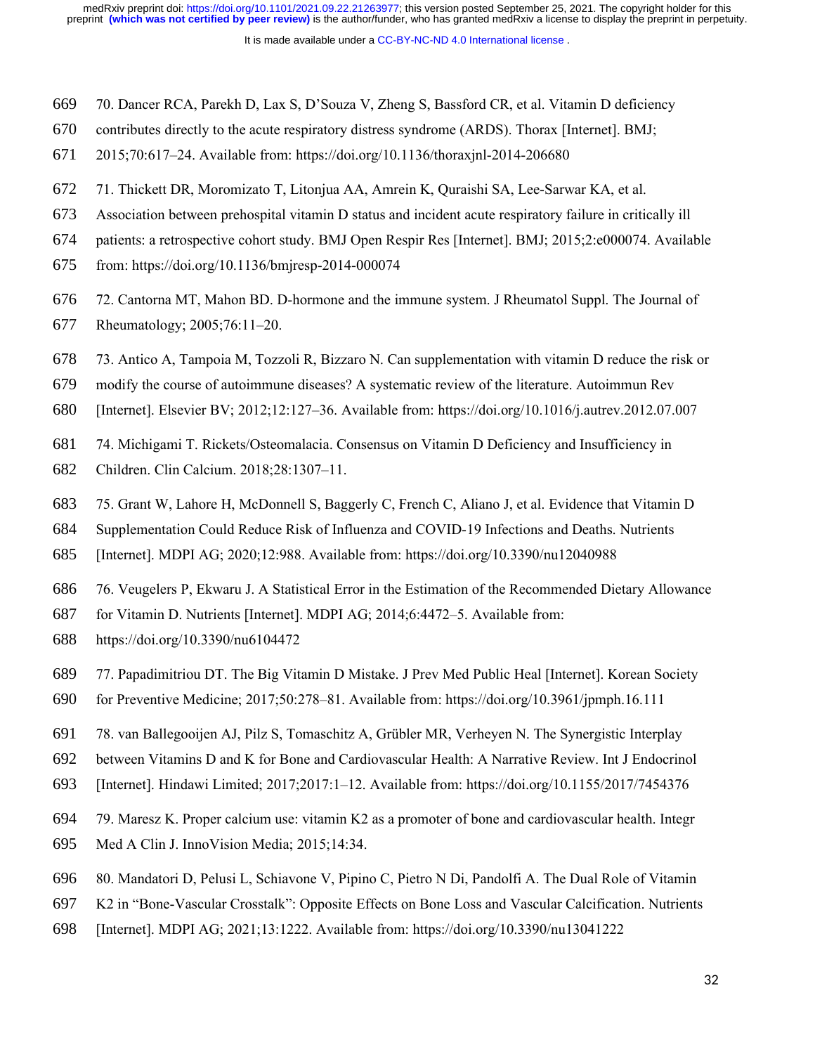70. Dancer RCA, Parekh D, Lax S, D'Souza V, Zheng S, Bassford CR, et al. Vitamin D deficiency contributes directly to the acute respiratory distress syndrome (ARDS). Thorax [Internet]. BMJ; 2015;70:617–24. Available from: https://doi.org/10.1136/thoraxjnl-2014-206680

71. Thickett DR, Moromizato T, Litonjua AA, Amrein K, Quraishi SA, Lee-Sarwar KA, et al. Association between prehospital vitamin D status and incident acute respiratory failure in critically ill patients: a retrospective cohort study. BMJ Open Respir Res [Internet]. BMJ; 2015;2:e000074. Available from: https://doi.org/10.1136/bmjresp-2014-000074

72. Cantorna MT, Mahon BD. D-hormone and the immune system. J Rheumatol Suppl. The Journal of Rheumatology; 2005;76:11–20.

73. Antico A, Tampoia M, Tozzoli R, Bizzaro N. Can supplementation with vitamin D reduce the risk or modify the course of autoimmune diseases? A systematic review of the literature. Autoimmun Rev [Internet]. Elsevier BV; 2012;12:127–36. Available from: https://doi.org/10.1016/j.autrev.2012.07.007

74. Michigami T. Rickets/Osteomalacia. Consensus on Vitamin D Deficiency and Insufficiency in Children. Clin Calcium. 2018;28:1307–11.

75. Grant W, Lahore H, McDonnell S, Baggerly C, French C, Aliano J, et al. Evidence that Vitamin D Supplementation Could Reduce Risk of Influenza and COVID-19 Infections and Deaths. Nutrients [Internet]. MDPI AG; 2020;12:988. Available from: https://doi.org/10.3390/nu12040988

76. Veugelers P, Ekwaru J. A Statistical Error in the Estimation of the Recommended Dietary Allowance for Vitamin D. Nutrients [Internet]. MDPI AG; 2014;6:4472–5. Available from: https://doi.org/10.3390/nu6104472

77. Papadimitriou DT. The Big Vitamin D Mistake. J Prev Med Public Heal [Internet]. Korean Society for Preventive Medicine; 2017;50:278–81. Available from: https://doi.org/10.3961/jpmph.16.111

78. van Ballegooijen AJ, Pilz S, Tomaschitz A, Grübler MR, Verheyen N. The Synergistic Interplay between Vitamins D and K for Bone and Cardiovascular Health: A Narrative Review. Int J Endocrinol [Internet]. Hindawi Limited; 2017;2017:1–12. Available from: https://doi.org/10.1155/2017/7454376

79. Maresz K. Proper calcium use: vitamin K2 as a promoter of bone and cardiovascular health. Integr Med A Clin J. InnoVision Media; 2015;14:34.

80. Mandatori D, Pelusi L, Schiavone V, Pipino C, Pietro N Di, Pandolfi A. The Dual Role of Vitamin K2 in "Bone-Vascular Crosstalk": Opposite Effects on Bone Loss and Vascular Calcification. Nutrients [Internet]. MDPI AG; 2021;13:1222. Available from: https://doi.org/10.3390/nu13041222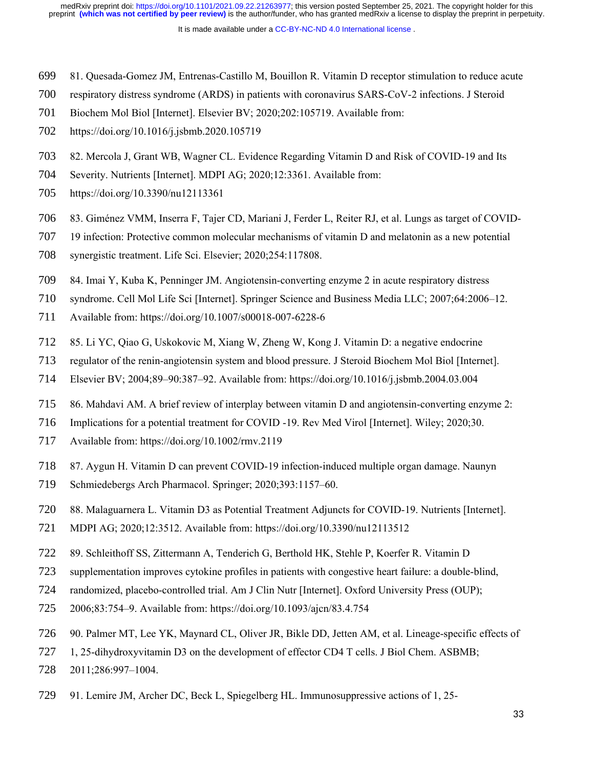81. Quesada-Gomez JM, Entrenas-Castillo M, Bouillon R. Vitamin D receptor stimulation to reduce acute respiratory distress syndrome (ARDS) in patients with coronavirus SARS-CoV-2 infections. J Steroid Biochem Mol Biol [Internet]. Elsevier BV; 2020;202:105719. Available from: https://doi.org/10.1016/j.jsbmb.2020.105719

82. Mercola J, Grant WB, Wagner CL. Evidence Regarding Vitamin D and Risk of COVID-19 and Its Severity. Nutrients [Internet]. MDPI AG; 2020;12:3361. Available from: https://doi.org/10.3390/nu12113361

83. Giménez VMM, Inserra F, Tajer CD, Mariani J, Ferder L, Reiter RJ, et al. Lungs as target of COVID-19 infection: Protective common molecular mechanisms of vitamin D and melatonin as a new potential synergistic treatment. Life Sci. Elsevier; 2020;254:117808.

84. Imai Y, Kuba K, Penninger JM. Angiotensin-converting enzyme 2 in acute respiratory distress syndrome. Cell Mol Life Sci [Internet]. Springer Science and Business Media LLC; 2007;64:2006–12. Available from: https://doi.org/10.1007/s00018-007-6228-6

85. Li YC, Qiao G, Uskokovic M, Xiang W, Zheng W, Kong J. Vitamin D: a negative endocrine regulator of the renin-angiotensin system and blood pressure. J Steroid Biochem Mol Biol [Internet]. Elsevier BV; 2004;89–90:387–92. Available from: https://doi.org/10.1016/j.jsbmb.2004.03.004

86. Mahdavi AM. A brief review of interplay between vitamin D and angiotensin-converting enzyme 2: Implications for a potential treatment for COVID -19. Rev Med Virol [Internet]. Wiley; 2020;30. Available from: https://doi.org/10.1002/rmv.2119

87. Aygun H. Vitamin D can prevent COVID-19 infection-induced multiple organ damage. Naunyn Schmiedebergs Arch Pharmacol. Springer; 2020;393:1157–60.

88. Malaguarnera L. Vitamin D3 as Potential Treatment Adjuncts for COVID-19. Nutrients [Internet]. MDPI AG; 2020;12:3512. Available from: https://doi.org/10.3390/nu12113512

89. Schleithoff SS, Zittermann A, Tenderich G, Berthold HK, Stehle P, Koerfer R. Vitamin D supplementation improves cytokine profiles in patients with congestive heart failure: a double-blind, randomized, placebo-controlled trial. Am J Clin Nutr [Internet]. Oxford University Press (OUP); 2006;83:754–9. Available from: https://doi.org/10.1093/ajcn/83.4.754

90. Palmer MT, Lee YK, Maynard CL, Oliver JR, Bikle DD, Jetten AM, et al. Lineage-specific effects of 1, 25-dihydroxyvitamin D3 on the development of effector CD4 T cells. J Biol Chem. ASBMB; 2011;286:997–1004.

91. Lemire JM, Archer DC, Beck L, Spiegelberg HL. Immunosuppressive actions of 1, 25-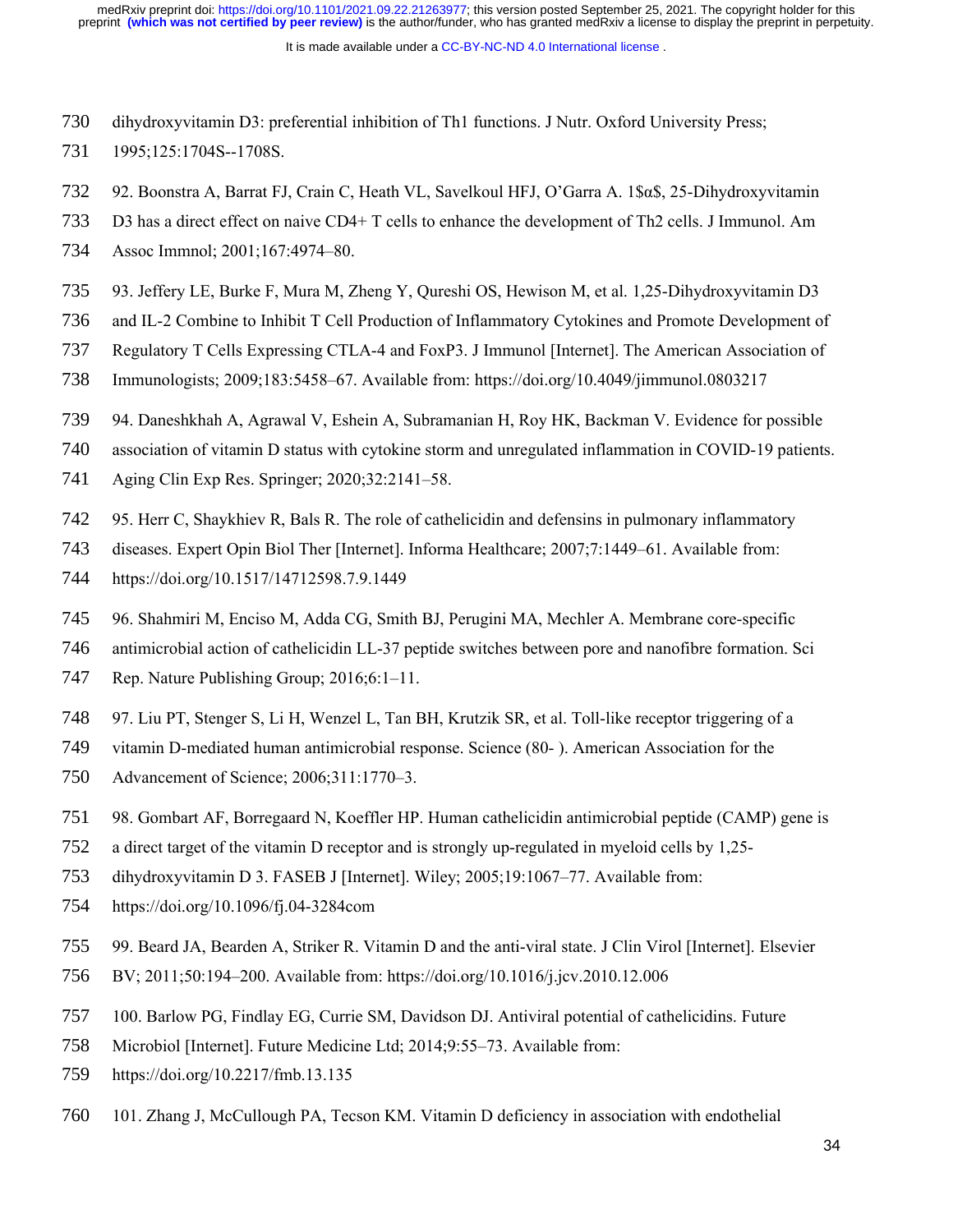dihydroxyvitamin D3: preferential inhibition of Th1 functions. J Nutr. Oxford University Press; 1995;125:1704S--1708S.

92. Boonstra A, Barrat FJ, Crain C, Heath VL, Savelkoul HFJ, O'Garra A. 1$α$, 25-Dihydroxyvitamin D3 has a direct effect on naive CD4+ T cells to enhance the development of Th2 cells. J Immunol. Am Assoc Immnol; 2001;167:4974–80.

93. Jeffery LE, Burke F, Mura M, Zheng Y, Qureshi OS, Hewison M, et al. 1,25-Dihydroxyvitamin D3 and IL-2 Combine to Inhibit T Cell Production of Inflammatory Cytokines and Promote Development of Regulatory T Cells Expressing CTLA-4 and FoxP3. J Immunol [Internet]. The American Association of Immunologists; 2009;183:5458–67. Available from: https://doi.org/10.4049/jimmunol.0803217

94. Daneshkhah A, Agrawal V, Eshein A, Subramanian H, Roy HK, Backman V. Evidence for possible association of vitamin D status with cytokine storm and unregulated inflammation in COVID-19 patients. Aging Clin Exp Res. Springer; 2020;32:2141–58.

95. Herr C, Shaykhiev R, Bals R. The role of cathelicidin and defensins in pulmonary inflammatory diseases. Expert Opin Biol Ther [Internet]. Informa Healthcare; 2007;7:1449–61. Available from: https://doi.org/10.1517/14712598.7.9.1449

96. Shahmiri M, Enciso M, Adda CG, Smith BJ, Perugini MA, Mechler A. Membrane core-specific antimicrobial action of cathelicidin LL-37 peptide switches between pore and nanofibre formation. Sci Rep. Nature Publishing Group; 2016;6:1–11.

97. Liu PT, Stenger S, Li H, Wenzel L, Tan BH, Krutzik SR, et al. Toll-like receptor triggering of a vitamin D-mediated human antimicrobial response. Science (80- ). American Association for the Advancement of Science; 2006;311:1770–3.

98. Gombart AF, Borregaard N, Koeffler HP. Human cathelicidin antimicrobial peptide (CAMP) gene is a direct target of the vitamin D receptor and is strongly up-regulated in myeloid cells by 1,25-dihydroxyvitamin D 3. FASEB J [Internet]. Wiley; 2005;19:1067–77. Available from: https://doi.org/10.1096/fj.04-3284com

99. Beard JA, Bearden A, Striker R. Vitamin D and the anti-viral state. J Clin Virol [Internet]. Elsevier BV; 2011;50:194–200. Available from: https://doi.org/10.1016/j.jcv.2010.12.006

100. Barlow PG, Findlay EG, Currie SM, Davidson DJ. Antiviral potential of cathelicidins. Future Microbiol [Internet]. Future Medicine Ltd; 2014;9:55–73. Available from: https://doi.org/10.2217/fmb.13.135

101. Zhang J, McCullough PA, Tecson KM. Vitamin D deficiency in association with endothelial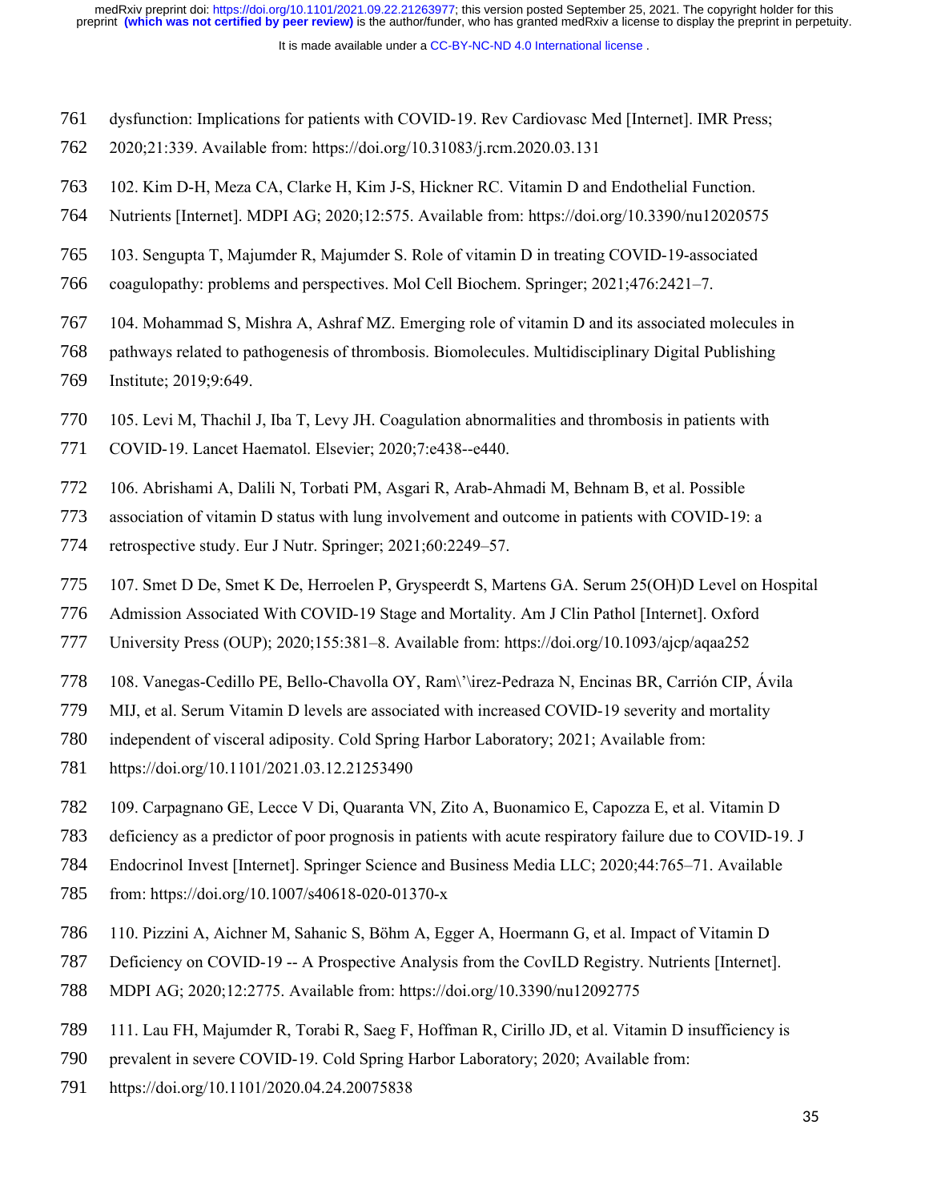dysfunction: Implications for patients with COVID-19. Rev Cardiovasc Med [Internet]. IMR Press; 2020;21:339. Available from: https://doi.org/10.31083/j.rcm.2020.03.131

102. Kim D-H, Meza CA, Clarke H, Kim J-S, Hickner RC. Vitamin D and Endothelial Function. Nutrients [Internet]. MDPI AG; 2020;12:575. Available from: https://doi.org/10.3390/nu12020575

103. Sengupta T, Majumder R, Majumder S. Role of vitamin D in treating COVID-19-associated coagulopathy: problems and perspectives. Mol Cell Biochem. Springer; 2021;476:2421–7.

104. Mohammad S, Mishra A, Ashraf MZ. Emerging role of vitamin D and its associated molecules in pathways related to pathogenesis of thrombosis. Biomolecules. Multidisciplinary Digital Publishing Institute; 2019;9:649.

105. Levi M, Thachil J, Iba T, Levy JH. Coagulation abnormalities and thrombosis in patients with COVID-19. Lancet Haematol. Elsevier; 2020;7:e438--e440.

106. Abrishami A, Dalili N, Torbati PM, Asgari R, Arab-Ahmadi M, Behnam B, et al. Possible association of vitamin D status with lung involvement and outcome in patients with COVID-19: a retrospective study. Eur J Nutr. Springer; 2021;60:2249–57.

107. Smet D De, Smet K De, Herroelen P, Gryspeerdt S, Martens GA. Serum 25(OH)D Level on Hospital Admission Associated With COVID-19 Stage and Mortality. Am J Clin Pathol [Internet]. Oxford University Press (OUP); 2020;155:381–8. Available from: https://doi.org/10.1093/ajcp/aqaa252

108. Vanegas-Cedillo PE, Bello-Chavolla OY, Ram\'\irez-Pedraza N, Encinas BR, Carrión CIP, Ávila MIJ, et al. Serum Vitamin D levels are associated with increased COVID-19 severity and mortality independent of visceral adiposity. Cold Spring Harbor Laboratory; 2021; Available from: https://doi.org/10.1101/2021.03.12.21253490

109. Carpagnano GE, Lecce V Di, Quaranta VN, Zito A, Buonamico E, Capozza E, et al. Vitamin D deficiency as a predictor of poor prognosis in patients with acute respiratory failure due to COVID-19. J Endocrinol Invest [Internet]. Springer Science and Business Media LLC; 2020;44:765–71. Available from: https://doi.org/10.1007/s40618-020-01370-x

110. Pizzini A, Aichner M, Sahanic S, Böhm A, Egger A, Hoermann G, et al. Impact of Vitamin D Deficiency on COVID-19 -- A Prospective Analysis from the CovILD Registry. Nutrients [Internet]. MDPI AG; 2020;12:2775. Available from: https://doi.org/10.3390/nu12092775

111. Lau FH, Majumder R, Torabi R, Saeg F, Hoffman R, Cirillo JD, et al. Vitamin D insufficiency is prevalent in severe COVID-19. Cold Spring Harbor Laboratory; 2020; Available from: https://doi.org/10.1101/2020.04.24.20075838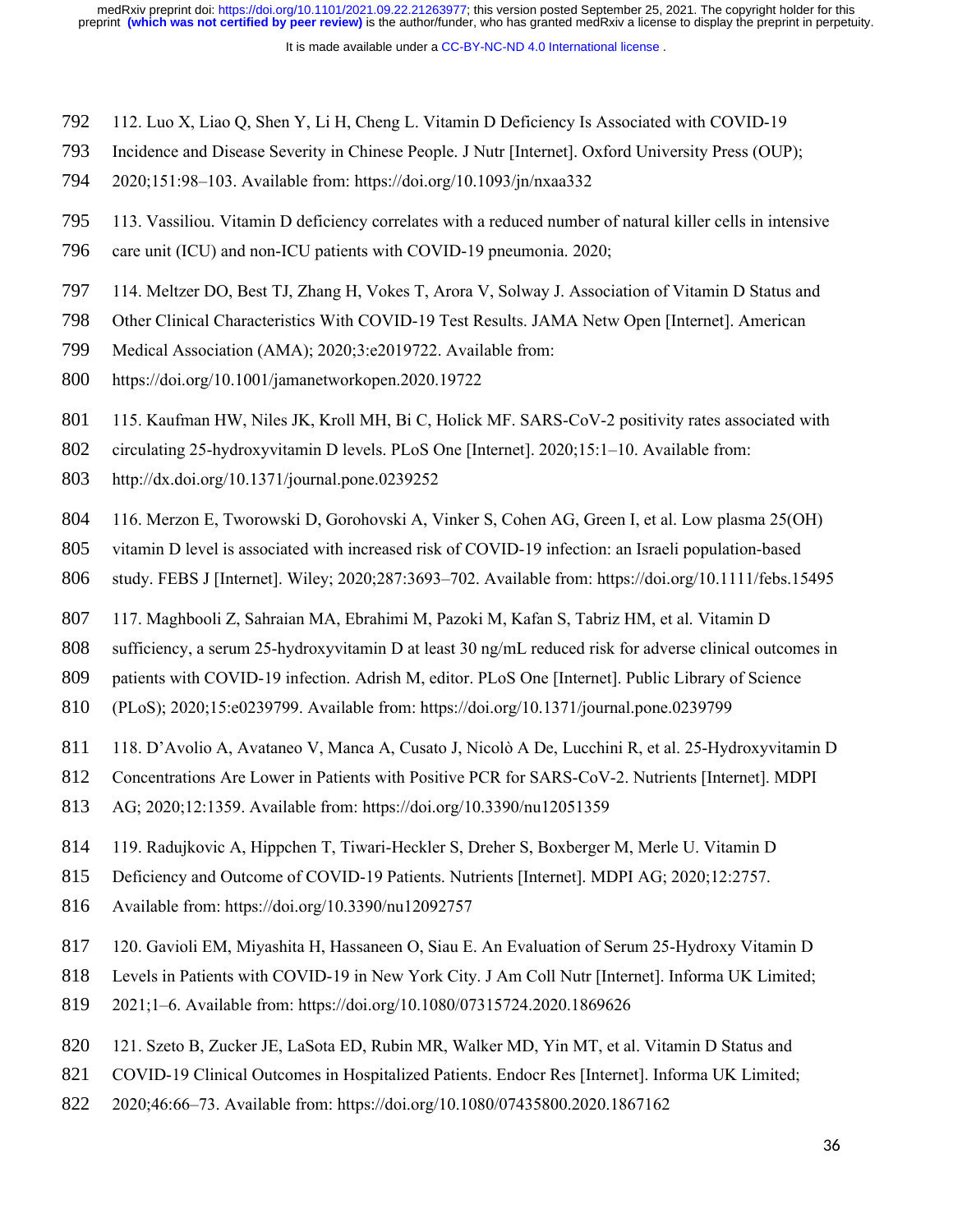112. Luo X, Liao Q, Shen Y, Li H, Cheng L. Vitamin D Deficiency Is Associated with COVID-19 Incidence and Disease Severity in Chinese People. J Nutr [Internet]. Oxford University Press (OUP); 2020;151:98–103. Available from: https://doi.org/10.1093/jn/nxaa332

113. Vassiliou. Vitamin D deficiency correlates with a reduced number of natural killer cells in intensive care unit (ICU) and non-ICU patients with COVID-19 pneumonia. 2020;

114. Meltzer DO, Best TJ, Zhang H, Vokes T, Arora V, Solway J. Association of Vitamin D Status and Other Clinical Characteristics With COVID-19 Test Results. JAMA Netw Open [Internet]. American Medical Association (AMA); 2020;3:e2019722. Available from: https://doi.org/10.1001/jamanetworkopen.2020.19722

115. Kaufman HW, Niles JK, Kroll MH, Bi C, Holick MF. SARS-CoV-2 positivity rates associated with circulating 25-hydroxyvitamin D levels. PLoS One [Internet]. 2020;15:1–10. Available from: http://dx.doi.org/10.1371/journal.pone.0239252

116. Merzon E, Tworowski D, Gorohovski A, Vinker S, Cohen AG, Green I, et al. Low plasma 25(OH) vitamin D level is associated with increased risk of COVID-19 infection: an Israeli population-based study. FEBS J [Internet]. Wiley; 2020;287:3693–702. Available from: https://doi.org/10.1111/febs.15495

117. Maghbooli Z, Sahraian MA, Ebrahimi M, Pazoki M, Kafan S, Tabriz HM, et al. Vitamin D sufficiency, a serum 25-hydroxyvitamin D at least 30 ng/mL reduced risk for adverse clinical outcomes in patients with COVID-19 infection. Adrish M, editor. PLoS One [Internet]. Public Library of Science (PLoS); 2020;15:e0239799. Available from: https://doi.org/10.1371/journal.pone.0239799

118. D'Avolio A, Avataneo V, Manca A, Cusato J, Nicolò A De, Lucchini R, et al. 25-Hydroxyvitamin D Concentrations Are Lower in Patients with Positive PCR for SARS-CoV-2. Nutrients [Internet]. MDPI AG; 2020;12:1359. Available from: https://doi.org/10.3390/nu12051359

119. Radujkovic A, Hippchen T, Tiwari-Heckler S, Dreher S, Boxberger M, Merle U. Vitamin D Deficiency and Outcome of COVID-19 Patients. Nutrients [Internet]. MDPI AG; 2020;12:2757. Available from: https://doi.org/10.3390/nu12092757

120. Gavioli EM, Miyashita H, Hassaneen O, Siau E. An Evaluation of Serum 25-Hydroxy Vitamin D Levels in Patients with COVID-19 in New York City. J Am Coll Nutr [Internet]. Informa UK Limited; 2021;1–6. Available from: https://doi.org/10.1080/07315724.2020.1869626

121. Szeto B, Zucker JE, LaSota ED, Rubin MR, Walker MD, Yin MT, et al. Vitamin D Status and COVID-19 Clinical Outcomes in Hospitalized Patients. Endocr Res [Internet]. Informa UK Limited; 2020;46:66–73. Available from: https://doi.org/10.1080/07435800.2020.1867162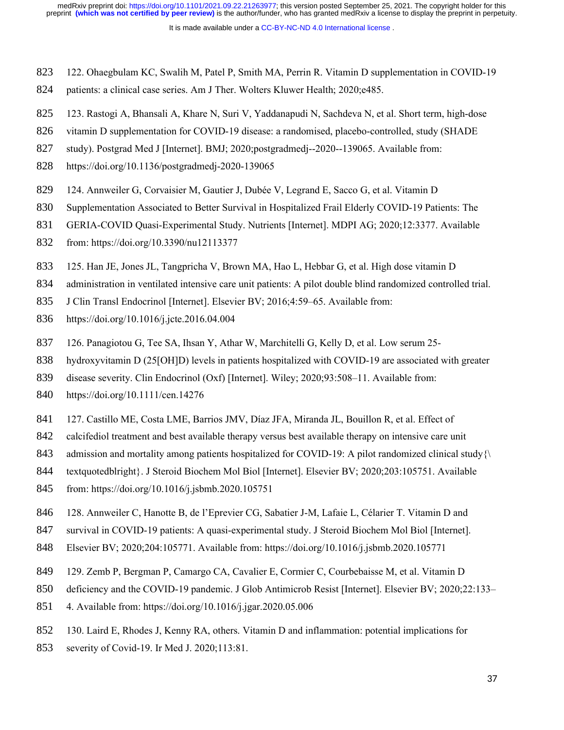122. Ohaegbulam KC, Swalih M, Patel P, Smith MA, Perrin R. Vitamin D supplementation in COVID-19 patients: a clinical case series. Am J Ther. Wolters Kluwer Health; 2020;e485.

123. Rastogi A, Bhansali A, Khare N, Suri V, Yaddanapudi N, Sachdeva N, et al. Short term, high-dose vitamin D supplementation for COVID-19 disease: a randomised, placebo-controlled, study (SHADE study). Postgrad Med J [Internet]. BMJ; 2020;postgradmedj--2020--139065. Available from: https://doi.org/10.1136/postgradmedj-2020-139065

124. Annweiler G, Corvaisier M, Gautier J, Dubée V, Legrand E, Sacco G, et al. Vitamin D Supplementation Associated to Better Survival in Hospitalized Frail Elderly COVID-19 Patients: The GERIA-COVID Quasi-Experimental Study. Nutrients [Internet]. MDPI AG; 2020;12:3377. Available from: https://doi.org/10.3390/nu12113377

125. Han JE, Jones JL, Tangpricha V, Brown MA, Hao L, Hebbar G, et al. High dose vitamin D administration in ventilated intensive care unit patients: A pilot double blind randomized controlled trial. J Clin Transl Endocrinol [Internet]. Elsevier BV; 2016;4:59–65. Available from: https://doi.org/10.1016/j.jcte.2016.04.004

126. Panagiotou G, Tee SA, Ihsan Y, Athar W, Marchitelli G, Kelly D, et al. Low serum 25-hydroxyvitamin D (25[OH]D) levels in patients hospitalized with COVID-19 are associated with greater disease severity. Clin Endocrinol (Oxf) [Internet]. Wiley; 2020;93:508–11. Available from: https://doi.org/10.1111/cen.14276

127. Castillo ME, Costa LME, Barrios JMV, Díaz JFA, Miranda JL, Bouillon R, et al. Effect of calcifediol treatment and best available therapy versus best available therapy on intensive care unit admission and mortality among patients hospitalized for COVID-19: A pilot randomized clinical study{\textquotedblright}. J Steroid Biochem Mol Biol [Internet]. Elsevier BV; 2020;203:105751. Available from: https://doi.org/10.1016/j.jsbmb.2020.105751

128. Annweiler C, Hanotte B, de l'Eprevier CG, Sabatier J-M, Lafaie L, Célarier T. Vitamin D and survival in COVID-19 patients: A quasi-experimental study. J Steroid Biochem Mol Biol [Internet]. Elsevier BV; 2020;204:105771. Available from: https://doi.org/10.1016/j.jsbmb.2020.105771

129. Zemb P, Bergman P, Camargo CA, Cavalier E, Cormier C, Courbebaisse M, et al. Vitamin D deficiency and the COVID-19 pandemic. J Glob Antimicrob Resist [Internet]. Elsevier BV; 2020;22:133–4. Available from: https://doi.org/10.1016/j.jgar.2020.05.006

130. Laird E, Rhodes J, Kenny RA, others. Vitamin D and inflammation: potential implications for severity of Covid-19. Ir Med J. 2020;113:81.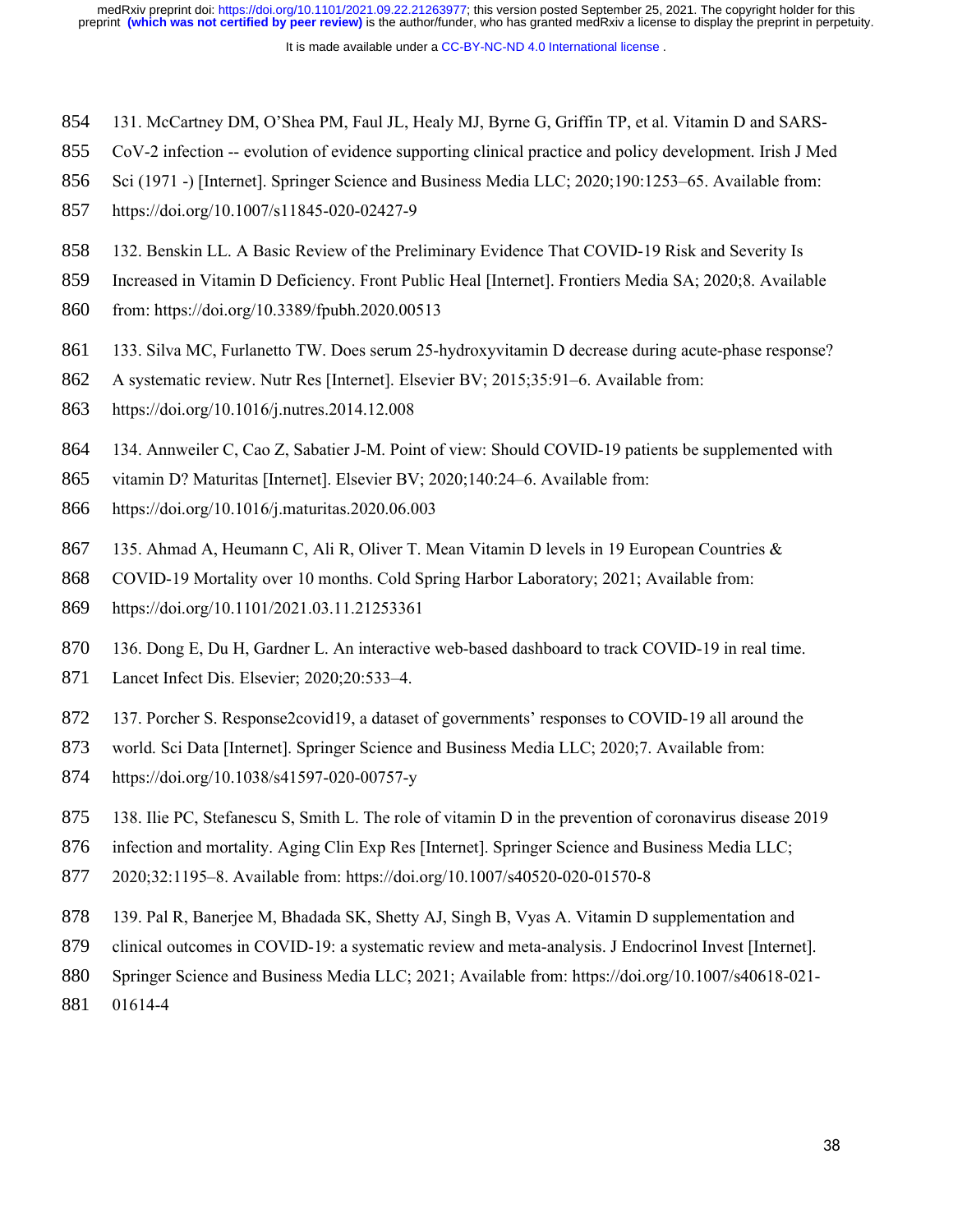131. McCartney DM, O'Shea PM, Faul JL, Healy MJ, Byrne G, Griffin TP, et al. Vitamin D and SARS-CoV-2 infection -- evolution of evidence supporting clinical practice and policy development. Irish J Med Sci (1971 -) [Internet]. Springer Science and Business Media LLC; 2020;190:1253–65. Available from: https://doi.org/10.1007/s11845-020-02427-9

132. Benskin LL. A Basic Review of the Preliminary Evidence That COVID-19 Risk and Severity Is Increased in Vitamin D Deficiency. Front Public Heal [Internet]. Frontiers Media SA; 2020;8. Available from: https://doi.org/10.3389/fpubh.2020.00513

133. Silva MC, Furlanetto TW. Does serum 25-hydroxyvitamin D decrease during acute-phase response? A systematic review. Nutr Res [Internet]. Elsevier BV; 2015;35:91–6. Available from: https://doi.org/10.1016/j.nutres.2014.12.008

134. Annweiler C, Cao Z, Sabatier J-M. Point of view: Should COVID-19 patients be supplemented with vitamin D? Maturitas [Internet]. Elsevier BV; 2020;140:24–6. Available from: https://doi.org/10.1016/j.maturitas.2020.06.003

135. Ahmad A, Heumann C, Ali R, Oliver T. Mean Vitamin D levels in 19 European Countries & COVID-19 Mortality over 10 months. Cold Spring Harbor Laboratory; 2021; Available from: https://doi.org/10.1101/2021.03.11.21253361

136. Dong E, Du H, Gardner L. An interactive web-based dashboard to track COVID-19 in real time. Lancet Infect Dis. Elsevier; 2020;20:533–4.

137. Porcher S. Response2covid19, a dataset of governments' responses to COVID-19 all around the world. Sci Data [Internet]. Springer Science and Business Media LLC; 2020;7. Available from: https://doi.org/10.1038/s41597-020-00757-y

138. Ilie PC, Stefanescu S, Smith L. The role of vitamin D in the prevention of coronavirus disease 2019 infection and mortality. Aging Clin Exp Res [Internet]. Springer Science and Business Media LLC; 2020;32:1195–8. Available from: https://doi.org/10.1007/s40520-020-01570-8

139. Pal R, Banerjee M, Bhadada SK, Shetty AJ, Singh B, Vyas A. Vitamin D supplementation and clinical outcomes in COVID-19: a systematic review and meta-analysis. J Endocrinol Invest [Internet]. Springer Science and Business Media LLC; 2021; Available from: https://doi.org/10.1007/s40618-021-01614-4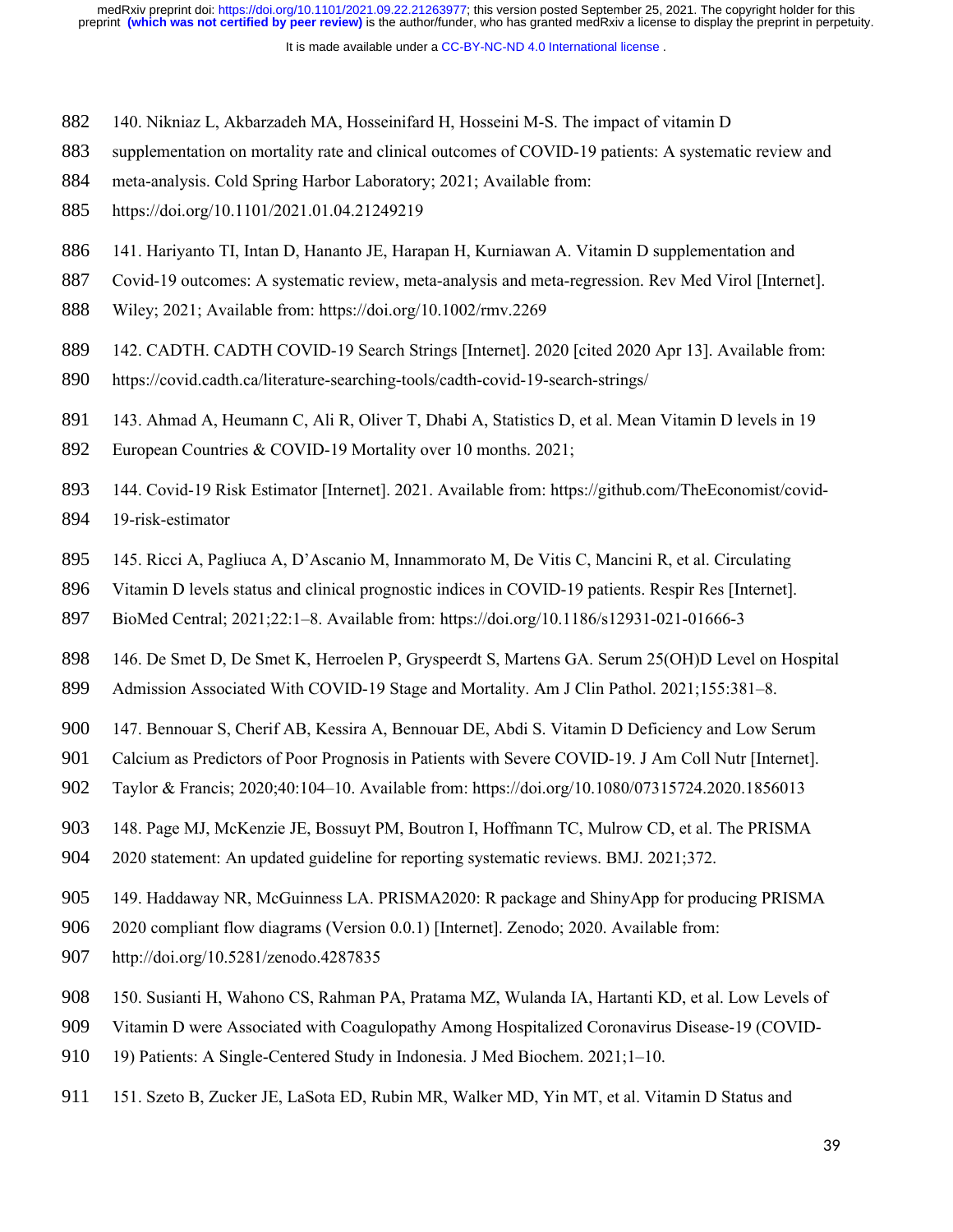140. Nikniaz L, Akbarzadeh MA, Hosseinifard H, Hosseini M-S. The impact of vitamin D supplementation on mortality rate and clinical outcomes of COVID-19 patients: A systematic review and meta-analysis. Cold Spring Harbor Laboratory; 2021; Available from: https://doi.org/10.1101/2021.01.04.21249219

141. Hariyanto TI, Intan D, Hananto JE, Harapan H, Kurniawan A. Vitamin D supplementation and Covid-19 outcomes: A systematic review, meta-analysis and meta-regression. Rev Med Virol [Internet]. Wiley; 2021; Available from: https://doi.org/10.1002/rmv.2269

142. CADTH. CADTH COVID-19 Search Strings [Internet]. 2020 [cited 2020 Apr 13]. Available from: https://covid.cadth.ca/literature-searching-tools/cadth-covid-19-search-strings/

143. Ahmad A, Heumann C, Ali R, Oliver T, Dhabi A, Statistics D, et al. Mean Vitamin D levels in 19 European Countries & COVID-19 Mortality over 10 months. 2021;

144. Covid-19 Risk Estimator [Internet]. 2021. Available from: https://github.com/TheEconomist/covid-19-risk-estimator

145. Ricci A, Pagliuca A, D'Ascanio M, Innammorato M, De Vitis C, Mancini R, et al. Circulating Vitamin D levels status and clinical prognostic indices in COVID-19 patients. Respir Res [Internet]. BioMed Central; 2021;22:1–8. Available from: https://doi.org/10.1186/s12931-021-01666-3

146. De Smet D, De Smet K, Herroelen P, Gryspeerdt S, Martens GA. Serum 25(OH)D Level on Hospital Admission Associated With COVID-19 Stage and Mortality. Am J Clin Pathol. 2021;155:381–8.

147. Bennouar S, Cherif AB, Kessira A, Bennouar DE, Abdi S. Vitamin D Deficiency and Low Serum Calcium as Predictors of Poor Prognosis in Patients with Severe COVID-19. J Am Coll Nutr [Internet]. Taylor & Francis; 2020;40:104–10. Available from: https://doi.org/10.1080/07315724.2020.1856013

148. Page MJ, McKenzie JE, Bossuyt PM, Boutron I, Hoffmann TC, Mulrow CD, et al. The PRISMA 2020 statement: An updated guideline for reporting systematic reviews. BMJ. 2021;372.

149. Haddaway NR, McGuinness LA. PRISMA2020: R package and ShinyApp for producing PRISMA 2020 compliant flow diagrams (Version 0.0.1) [Internet]. Zenodo; 2020. Available from: http://doi.org/10.5281/zenodo.4287835

150. Susianti H, Wahono CS, Rahman PA, Pratama MZ, Wulanda IA, Hartanti KD, et al. Low Levels of Vitamin D were Associated with Coagulopathy Among Hospitalized Coronavirus Disease-19 (COVID-19) Patients: A Single-Centered Study in Indonesia. J Med Biochem. 2021;1–10.

151. Szeto B, Zucker JE, LaSota ED, Rubin MR, Walker MD, Yin MT, et al. Vitamin D Status and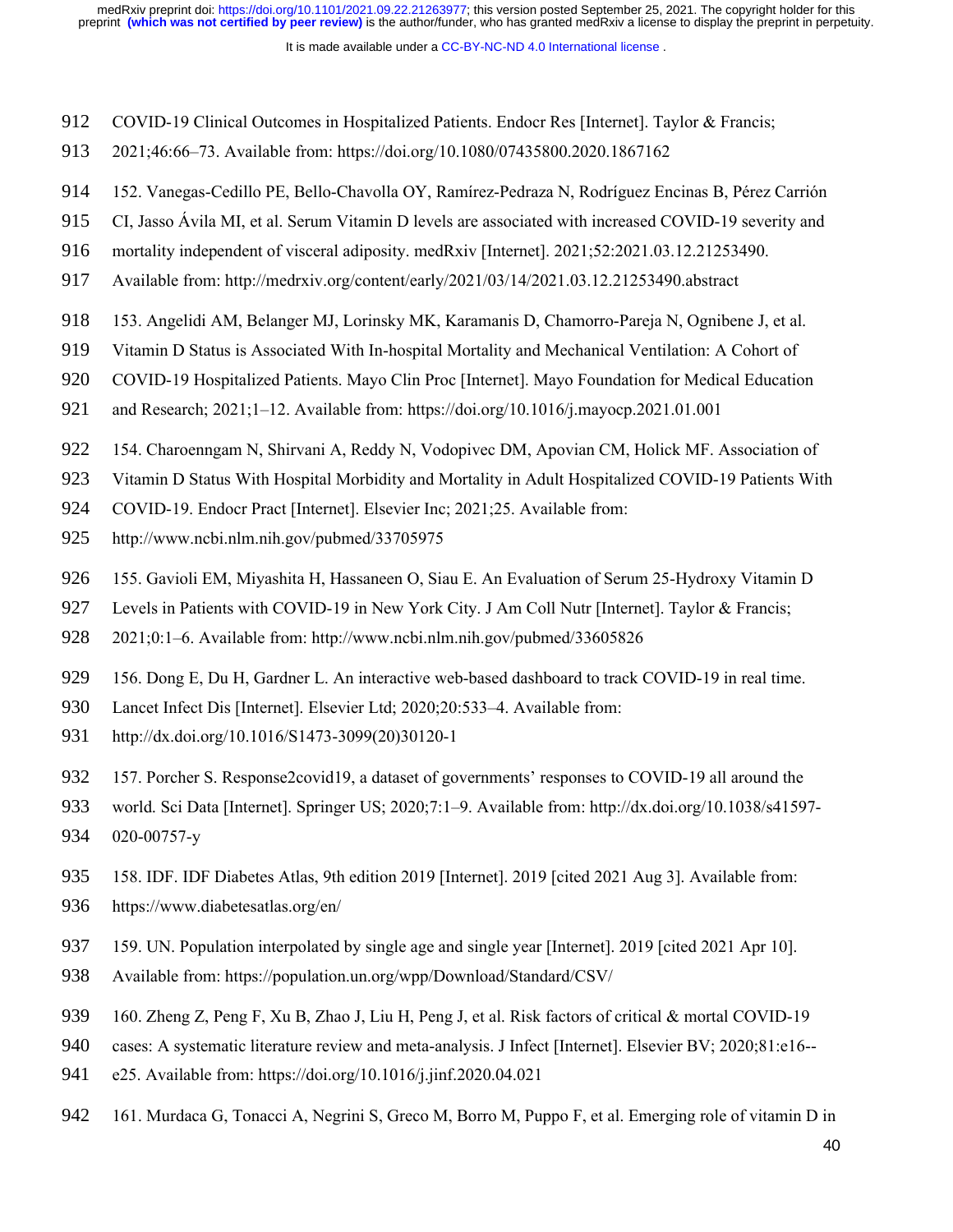COVID-19 Clinical Outcomes in Hospitalized Patients. Endocr Res [Internet]. Taylor & Francis; 2021;46:66–73. Available from: https://doi.org/10.1080/07435800.2020.1867162

152. Vanegas-Cedillo PE, Bello-Chavolla OY, Ramírez-Pedraza N, Rodríguez Encinas B, Pérez Carrión CI, Jasso Ávila MI, et al. Serum Vitamin D levels are associated with increased COVID-19 severity and mortality independent of visceral adiposity. medRxiv [Internet]. 2021;52:2021.03.12.21253490. Available from: http://medrxiv.org/content/early/2021/03/14/2021.03.12.21253490.abstract

153. Angelidi AM, Belanger MJ, Lorinsky MK, Karamanis D, Chamorro-Pareja N, Ognibene J, et al. Vitamin D Status is Associated With In-hospital Mortality and Mechanical Ventilation: A Cohort of COVID-19 Hospitalized Patients. Mayo Clin Proc [Internet]. Mayo Foundation for Medical Education and Research; 2021;1–12. Available from: https://doi.org/10.1016/j.mayocp.2021.01.001

154. Charoenngam N, Shirvani A, Reddy N, Vodopivec DM, Apovian CM, Holick MF. Association of Vitamin D Status With Hospital Morbidity and Mortality in Adult Hospitalized COVID-19 Patients With COVID-19. Endocr Pract [Internet]. Elsevier Inc; 2021;25. Available from: http://www.ncbi.nlm.nih.gov/pubmed/33705975

155. Gavioli EM, Miyashita H, Hassaneen O, Siau E. An Evaluation of Serum 25-Hydroxy Vitamin D Levels in Patients with COVID-19 in New York City. J Am Coll Nutr [Internet]. Taylor & Francis; 2021;0:1–6. Available from: http://www.ncbi.nlm.nih.gov/pubmed/33605826

156. Dong E, Du H, Gardner L. An interactive web-based dashboard to track COVID-19 in real time. Lancet Infect Dis [Internet]. Elsevier Ltd; 2020;20:533–4. Available from: http://dx.doi.org/10.1016/S1473-3099(20)30120-1

157. Porcher S. Response2covid19, a dataset of governments' responses to COVID-19 all around the world. Sci Data [Internet]. Springer US; 2020;7:1–9. Available from: http://dx.doi.org/10.1038/s41597-020-00757-y

158. IDF. IDF Diabetes Atlas, 9th edition 2019 [Internet]. 2019 [cited 2021 Aug 3]. Available from: https://www.diabetesatlas.org/en/

159. UN. Population interpolated by single age and single year [Internet]. 2019 [cited 2021 Apr 10]. Available from: https://population.un.org/wpp/Download/Standard/CSV/

160. Zheng Z, Peng F, Xu B, Zhao J, Liu H, Peng J, et al. Risk factors of critical & mortal COVID-19 cases: A systematic literature review and meta-analysis. J Infect [Internet]. Elsevier BV; 2020;81:e16--e25. Available from: https://doi.org/10.1016/j.jinf.2020.04.021

161. Murdaca G, Tonacci A, Negrini S, Greco M, Borro M, Puppo F, et al. Emerging role of vitamin D in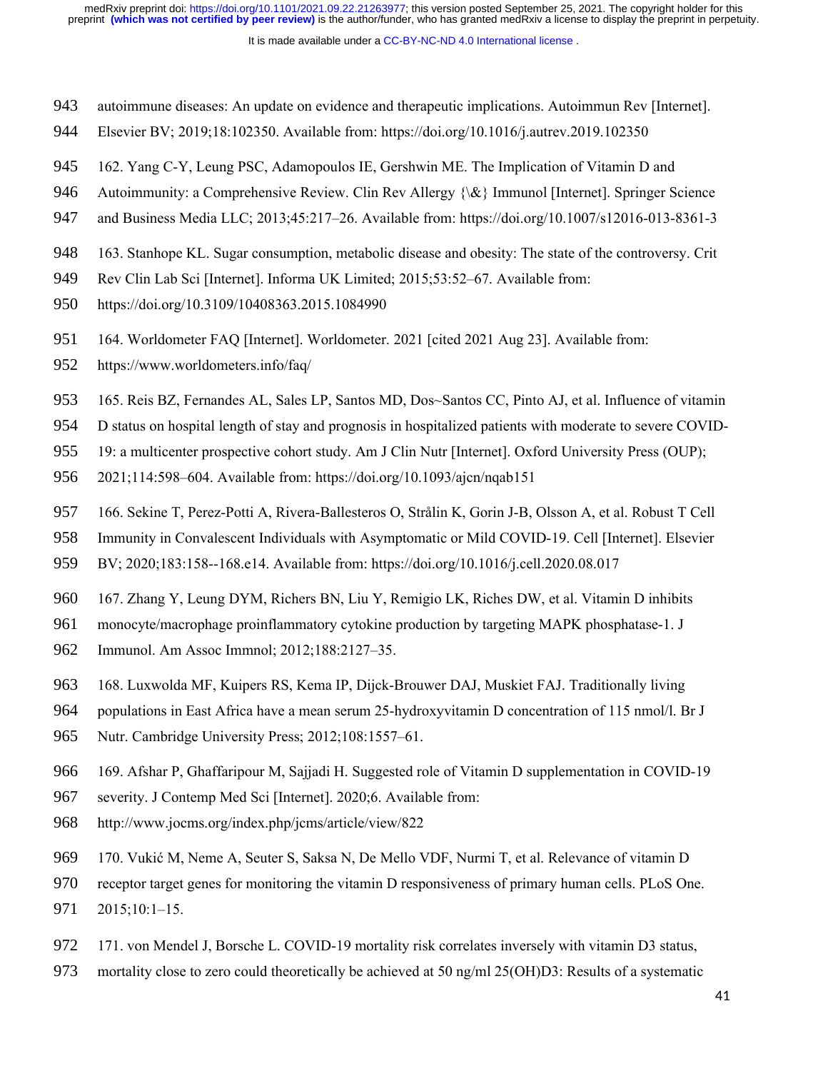autoimmune diseases: An update on evidence and therapeutic implications. Autoimmun Rev [Internet]. Elsevier BV; 2019;18:102350. Available from: https://doi.org/10.1016/j.autrev.2019.102350

162. Yang C-Y, Leung PSC, Adamopoulos IE, Gershwin ME. The Implication of Vitamin D and Autoimmunity: a Comprehensive Review. Clin Rev Allergy {\&} Immunol [Internet]. Springer Science and Business Media LLC; 2013;45:217–26. Available from: https://doi.org/10.1007/s12016-013-8361-3

163. Stanhope KL. Sugar consumption, metabolic disease and obesity: The state of the controversy. Crit Rev Clin Lab Sci [Internet]. Informa UK Limited; 2015;53:52–67. Available from: https://doi.org/10.3109/10408363.2015.1084990

164. Worldometer FAQ [Internet]. Worldometer. 2021 [cited 2021 Aug 23]. Available from: https://www.worldometers.info/faq/

165. Reis BZ, Fernandes AL, Sales LP, Santos MD, Dos~Santos CC, Pinto AJ, et al. Influence of vitamin D status on hospital length of stay and prognosis in hospitalized patients with moderate to severe COVID-19: a multicenter prospective cohort study. Am J Clin Nutr [Internet]. Oxford University Press (OUP); 2021;114:598–604. Available from: https://doi.org/10.1093/ajcn/nqab151

166. Sekine T, Perez-Potti A, Rivera-Ballesteros O, Strålin K, Gorin J-B, Olsson A, et al. Robust T Cell Immunity in Convalescent Individuals with Asymptomatic or Mild COVID-19. Cell [Internet]. Elsevier BV; 2020;183:158--168.e14. Available from: https://doi.org/10.1016/j.cell.2020.08.017

167. Zhang Y, Leung DYM, Richers BN, Liu Y, Remigio LK, Riches DW, et al. Vitamin D inhibits monocyte/macrophage proinflammatory cytokine production by targeting MAPK phosphatase-1. J Immunol. Am Assoc Immnol; 2012;188:2127–35.

168. Luxwolda MF, Kuipers RS, Kema IP, Dijck-Brouwer DAJ, Muskiet FAJ. Traditionally living populations in East Africa have a mean serum 25-hydroxyvitamin D concentration of 115 nmol/l. Br J Nutr. Cambridge University Press; 2012;108:1557–61.

169. Afshar P, Ghaffaripour M, Sajjadi H. Suggested role of Vitamin D supplementation in COVID-19 severity. J Contemp Med Sci [Internet]. 2020;6. Available from: http://www.jocms.org/index.php/jcms/article/view/822

170. Vukić M, Neme A, Seuter S, Saksa N, De Mello VDF, Nurmi T, et al. Relevance of vitamin D receptor target genes for monitoring the vitamin D responsiveness of primary human cells. PLoS One. 2015;10:1–15.

171. von Mendel J, Borsche L. COVID-19 mortality risk correlates inversely with vitamin D3 status, mortality close to zero could theoretically be achieved at 50 ng/ml 25(OH)D3: Results of a systematic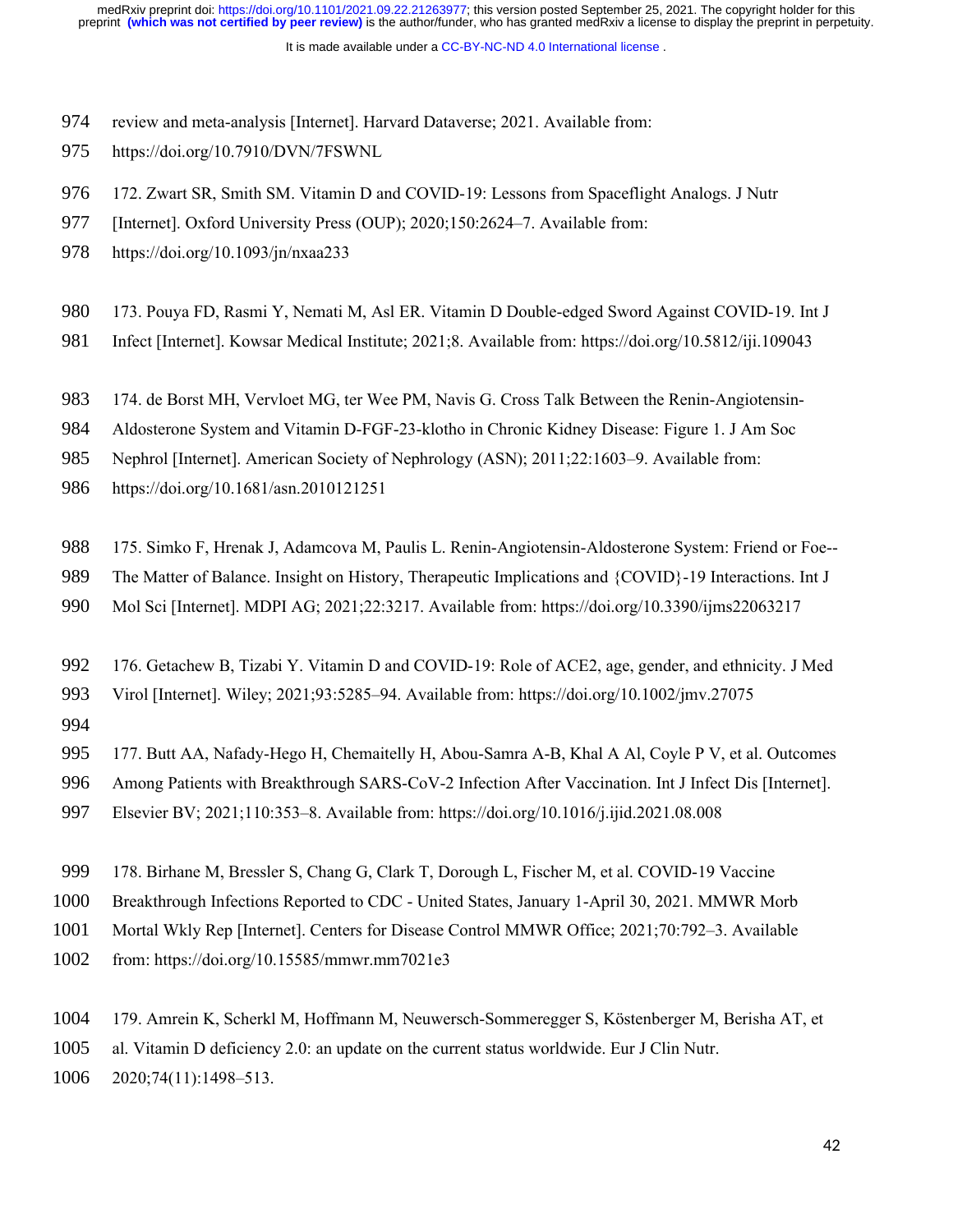review and meta-analysis [Internet]. Harvard Dataverse; 2021. Available from: https://doi.org/10.7910/DVN/7FSWNL

172. Zwart SR, Smith SM. Vitamin D and COVID-19: Lessons from Spaceflight Analogs. J Nutr [Internet]. Oxford University Press (OUP); 2020;150:2624–7. Available from: https://doi.org/10.1093/jn/nxaa233

173. Pouya FD, Rasmi Y, Nemati M, Asl ER. Vitamin D Double-edged Sword Against COVID-19. Int J Infect [Internet]. Kowsar Medical Institute; 2021;8. Available from: https://doi.org/10.5812/iji.109043

174. de Borst MH, Vervloet MG, ter Wee PM, Navis G. Cross Talk Between the Renin-Angiotensin-Aldosterone System and Vitamin D-FGF-23-klotho in Chronic Kidney Disease: Figure 1. J Am Soc Nephrol [Internet]. American Society of Nephrology (ASN); 2011;22:1603–9. Available from: https://doi.org/10.1681/asn.2010121251

175. Simko F, Hrenak J, Adamcova M, Paulis L. Renin-Angiotensin-Aldosterone System: Friend or Foe--The Matter of Balance. Insight on History, Therapeutic Implications and {COVID}-19 Interactions. Int J Mol Sci [Internet]. MDPI AG; 2021;22:3217. Available from: https://doi.org/10.3390/ijms22063217

176. Getachew B, Tizabi Y. Vitamin D and COVID-19: Role of ACE2, age, gender, and ethnicity. J Med Virol [Internet]. Wiley; 2021;93:5285–94. Available from: https://doi.org/10.1002/jmv.27075

177. Butt AA, Nafady-Hego H, Chemaitelly H, Abou-Samra A-B, Khal A Al, Coyle P V, et al. Outcomes Among Patients with Breakthrough SARS-CoV-2 Infection After Vaccination. Int J Infect Dis [Internet]. Elsevier BV; 2021;110:353–8. Available from: https://doi.org/10.1016/j.ijid.2021.08.008

178. Birhane M, Bressler S, Chang G, Clark T, Dorough L, Fischer M, et al. COVID-19 Vaccine Breakthrough Infections Reported to CDC - United States, January 1-April 30, 2021. MMWR Morb Mortal Wkly Rep [Internet]. Centers for Disease Control MMWR Office; 2021;70:792–3. Available from: https://doi.org/10.15585/mmwr.mm7021e3

179. Amrein K, Scherkl M, Hoffmann M, Neuwersch-Sommeregger S, Köstenberger M, Berisha AT, et al. Vitamin D deficiency 2.0: an update on the current status worldwide. Eur J Clin Nutr. 2020;74(11):1498–513.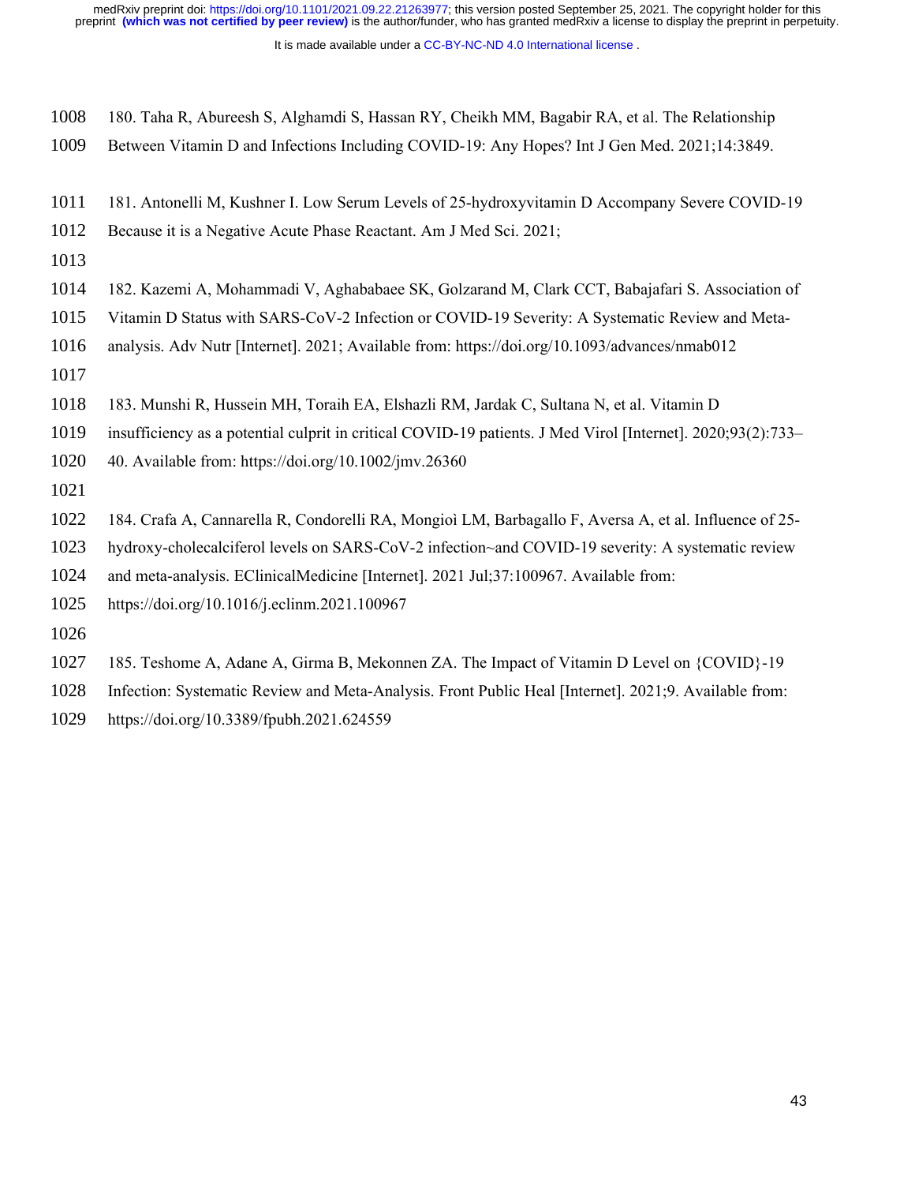180. Taha R, Abureesh S, Alghamdi S, Hassan RY, Cheikh MM, Bagabir RA, et al. The Relationship Between Vitamin D and Infections Including COVID-19: Any Hopes? Int J Gen Med. 2021;14:3849.

181. Antonelli M, Kushner I. Low Serum Levels of 25-hydroxyvitamin D Accompany Severe COVID-19 Because it is a Negative Acute Phase Reactant. Am J Med Sci. 2021;

182. Kazemi A, Mohammadi V, Aghababaee SK, Golzarand M, Clark CCT, Babajafari S. Association of Vitamin D Status with SARS-CoV-2 Infection or COVID-19 Severity: A Systematic Review and Meta-analysis. Adv Nutr [Internet]. 2021; Available from: https://doi.org/10.1093/advances/nmab012

183. Munshi R, Hussein MH, Toraih EA, Elshazli RM, Jardak C, Sultana N, et al. Vitamin D insufficiency as a potential culprit in critical COVID-19 patients. J Med Virol [Internet]. 2020;93(2):733–40. Available from: https://doi.org/10.1002/jmv.26360

184. Crafa A, Cannarella R, Condorelli RA, Mongioì LM, Barbagallo F, Aversa A, et al. Influence of 25-hydroxy-cholecalciferol levels on SARS-CoV-2 infection~and COVID-19 severity: A systematic review and meta-analysis. EClinicalMedicine [Internet]. 2021 Jul;37:100967. Available from: https://doi.org/10.1016/j.eclinm.2021.100967

185. Teshome A, Adane A, Girma B, Mekonnen ZA. The Impact of Vitamin D Level on {COVID}-19 Infection: Systematic Review and Meta-Analysis. Front Public Heal [Internet]. 2021;9. Available from: https://doi.org/10.3389/fpubh.2021.624559